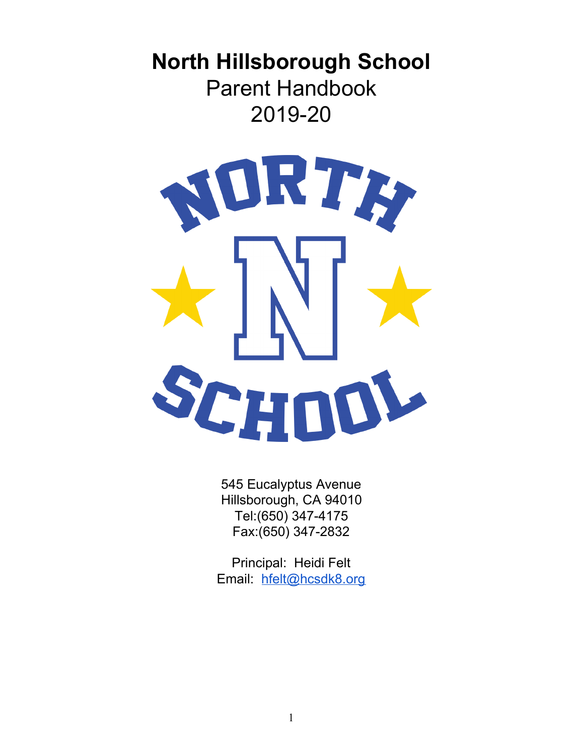# North Hillsborough School

Parent Handbook

2019-20

NORTH

N

SCHOOL

545 Eucalyptus Avenue
Hillsborough, CA 94010
Tel:(650) 347-4175
Fax:(650) 347-2832

Principal: Heidi Felt
Email: hfelt@hcsdk8.org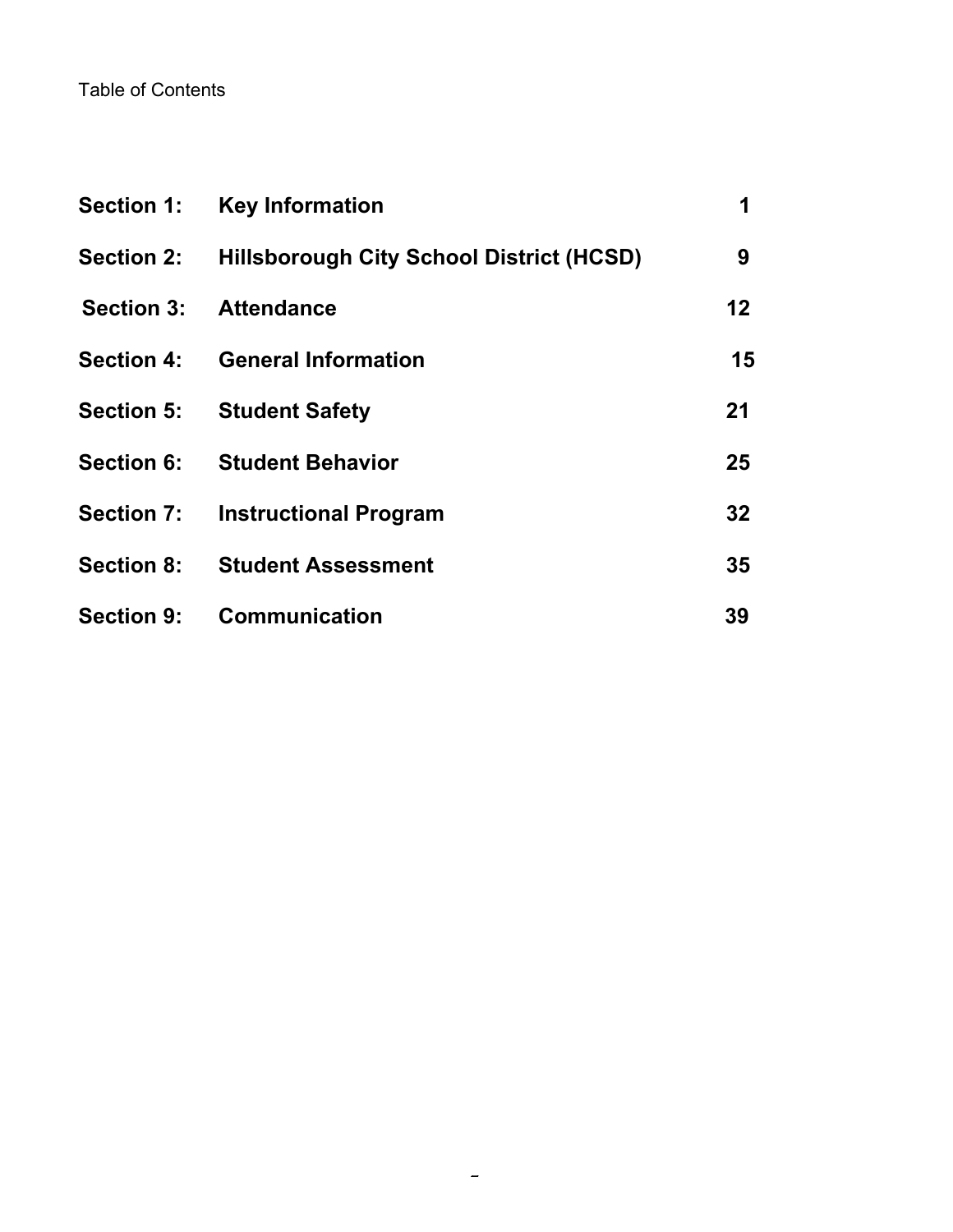Table of Contents

| | | |
|---|---|---|
| **Section 1:** | **Key Information** | **1** |
| **Section 2:** | **Hillsborough City School District (HCSD)** | **9** |
| **Section 3:** | **Attendance** | **12** |
| **Section 4:** | **General Information** | **15** |
| **Section 5:** | **Student Safety** | **21** |
| **Section 6:** | **Student Behavior** | **25** |
| **Section 7:** | **Instructional Program** | **32** |
| **Section 8:** | **Student Assessment** | **35** |
| **Section 9:** | **Communication** | **39** |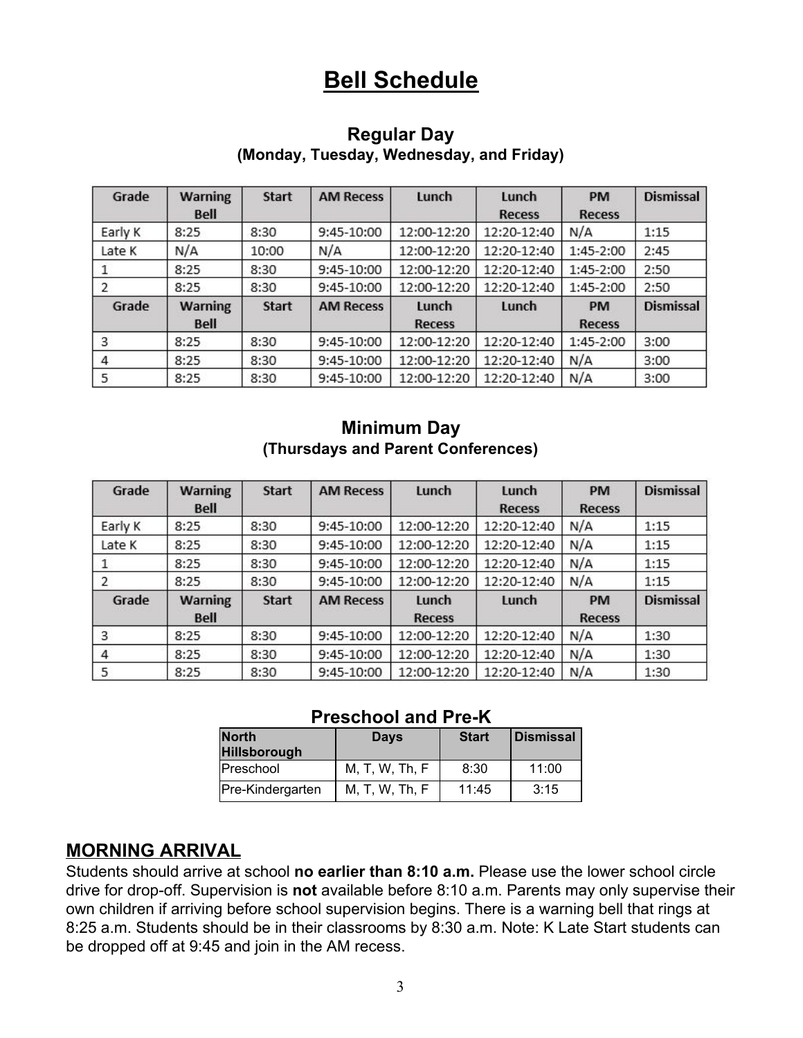# Bell Schedule

### Regular Day
**(Monday, Tuesday, Wednesday, and Friday)**

| Grade | Warning Bell | Start | AM Recess | Lunch | Lunch Recess | PM Recess | Dismissal |
|---|---|---|---|---|---|---|---|
| Early K | 8:25 | 8:30 | 9:45-10:00 | 12:00-12:20 | 12:20-12:40 | N/A | 1:15 |
| Late K | N/A | 10:00 | N/A | 12:00-12:20 | 12:20-12:40 | 1:45-2:00 | 2:45 |
| 1 | 8:25 | 8:30 | 9:45-10:00 | 12:00-12:20 | 12:20-12:40 | 1:45-2:00 | 2:50 |
| 2 | 8:25 | 8:30 | 9:45-10:00 | 12:00-12:20 | 12:20-12:40 | 1:45-2:00 | 2:50 |
| **Grade** | **Warning Bell** | **Start** | **AM Recess** | **Lunch Recess** | **Lunch** | **PM Recess** | **Dismissal** |
| 3 | 8:25 | 8:30 | 9:45-10:00 | 12:00-12:20 | 12:20-12:40 | 1:45-2:00 | 3:00 |
| 4 | 8:25 | 8:30 | 9:45-10:00 | 12:00-12:20 | 12:20-12:40 | N/A | 3:00 |
| 5 | 8:25 | 8:30 | 9:45-10:00 | 12:00-12:20 | 12:20-12:40 | N/A | 3:00 |

### Minimum Day
**(Thursdays and Parent Conferences)**

| Grade | Warning Bell | Start | AM Recess | Lunch | Lunch Recess | PM Recess | Dismissal |
|---|---|---|---|---|---|---|---|
| Early K | 8:25 | 8:30 | 9:45-10:00 | 12:00-12:20 | 12:20-12:40 | N/A | 1:15 |
| Late K | 8:25 | 8:30 | 9:45-10:00 | 12:00-12:20 | 12:20-12:40 | N/A | 1:15 |
| 1 | 8:25 | 8:30 | 9:45-10:00 | 12:00-12:20 | 12:20-12:40 | N/A | 1:15 |
| 2 | 8:25 | 8:30 | 9:45-10:00 | 12:00-12:20 | 12:20-12:40 | N/A | 1:15 |
| **Grade** | **Warning Bell** | **Start** | **AM Recess** | **Lunch Recess** | **Lunch** | **PM Recess** | **Dismissal** |
| 3 | 8:25 | 8:30 | 9:45-10:00 | 12:00-12:20 | 12:20-12:40 | N/A | 1:30 |
| 4 | 8:25 | 8:30 | 9:45-10:00 | 12:00-12:20 | 12:20-12:40 | N/A | 1:30 |
| 5 | 8:25 | 8:30 | 9:45-10:00 | 12:00-12:20 | 12:20-12:40 | N/A | 1:30 |

### Preschool and Pre-K

| North Hillsborough | Days | Start | Dismissal |
|---|---|---|---|
| Preschool | M, T, W, Th, F | 8:30 | 11:00 |
| Pre-Kindergarten | M, T, W, Th, F | 11:45 | 3:15 |

## MORNING ARRIVAL

Students should arrive at school **no earlier than 8:10 a.m.** Please use the lower school circle drive for drop-off. Supervision is **not** available before 8:10 a.m. Parents may only supervise their own children if arriving before school supervision begins. There is a warning bell that rings at 8:25 a.m. Students should be in their classrooms by 8:30 a.m. Note: K Late Start students can be dropped off at 9:45 and join in the AM recess.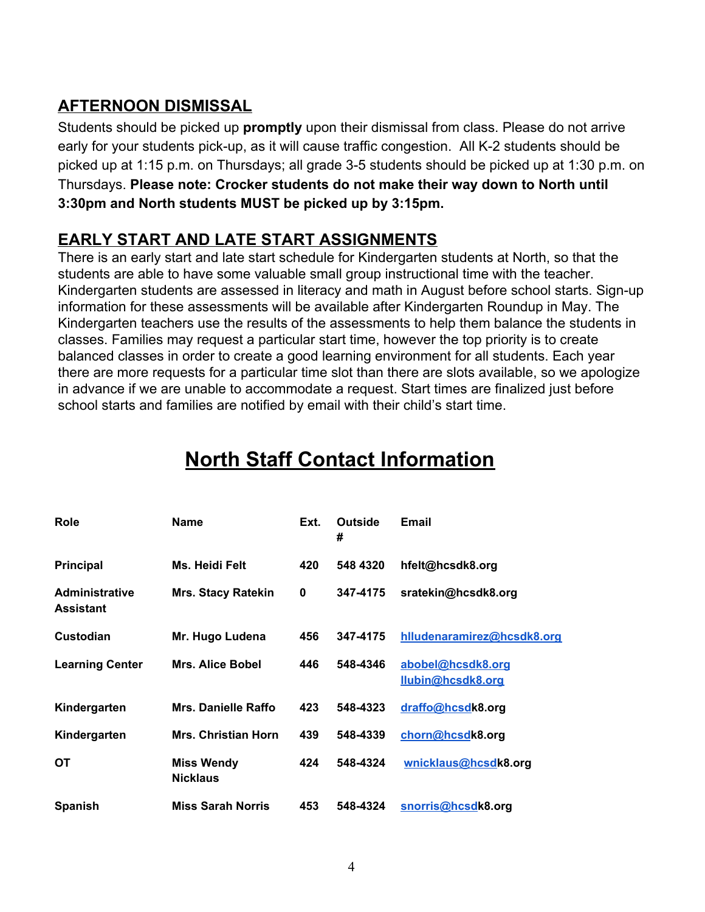## AFTERNOON DISMISSAL

Students should be picked up **promptly** upon their dismissal from class. Please do not arrive early for your students pick-up, as it will cause traffic congestion. All K-2 students should be picked up at 1:15 p.m. on Thursdays; all grade 3-5 students should be picked up at 1:30 p.m. on Thursdays. **Please note: Crocker students do not make their way down to North until 3:30pm and North students MUST be picked up by 3:15pm.**

## EARLY START AND LATE START ASSIGNMENTS

There is an early start and late start schedule for Kindergarten students at North, so that the students are able to have some valuable small group instructional time with the teacher. Kindergarten students are assessed in literacy and math in August before school starts. Sign-up information for these assessments will be available after Kindergarten Roundup in May. The Kindergarten teachers use the results of the assessments to help them balance the students in classes. Families may request a particular start time, however the top priority is to create balanced classes in order to create a good learning environment for all students. Each year there are more requests for a particular time slot than there are slots available, so we apologize in advance if we are unable to accommodate a request. Start times are finalized just before school starts and families are notified by email with their child's start time.

# North Staff Contact Information

| Role | Name | Ext. | Outside # | Email |
|---|---|---|---|---|
| **Principal** | **Ms. Heidi Felt** | **420** | **548 4320** | **hfelt@hcsdk8.org** |
| **Administrative Assistant** | **Mrs. Stacy Ratekin** | **0** | **347-4175** | **sratekin@hcsdk8.org** |
| **Custodian** | **Mr. Hugo Ludena** | **456** | **347-4175** | **hlludenaramirez@hcsdk8.org** |
| **Learning Center** | **Mrs. Alice Bobel** | **446** | **548-4346** | **abobel@hcsdk8.org llubin@hcsdk8.org** |
| **Kindergarten** | **Mrs. Danielle Raffo** | **423** | **548-4323** | **draffo@hcsdk8.org** |
| **Kindergarten** | **Mrs. Christian Horn** | **439** | **548-4339** | **chorn@hcsdk8.org** |
| **OT** | **Miss Wendy Nicklaus** | **424** | **548-4324** | **wnicklaus@hcsdk8.org** |
| **Spanish** | **Miss Sarah Norris** | **453** | **548-4324** | **snorris@hcsdk8.org** |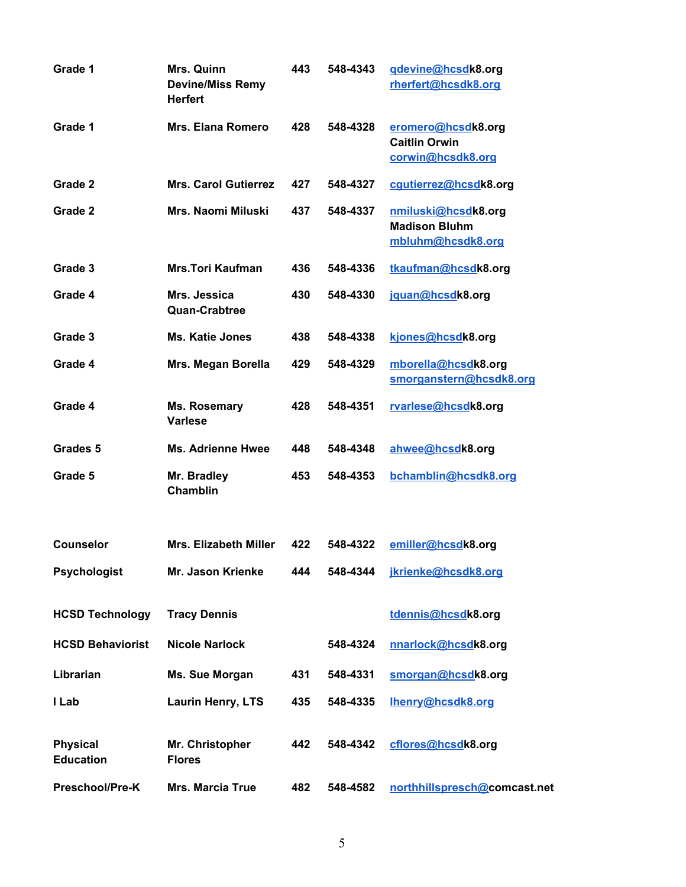| | | | | |
|---|---|---|---|---|
| **Grade 1** | **Mrs. Quinn Devine/Miss Remy Herfert** | **443** | **548-4343** | **qdevine@hcsdk8.org rherfert@hcsdk8.org** |
| **Grade 1** | **Mrs. Elana Romero** | **428** | **548-4328** | **eromero@hcsdk8.org Caitlin Orwin corwin@hcsdk8.org** |
| **Grade 2** | **Mrs. Carol Gutierrez** | **427** | **548-4327** | **cgutierrez@hcsdk8.org** |
| **Grade 2** | **Mrs. Naomi Miluski** | **437** | **548-4337** | **nmiluski@hcsdk8.org Madison Bluhm mbluhm@hcsdk8.org** |
| **Grade 3** | **Mrs.Tori Kaufman** | **436** | **548-4336** | **tkaufman@hcsdk8.org** |
| **Grade 4** | **Mrs. Jessica Quan-Crabtree** | **430** | **548-4330** | **jquan@hcsdk8.org** |
| **Grade 3** | **Ms. Katie Jones** | **438** | **548-4338** | **kjones@hcsdk8.org** |
| **Grade 4** | **Mrs. Megan Borella** | **429** | **548-4329** | **mborella@hcsdk8.org smorganstern@hcsdk8.org** |
| **Grade 4** | **Ms. Rosemary Varlese** | **428** | **548-4351** | **rvarlese@hcsdk8.org** |
| **Grades 5** | **Ms. Adrienne Hwee** | **448** | **548-4348** | **ahwee@hcsdk8.org** |
| **Grade 5** | **Mr. Bradley Chamblin** | **453** | **548-4353** | **bchamblin@hcsdk8.org** |
| **Counselor** | **Mrs. Elizabeth Miller** | **422** | **548-4322** | **emiller@hcsdk8.org** |
| **Psychologist** | **Mr. Jason Krienke** | **444** | **548-4344** | **jkrienke@hcsdk8.org** |
| **HCSD Technology** | **Tracy Dennis** | | | **tdennis@hcsdk8.org** |
| **HCSD Behaviorist** | **Nicole Narlock** | | **548-4324** | **nnarlock@hcsdk8.org** |
| **Librarian** | **Ms. Sue Morgan** | **431** | **548-4331** | **smorgan@hcsdk8.org** |
| **I Lab** | **Laurin Henry, LTS** | **435** | **548-4335** | **lhenry@hcsdk8.org** |
| **Physical Education** | **Mr. Christopher Flores** | **442** | **548-4342** | **cflores@hcsdk8.org** |
| **Preschool/Pre-K** | **Mrs. Marcia True** | **482** | **548-4582** | **northhillspresch@comcast.net** |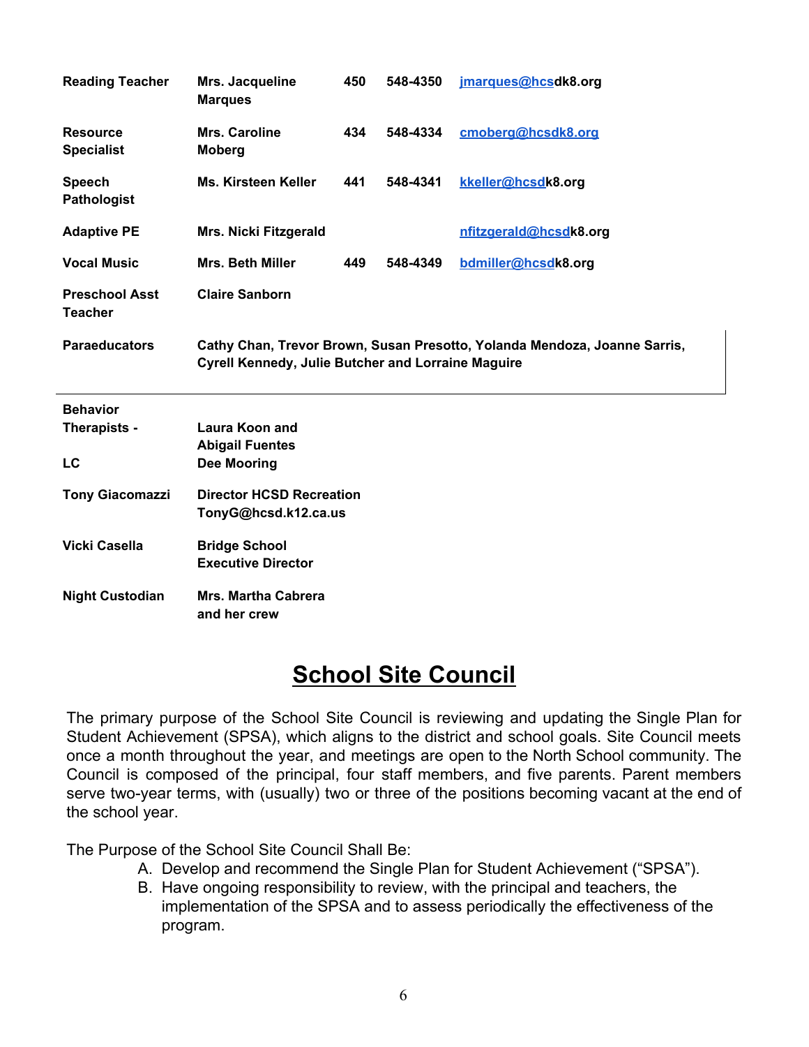| | | | | |
|---|---|---|---|---|
| **Reading Teacher** | **Mrs. Jacqueline Marques** | **450** | **548-4350** | **jmarques@hcsdk8.org** |
| **Resource Specialist** | **Mrs. Caroline Moberg** | **434** | **548-4334** | **cmoberg@hcsdk8.org** |
| **Speech Pathologist** | **Ms. Kirsteen Keller** | **441** | **548-4341** | **kkeller@hcsdk8.org** |
| **Adaptive PE** | **Mrs. Nicki Fitzgerald** | | | **nfitzgerald@hcsdk8.org** |
| **Vocal Music** | **Mrs. Beth Miller** | **449** | **548-4349** | **bdmiller@hcsdk8.org** |
| **Preschool Asst Teacher** | **Claire Sanborn** | | | |
| **Paraeducators** | **Cathy Chan, Trevor Brown, Susan Presotto, Yolanda Mendoza, Joanne Sarris, Cyrell Kennedy, Julie Butcher and Lorraine Maguire** | | | |

| | |
|---|---|
| **Behavior Therapists -** | **Laura Koon and Abigail Fuentes** |
| **LC** | **Dee Mooring** |
| **Tony Giacomazzi** | **Director HCSD Recreation TonyG@hcsd.k12.ca.us** |
| **Vicki Casella** | **Bridge School Executive Director** |
| **Night Custodian** | **Mrs. Martha Cabrera and her crew** |

# School Site Council

The primary purpose of the School Site Council is reviewing and updating the Single Plan for Student Achievement (SPSA), which aligns to the district and school goals. Site Council meets once a month throughout the year, and meetings are open to the North School community. The Council is composed of the principal, four staff members, and five parents. Parent members serve two-year terms, with (usually) two or three of the positions becoming vacant at the end of the school year.

The Purpose of the School Site Council Shall Be:

A. Develop and recommend the Single Plan for Student Achievement ("SPSA").
B. Have ongoing responsibility to review, with the principal and teachers, the implementation of the SPSA and to assess periodically the effectiveness of the program.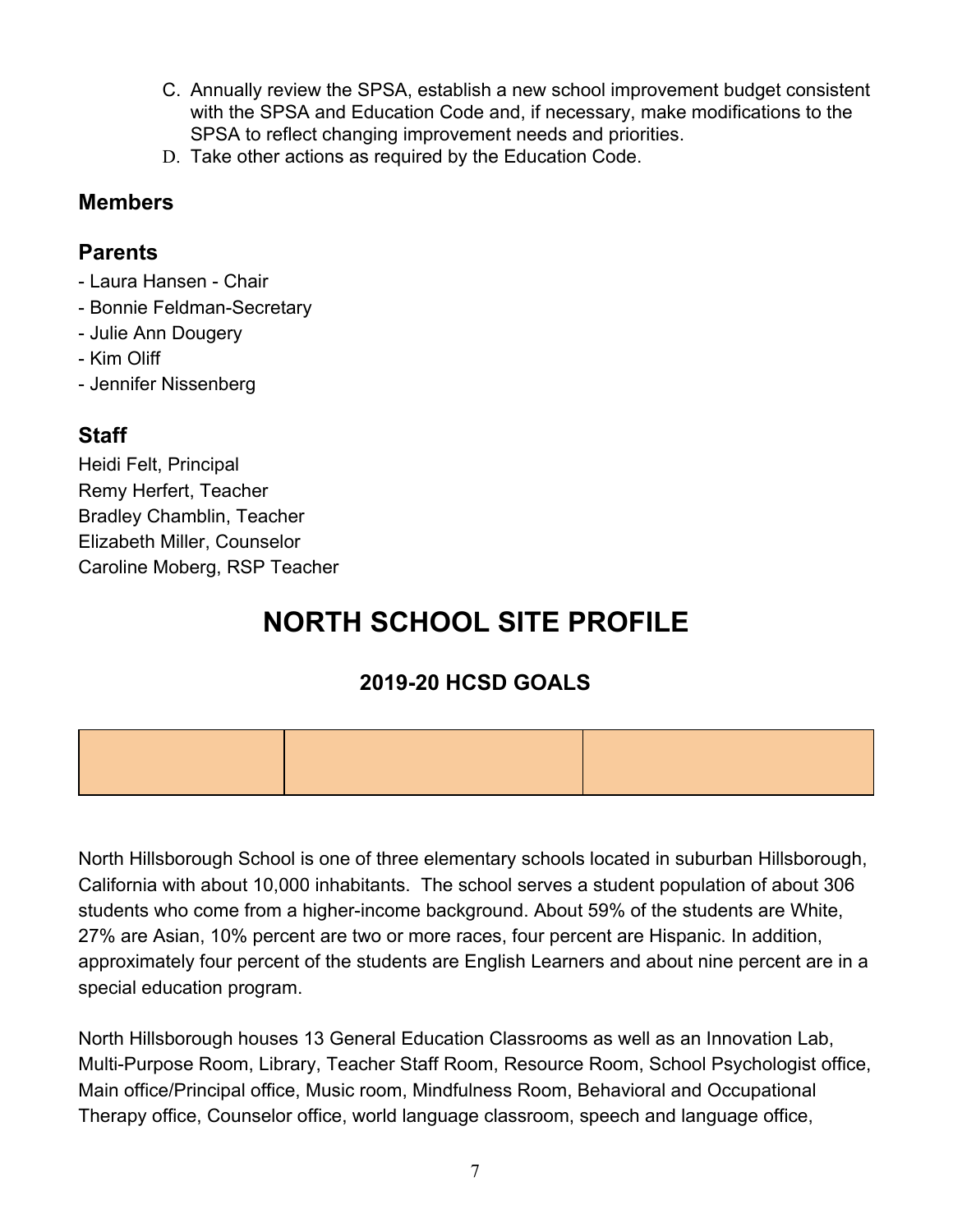C. Annually review the SPSA, establish a new school improvement budget consistent with the SPSA and Education Code and, if necessary, make modifications to the SPSA to reflect changing improvement needs and priorities.
D. Take other actions as required by the Education Code.

## Members

## Parents

- Laura Hansen - Chair
- Bonnie Feldman-Secretary
- Julie Ann Dougery
- Kim Oliff
- Jennifer Nissenberg

## Staff

Heidi Felt, Principal
Remy Herfert, Teacher
Bradley Chamblin, Teacher
Elizabeth Miller, Counselor
Caroline Moberg, RSP Teacher

# NORTH SCHOOL SITE PROFILE

### 2019-20 HCSD GOALS

| | | |
|---|---|---|
| | | |

North Hillsborough School is one of three elementary schools located in suburban Hillsborough, California with about 10,000 inhabitants. The school serves a student population of about 306 students who come from a higher-income background. About 59% of the students are White, 27% are Asian, 10% percent are two or more races, four percent are Hispanic. In addition, approximately four percent of the students are English Learners and about nine percent are in a special education program.

North Hillsborough houses 13 General Education Classrooms as well as an Innovation Lab, Multi-Purpose Room, Library, Teacher Staff Room, Resource Room, School Psychologist office, Main office/Principal office, Music room, Mindfulness Room, Behavioral and Occupational Therapy office, Counselor office, world language classroom, speech and language office,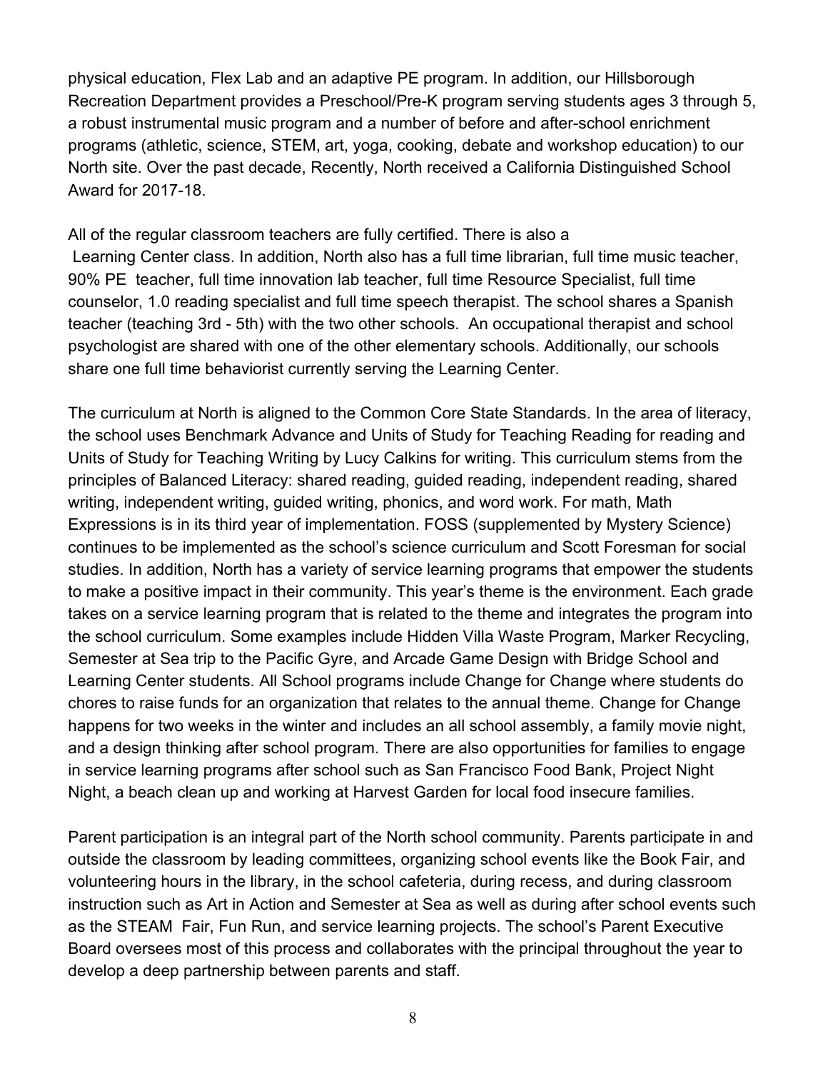physical education, Flex Lab and an adaptive PE program. In addition, our Hillsborough Recreation Department provides a Preschool/Pre-K program serving students ages 3 through 5, a robust instrumental music program and a number of before and after-school enrichment programs (athletic, science, STEM, art, yoga, cooking, debate and workshop education) to our North site. Over the past decade, Recently, North received a California Distinguished School Award for 2017-18.

All of the regular classroom teachers are fully certified. There is also a Learning Center class. In addition, North also has a full time librarian, full time music teacher, 90% PE teacher, full time innovation lab teacher, full time Resource Specialist, full time counselor, 1.0 reading specialist and full time speech therapist. The school shares a Spanish teacher (teaching 3rd - 5th) with the two other schools. An occupational therapist and school psychologist are shared with one of the other elementary schools. Additionally, our schools share one full time behaviorist currently serving the Learning Center.

The curriculum at North is aligned to the Common Core State Standards. In the area of literacy, the school uses Benchmark Advance and Units of Study for Teaching Reading for reading and Units of Study for Teaching Writing by Lucy Calkins for writing. This curriculum stems from the principles of Balanced Literacy: shared reading, guided reading, independent reading, shared writing, independent writing, guided writing, phonics, and word work. For math, Math Expressions is in its third year of implementation. FOSS (supplemented by Mystery Science) continues to be implemented as the school's science curriculum and Scott Foresman for social studies. In addition, North has a variety of service learning programs that empower the students to make a positive impact in their community. This year's theme is the environment. Each grade takes on a service learning program that is related to the theme and integrates the program into the school curriculum. Some examples include Hidden Villa Waste Program, Marker Recycling, Semester at Sea trip to the Pacific Gyre, and Arcade Game Design with Bridge School and Learning Center students. All School programs include Change for Change where students do chores to raise funds for an organization that relates to the annual theme. Change for Change happens for two weeks in the winter and includes an all school assembly, a family movie night, and a design thinking after school program. There are also opportunities for families to engage in service learning programs after school such as San Francisco Food Bank, Project Night Night, a beach clean up and working at Harvest Garden for local food insecure families.

Parent participation is an integral part of the North school community. Parents participate in and outside the classroom by leading committees, organizing school events like the Book Fair, and volunteering hours in the library, in the school cafeteria, during recess, and during classroom instruction such as Art in Action and Semester at Sea as well as during after school events such as the STEAM Fair, Fun Run, and service learning projects. The school's Parent Executive Board oversees most of this process and collaborates with the principal throughout the year to develop a deep partnership between parents and staff.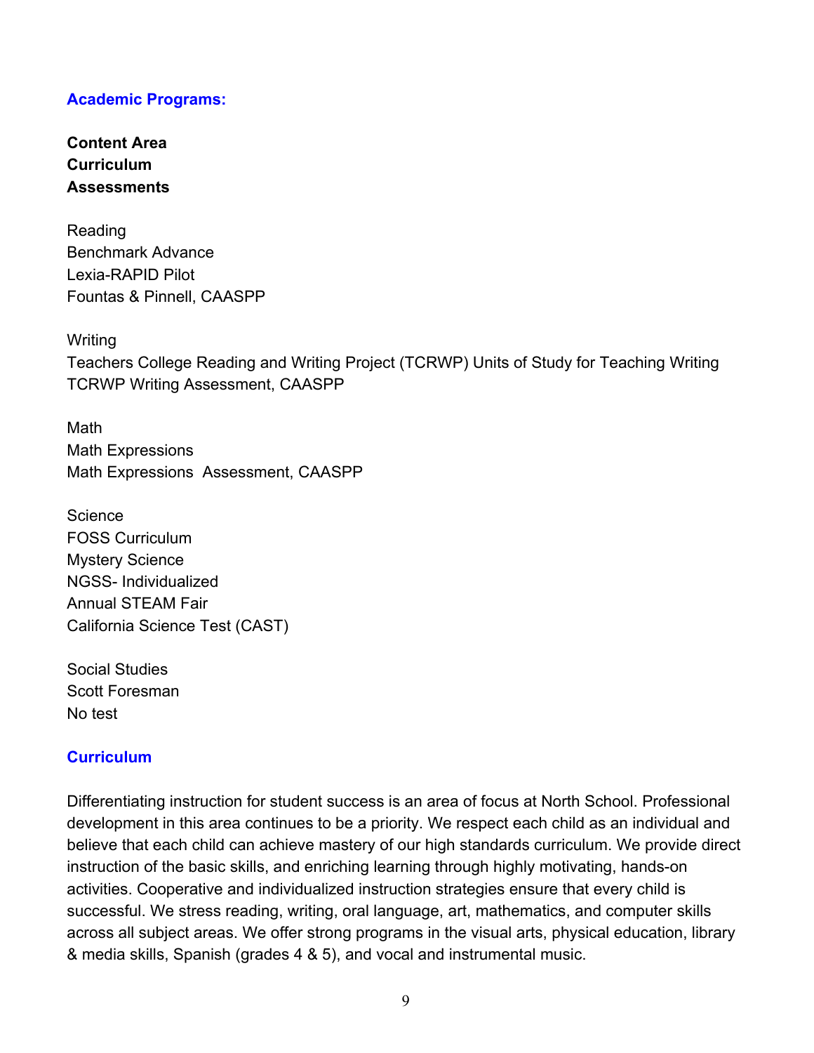## Academic Programs:

**Content Area**
**Curriculum**
**Assessments**

Reading
Benchmark Advance
Lexia-RAPID Pilot
Fountas & Pinnell, CAASPP

Writing
Teachers College Reading and Writing Project (TCRWP) Units of Study for Teaching Writing
TCRWP Writing Assessment, CAASPP

Math
Math Expressions
Math Expressions Assessment, CAASPP

Science
FOSS Curriculum
Mystery Science
NGSS- Individualized
Annual STEAM Fair
California Science Test (CAST)

Social Studies
Scott Foresman
No test

## Curriculum

Differentiating instruction for student success is an area of focus at North School. Professional development in this area continues to be a priority. We respect each child as an individual and believe that each child can achieve mastery of our high standards curriculum. We provide direct instruction of the basic skills, and enriching learning through highly motivating, hands-on activities. Cooperative and individualized instruction strategies ensure that every child is successful. We stress reading, writing, oral language, art, mathematics, and computer skills across all subject areas. We offer strong programs in the visual arts, physical education, library & media skills, Spanish (grades 4 & 5), and vocal and instrumental music.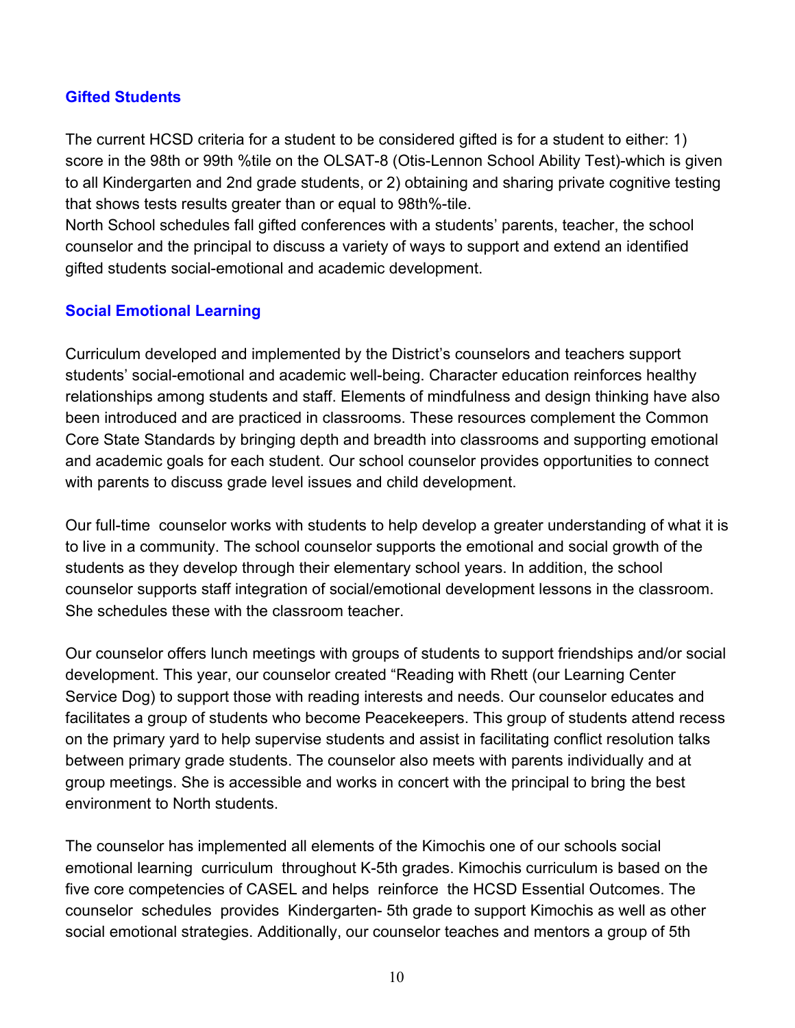## Gifted Students

The current HCSD criteria for a student to be considered gifted is for a student to either: 1) score in the 98th or 99th %tile on the OLSAT-8 (Otis-Lennon School Ability Test)-which is given to all Kindergarten and 2nd grade students, or 2) obtaining and sharing private cognitive testing that shows tests results greater than or equal to 98th%-tile.
North School schedules fall gifted conferences with a students' parents, teacher, the school counselor and the principal to discuss a variety of ways to support and extend an identified gifted students social-emotional and academic development.

## Social Emotional Learning

Curriculum developed and implemented by the District's counselors and teachers support students' social-emotional and academic well-being. Character education reinforces healthy relationships among students and staff. Elements of mindfulness and design thinking have also been introduced and are practiced in classrooms. These resources complement the Common Core State Standards by bringing depth and breadth into classrooms and supporting emotional and academic goals for each student. Our school counselor provides opportunities to connect with parents to discuss grade level issues and child development.

Our full-time counselor works with students to help develop a greater understanding of what it is to live in a community. The school counselor supports the emotional and social growth of the students as they develop through their elementary school years. In addition, the school counselor supports staff integration of social/emotional development lessons in the classroom. She schedules these with the classroom teacher.

Our counselor offers lunch meetings with groups of students to support friendships and/or social development. This year, our counselor created "Reading with Rhett (our Learning Center Service Dog) to support those with reading interests and needs. Our counselor educates and facilitates a group of students who become Peacekeepers. This group of students attend recess on the primary yard to help supervise students and assist in facilitating conflict resolution talks between primary grade students. The counselor also meets with parents individually and at group meetings. She is accessible and works in concert with the principal to bring the best environment to North students.

The counselor has implemented all elements of the Kimochis one of our schools social emotional learning curriculum throughout K-5th grades. Kimochis curriculum is based on the five core competencies of CASEL and helps reinforce the HCSD Essential Outcomes. The counselor schedules provides Kindergarten- 5th grade to support Kimochis as well as other social emotional strategies. Additionally, our counselor teaches and mentors a group of 5th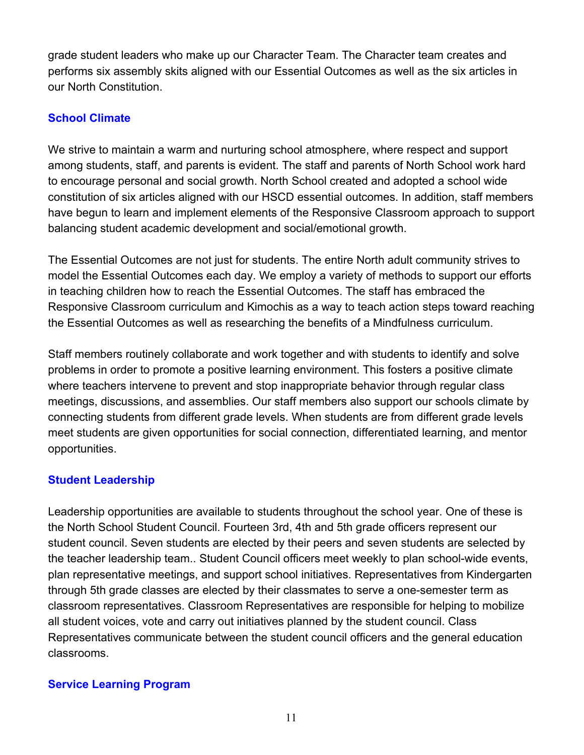grade student leaders who make up our Character Team. The Character team creates and performs six assembly skits aligned with our Essential Outcomes as well as the six articles in our North Constitution.

### School Climate

We strive to maintain a warm and nurturing school atmosphere, where respect and support among students, staff, and parents is evident. The staff and parents of North School work hard to encourage personal and social growth. North School created and adopted a school wide constitution of six articles aligned with our HSCD essential outcomes. In addition, staff members have begun to learn and implement elements of the Responsive Classroom approach to support balancing student academic development and social/emotional growth.

The Essential Outcomes are not just for students. The entire North adult community strives to model the Essential Outcomes each day. We employ a variety of methods to support our efforts in teaching children how to reach the Essential Outcomes. The staff has embraced the Responsive Classroom curriculum and Kimochis as a way to teach action steps toward reaching the Essential Outcomes as well as researching the benefits of a Mindfulness curriculum.

Staff members routinely collaborate and work together and with students to identify and solve problems in order to promote a positive learning environment. This fosters a positive climate where teachers intervene to prevent and stop inappropriate behavior through regular class meetings, discussions, and assemblies. Our staff members also support our schools climate by connecting students from different grade levels. When students are from different grade levels meet students are given opportunities for social connection, differentiated learning, and mentor opportunities.

### Student Leadership

Leadership opportunities are available to students throughout the school year. One of these is the North School Student Council. Fourteen 3rd, 4th and 5th grade officers represent our student council. Seven students are elected by their peers and seven students are selected by the teacher leadership team.. Student Council officers meet weekly to plan school-wide events, plan representative meetings, and support school initiatives. Representatives from Kindergarten through 5th grade classes are elected by their classmates to serve a one-semester term as classroom representatives. Classroom Representatives are responsible for helping to mobilize all student voices, vote and carry out initiatives planned by the student council. Class Representatives communicate between the student council officers and the general education classrooms.

### Service Learning Program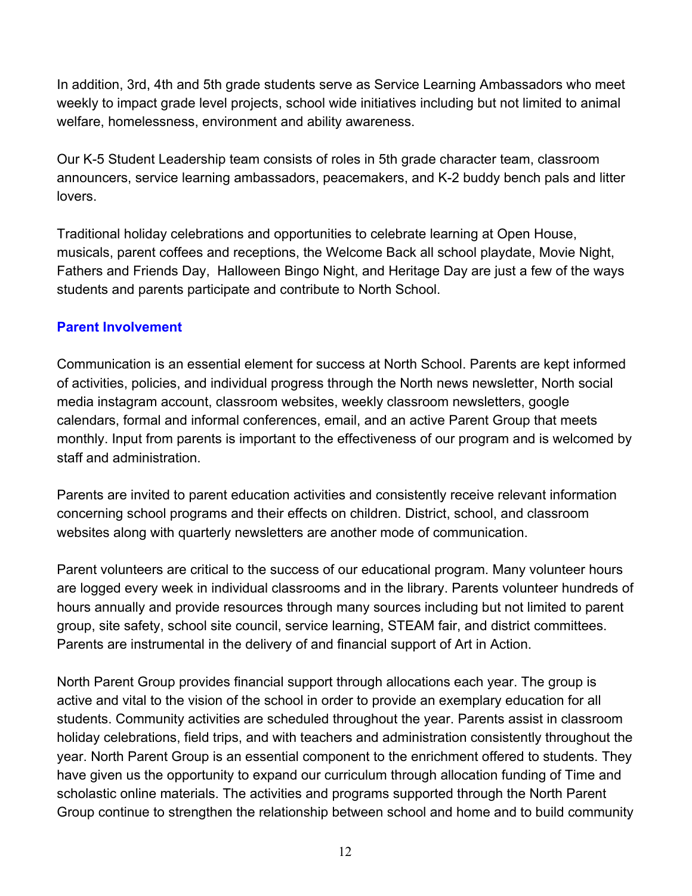In addition, 3rd, 4th and 5th grade students serve as Service Learning Ambassadors who meet weekly to impact grade level projects, school wide initiatives including but not limited to animal welfare, homelessness, environment and ability awareness.

Our K-5 Student Leadership team consists of roles in 5th grade character team, classroom announcers, service learning ambassadors, peacemakers, and K-2 buddy bench pals and litter lovers.

Traditional holiday celebrations and opportunities to celebrate learning at Open House, musicals, parent coffees and receptions, the Welcome Back all school playdate, Movie Night, Fathers and Friends Day,  Halloween Bingo Night, and Heritage Day are just a few of the ways students and parents participate and contribute to North School.

## Parent Involvement

Communication is an essential element for success at North School. Parents are kept informed of activities, policies, and individual progress through the North news newsletter, North social media instagram account, classroom websites, weekly classroom newsletters, google calendars, formal and informal conferences, email, and an active Parent Group that meets monthly. Input from parents is important to the effectiveness of our program and is welcomed by staff and administration.

Parents are invited to parent education activities and consistently receive relevant information concerning school programs and their effects on children. District, school, and classroom websites along with quarterly newsletters are another mode of communication.

Parent volunteers are critical to the success of our educational program. Many volunteer hours are logged every week in individual classrooms and in the library. Parents volunteer hundreds of hours annually and provide resources through many sources including but not limited to parent group, site safety, school site council, service learning, STEAM fair, and district committees. Parents are instrumental in the delivery of and financial support of Art in Action.

North Parent Group provides financial support through allocations each year. The group is active and vital to the vision of the school in order to provide an exemplary education for all students. Community activities are scheduled throughout the year. Parents assist in classroom holiday celebrations, field trips, and with teachers and administration consistently throughout the year. North Parent Group is an essential component to the enrichment offered to students. They have given us the opportunity to expand our curriculum through allocation funding of Time and scholastic online materials. The activities and programs supported through the North Parent Group continue to strengthen the relationship between school and home and to build community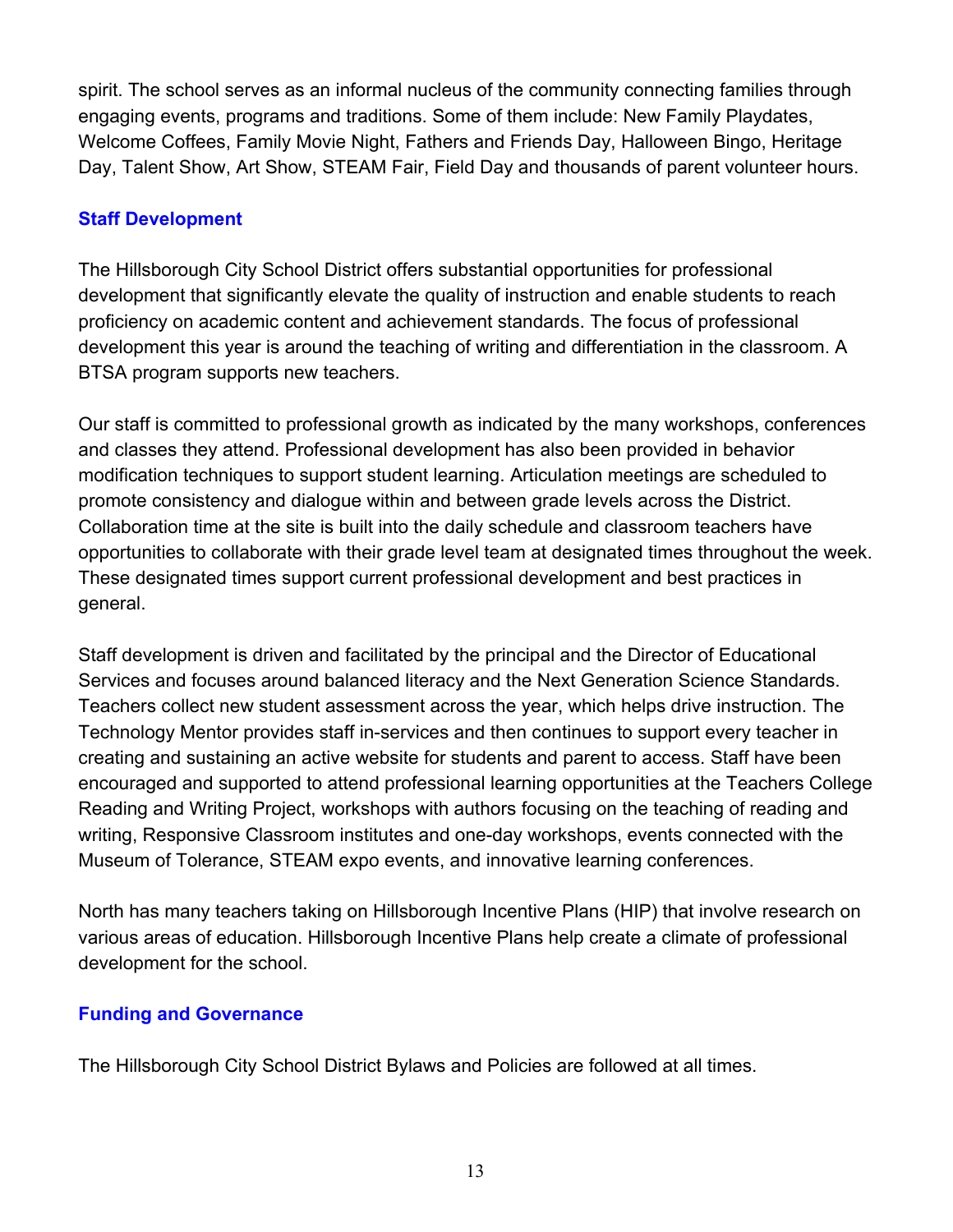spirit. The school serves as an informal nucleus of the community connecting families through engaging events, programs and traditions. Some of them include: New Family Playdates, Welcome Coffees, Family Movie Night, Fathers and Friends Day, Halloween Bingo, Heritage Day, Talent Show, Art Show, STEAM Fair, Field Day and thousands of parent volunteer hours.

## Staff Development

The Hillsborough City School District offers substantial opportunities for professional development that significantly elevate the quality of instruction and enable students to reach proficiency on academic content and achievement standards. The focus of professional development this year is around the teaching of writing and differentiation in the classroom. A BTSA program supports new teachers.

Our staff is committed to professional growth as indicated by the many workshops, conferences and classes they attend. Professional development has also been provided in behavior modification techniques to support student learning. Articulation meetings are scheduled to promote consistency and dialogue within and between grade levels across the District. Collaboration time at the site is built into the daily schedule and classroom teachers have opportunities to collaborate with their grade level team at designated times throughout the week. These designated times support current professional development and best practices in general.

Staff development is driven and facilitated by the principal and the Director of Educational Services and focuses around balanced literacy and the Next Generation Science Standards. Teachers collect new student assessment across the year, which helps drive instruction. The Technology Mentor provides staff in-services and then continues to support every teacher in creating and sustaining an active website for students and parent to access. Staff have been encouraged and supported to attend professional learning opportunities at the Teachers College Reading and Writing Project, workshops with authors focusing on the teaching of reading and writing, Responsive Classroom institutes and one-day workshops, events connected with the Museum of Tolerance, STEAM expo events, and innovative learning conferences.

North has many teachers taking on Hillsborough Incentive Plans (HIP) that involve research on various areas of education. Hillsborough Incentive Plans help create a climate of professional development for the school.

## Funding and Governance

The Hillsborough City School District Bylaws and Policies are followed at all times.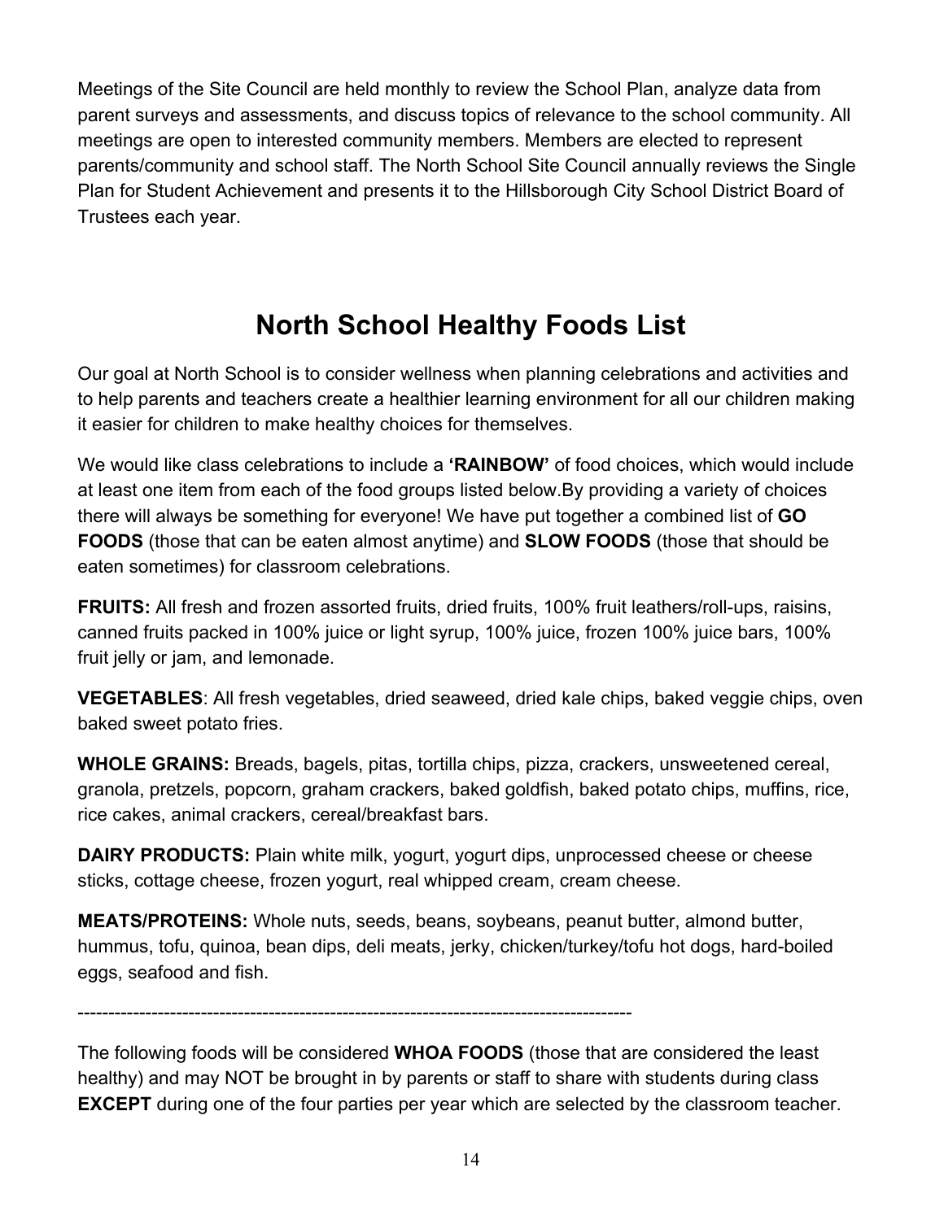Meetings of the Site Council are held monthly to review the School Plan, analyze data from parent surveys and assessments, and discuss topics of relevance to the school community. All meetings are open to interested community members. Members are elected to represent parents/community and school staff. The North School Site Council annually reviews the Single Plan for Student Achievement and presents it to the Hillsborough City School District Board of Trustees each year.

# North School Healthy Foods List

Our goal at North School is to consider wellness when planning celebrations and activities and to help parents and teachers create a healthier learning environment for all our children making it easier for children to make healthy choices for themselves.

We would like class celebrations to include a **'RAINBOW'** of food choices, which would include at least one item from each of the food groups listed below.By providing a variety of choices there will always be something for everyone! We have put together a combined list of **GO FOODS** (those that can be eaten almost anytime) and **SLOW FOODS** (those that should be eaten sometimes) for classroom celebrations.

**FRUITS:** All fresh and frozen assorted fruits, dried fruits, 100% fruit leathers/roll-ups, raisins, canned fruits packed in 100% juice or light syrup, 100% juice, frozen 100% juice bars, 100% fruit jelly or jam, and lemonade.

**VEGETABLES**: All fresh vegetables, dried seaweed, dried kale chips, baked veggie chips, oven baked sweet potato fries.

**WHOLE GRAINS:** Breads, bagels, pitas, tortilla chips, pizza, crackers, unsweetened cereal, granola, pretzels, popcorn, graham crackers, baked goldfish, baked potato chips, muffins, rice, rice cakes, animal crackers, cereal/breakfast bars.

**DAIRY PRODUCTS:** Plain white milk, yogurt, yogurt dips, unprocessed cheese or cheese sticks, cottage cheese, frozen yogurt, real whipped cream, cream cheese.

**MEATS/PROTEINS:** Whole nuts, seeds, beans, soybeans, peanut butter, almond butter, hummus, tofu, quinoa, bean dips, deli meats, jerky, chicken/turkey/tofu hot dogs, hard-boiled eggs, seafood and fish.

------------------------------------------------------------------------------------------

The following foods will be considered **WHOA FOODS** (those that are considered the least healthy) and may NOT be brought in by parents or staff to share with students during class **EXCEPT** during one of the four parties per year which are selected by the classroom teacher.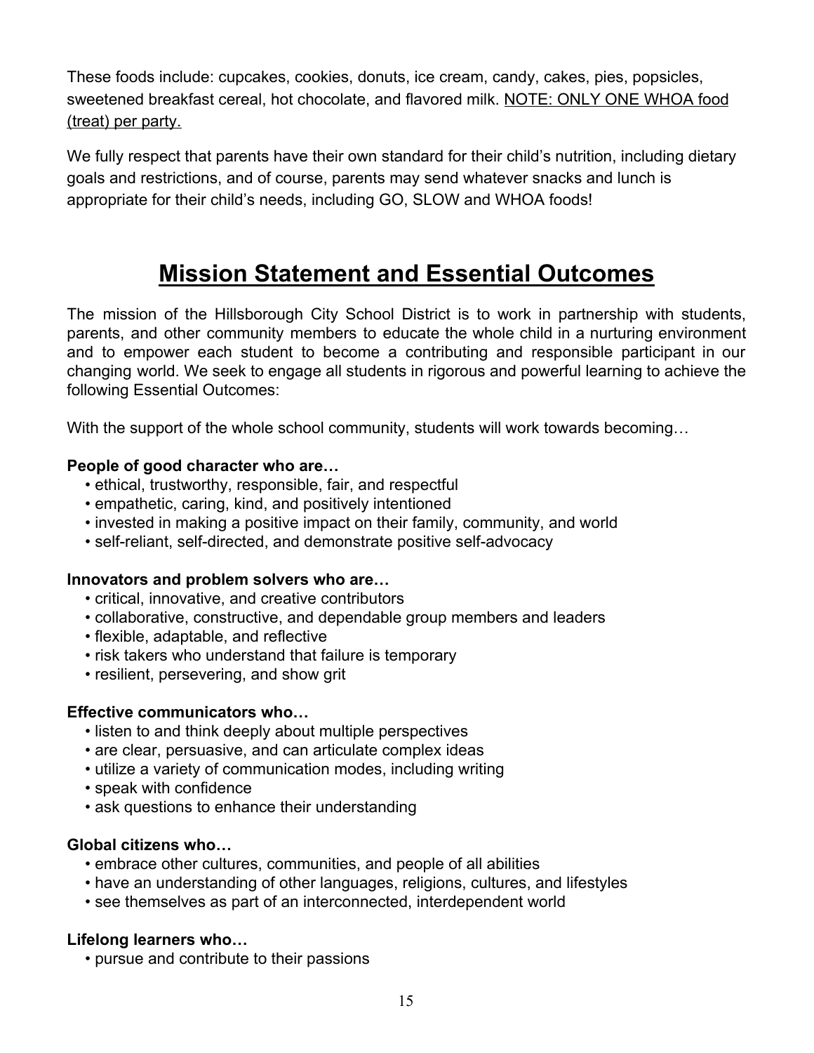These foods include: cupcakes, cookies, donuts, ice cream, candy, cakes, pies, popsicles, sweetened breakfast cereal, hot chocolate, and flavored milk. <u>NOTE: ONLY ONE WHOA food (treat) per party.</u>

We fully respect that parents have their own standard for their child's nutrition, including dietary goals and restrictions, and of course, parents may send whatever snacks and lunch is appropriate for their child's needs, including GO, SLOW and WHOA foods!

# Mission Statement and Essential Outcomes

The mission of the Hillsborough City School District is to work in partnership with students, parents, and other community members to educate the whole child in a nurturing environment and to empower each student to become a contributing and responsible participant in our changing world. We seek to engage all students in rigorous and powerful learning to achieve the following Essential Outcomes:

With the support of the whole school community, students will work towards becoming…

**People of good character who are…**

- ethical, trustworthy, responsible, fair, and respectful
- empathetic, caring, kind, and positively intentioned
- invested in making a positive impact on their family, community, and world
- self-reliant, self-directed, and demonstrate positive self-advocacy

**Innovators and problem solvers who are…**

- critical, innovative, and creative contributors
- collaborative, constructive, and dependable group members and leaders
- flexible, adaptable, and reflective
- risk takers who understand that failure is temporary
- resilient, persevering, and show grit

**Effective communicators who…**

- listen to and think deeply about multiple perspectives
- are clear, persuasive, and can articulate complex ideas
- utilize a variety of communication modes, including writing
- speak with confidence
- ask questions to enhance their understanding

**Global citizens who…**

- embrace other cultures, communities, and people of all abilities
- have an understanding of other languages, religions, cultures, and lifestyles
- see themselves as part of an interconnected, interdependent world

**Lifelong learners who…**

- pursue and contribute to their passions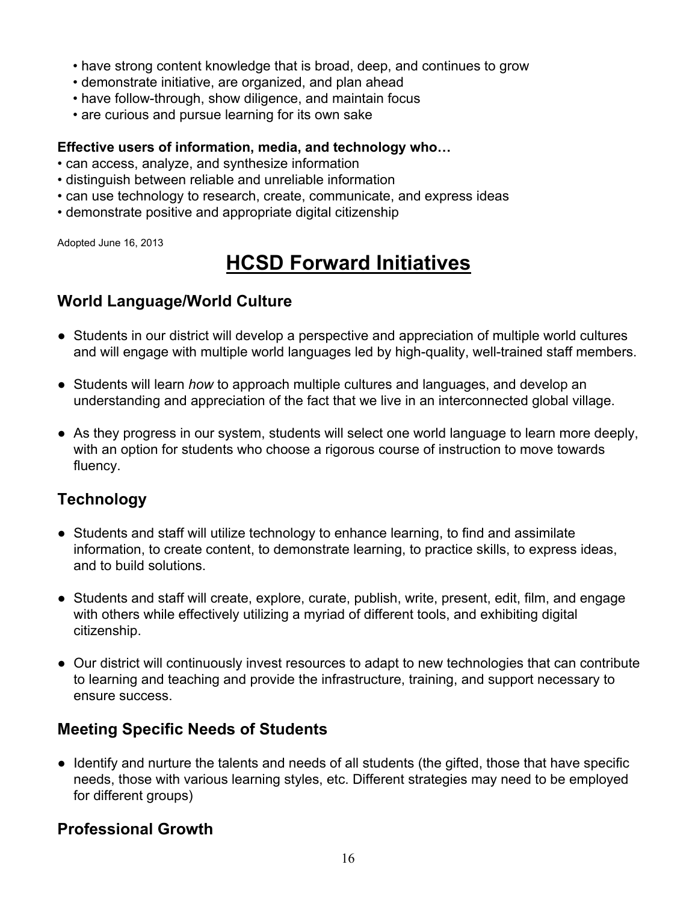- have strong content knowledge that is broad, deep, and continues to grow
- demonstrate initiative, are organized, and plan ahead
- have follow-through, show diligence, and maintain focus
- are curious and pursue learning for its own sake

**Effective users of information, media, and technology who…**

- can access, analyze, and synthesize information
- distinguish between reliable and unreliable information
- can use technology to research, create, communicate, and express ideas
- demonstrate positive and appropriate digital citizenship

Adopted June 16, 2013

# HCSD Forward Initiatives

## World Language/World Culture

- Students in our district will develop a perspective and appreciation of multiple world cultures and will engage with multiple world languages led by high-quality, well-trained staff members.
- Students will learn *how* to approach multiple cultures and languages, and develop an understanding and appreciation of the fact that we live in an interconnected global village.
- As they progress in our system, students will select one world language to learn more deeply, with an option for students who choose a rigorous course of instruction to move towards fluency.

## Technology

- Students and staff will utilize technology to enhance learning, to find and assimilate information, to create content, to demonstrate learning, to practice skills, to express ideas, and to build solutions.
- Students and staff will create, explore, curate, publish, write, present, edit, film, and engage with others while effectively utilizing a myriad of different tools, and exhibiting digital citizenship.
- Our district will continuously invest resources to adapt to new technologies that can contribute to learning and teaching and provide the infrastructure, training, and support necessary to ensure success.

## Meeting Specific Needs of Students

- Identify and nurture the talents and needs of all students (the gifted, those that have specific needs, those with various learning styles, etc. Different strategies may need to be employed for different groups)

## Professional Growth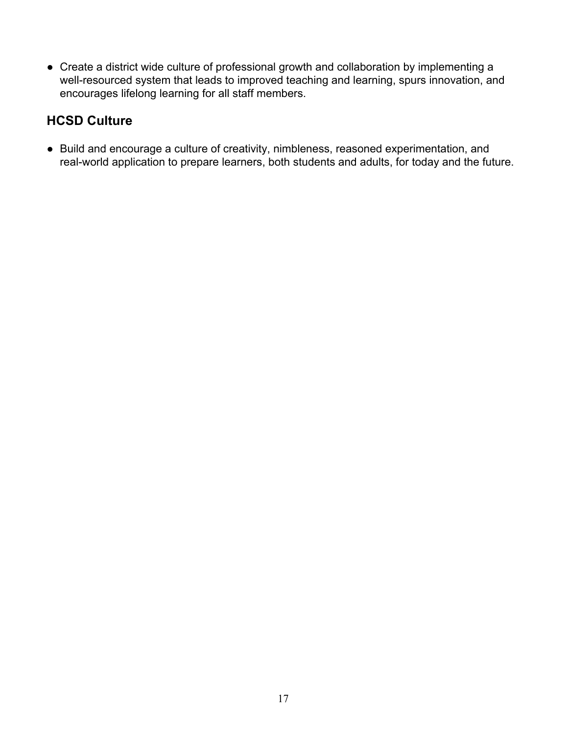- Create a district wide culture of professional growth and collaboration by implementing a well-resourced system that leads to improved teaching and learning, spurs innovation, and encourages lifelong learning for all staff members.

## HCSD Culture

- Build and encourage a culture of creativity, nimbleness, reasoned experimentation, and real-world application to prepare learners, both students and adults, for today and the future.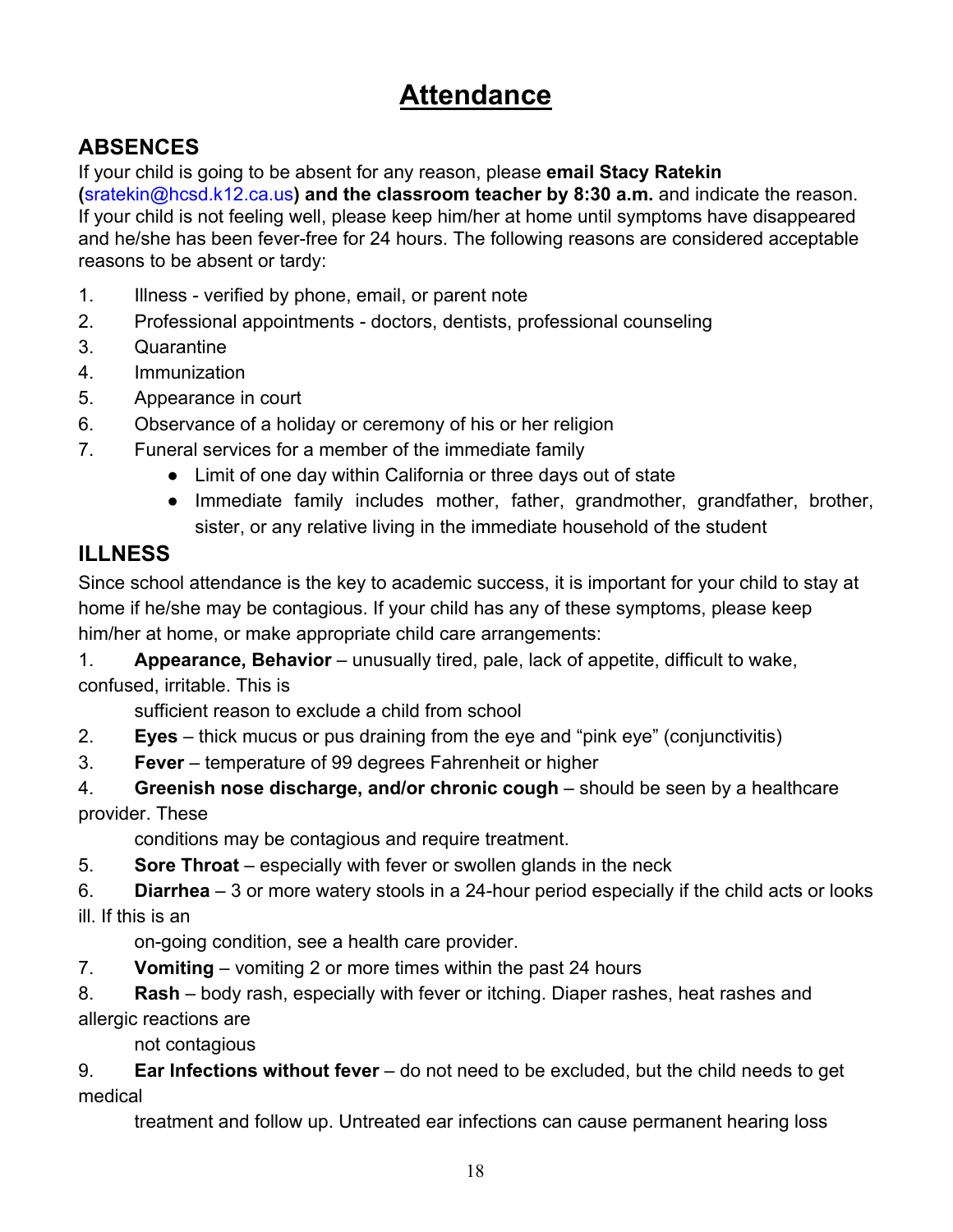# Attendance

## ABSENCES

If your child is going to be absent for any reason, please **email Stacy Ratekin (sratekin@hcsd.k12.ca.us) and the classroom teacher by 8:30 a.m.** and indicate the reason. If your child is not feeling well, please keep him/her at home until symptoms have disappeared and he/she has been fever-free for 24 hours. The following reasons are considered acceptable reasons to be absent or tardy:

1. Illness - verified by phone, email, or parent note
2. Professional appointments - doctors, dentists, professional counseling
3. Quarantine
4. Immunization
5. Appearance in court
6. Observance of a holiday or ceremony of his or her religion
7. Funeral services for a member of the immediate family
    - Limit of one day within California or three days out of state
    - Immediate family includes mother, father, grandmother, grandfather, brother, sister, or any relative living in the immediate household of the student

## ILLNESS

Since school attendance is the key to academic success, it is important for your child to stay at home if he/she may be contagious. If your child has any of these symptoms, please keep him/her at home, or make appropriate child care arrangements:

1. **Appearance, Behavior** – unusually tired, pale, lack of appetite, difficult to wake, confused, irritable. This is sufficient reason to exclude a child from school
2. **Eyes** – thick mucus or pus draining from the eye and "pink eye" (conjunctivitis)
3. **Fever** – temperature of 99 degrees Fahrenheit or higher
4. **Greenish nose discharge, and/or chronic cough** – should be seen by a healthcare provider. These conditions may be contagious and require treatment.
5. **Sore Throat** – especially with fever or swollen glands in the neck
6. **Diarrhea** – 3 or more watery stools in a 24-hour period especially if the child acts or looks ill. If this is an on-going condition, see a health care provider.
7. **Vomiting** – vomiting 2 or more times within the past 24 hours
8. **Rash** – body rash, especially with fever or itching. Diaper rashes, heat rashes and allergic reactions are not contagious
9. **Ear Infections without fever** – do not need to be excluded, but the child needs to get medical treatment and follow up. Untreated ear infections can cause permanent hearing loss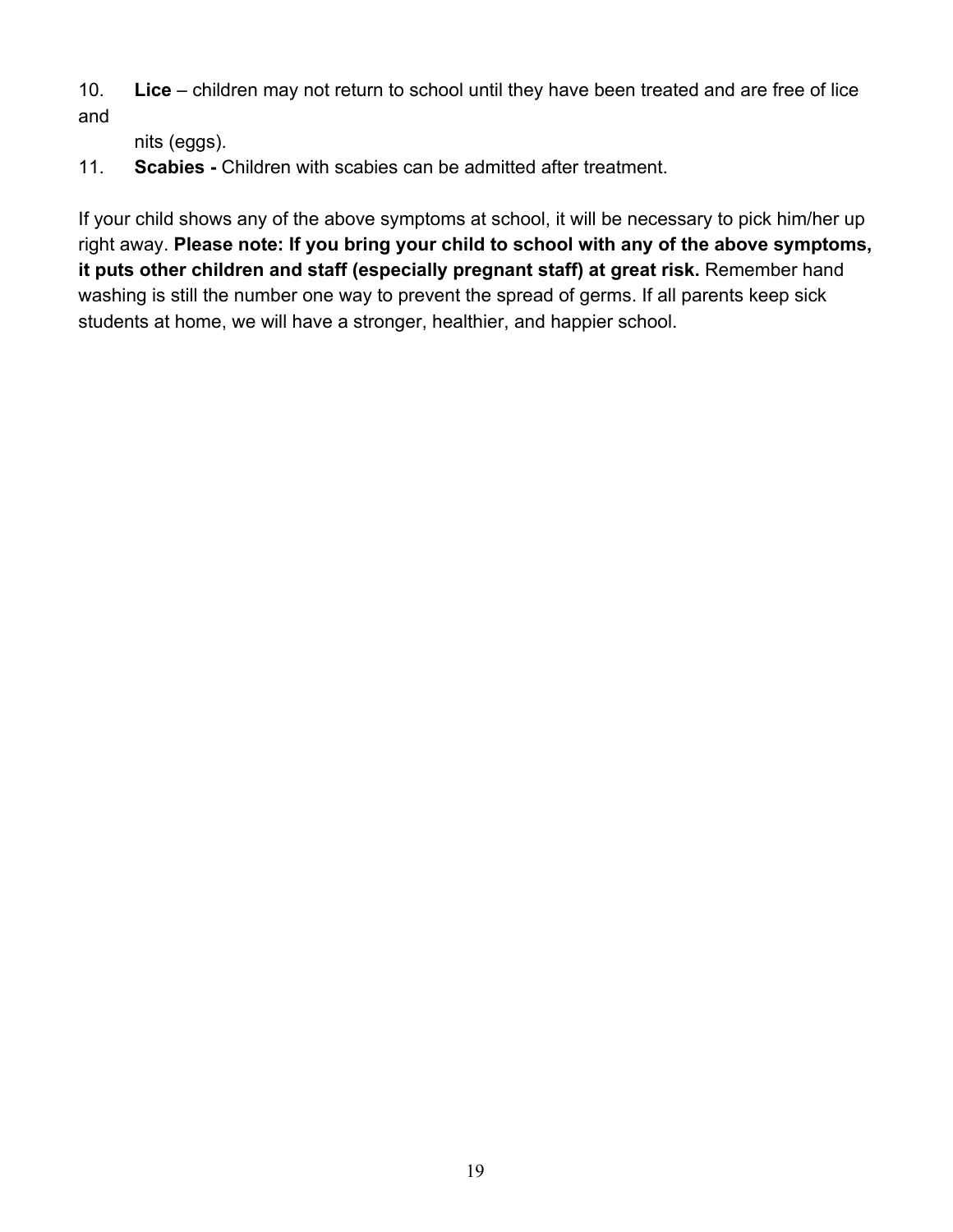10. **Lice** – children may not return to school until they have been treated and are free of lice and nits (eggs).
11. **Scabies -** Children with scabies can be admitted after treatment.

If your child shows any of the above symptoms at school, it will be necessary to pick him/her up right away. **Please note: If you bring your child to school with any of the above symptoms, it puts other children and staff (especially pregnant staff) at great risk.** Remember hand washing is still the number one way to prevent the spread of germs. If all parents keep sick students at home, we will have a stronger, healthier, and happier school.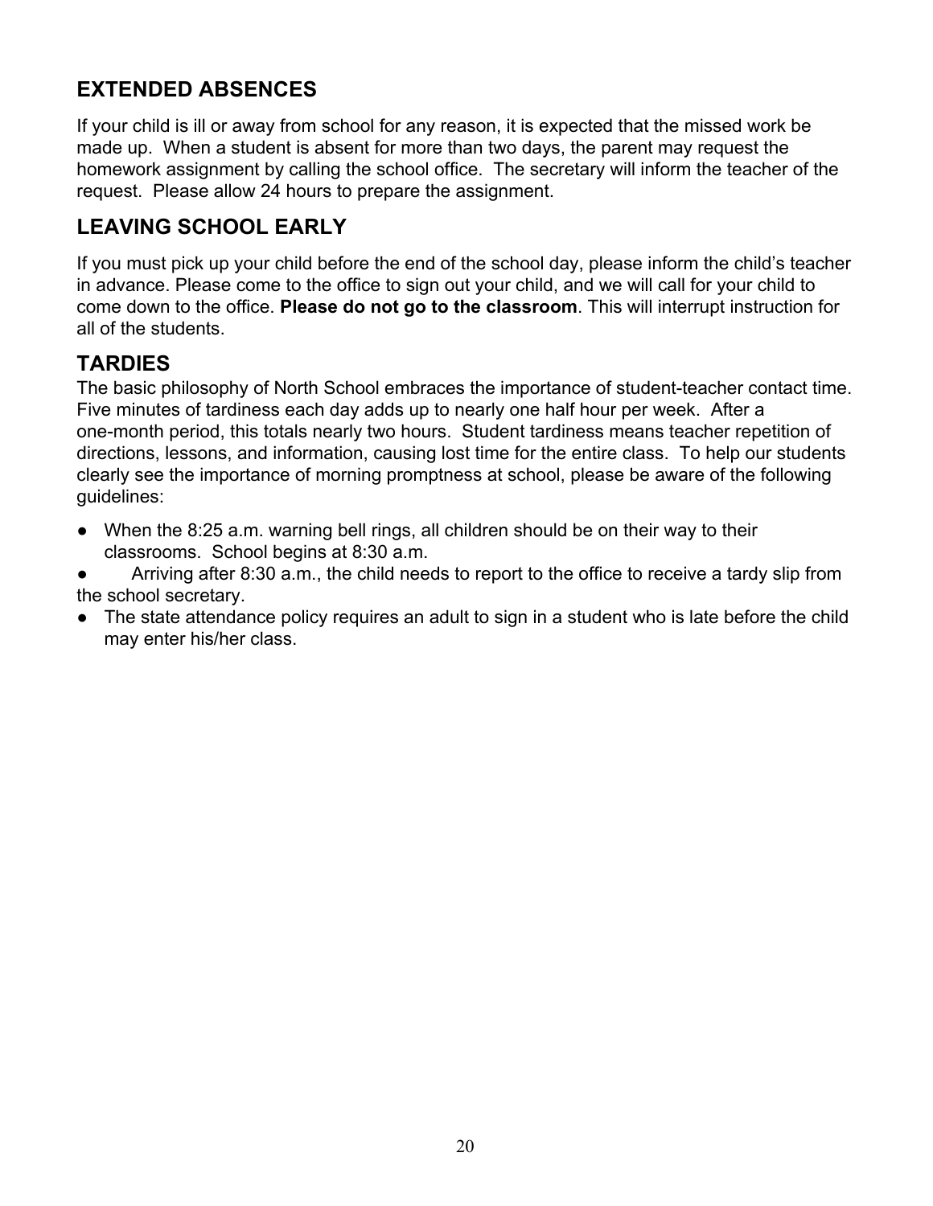## EXTENDED ABSENCES

If your child is ill or away from school for any reason, it is expected that the missed work be made up. When a student is absent for more than two days, the parent may request the homework assignment by calling the school office. The secretary will inform the teacher of the request. Please allow 24 hours to prepare the assignment.

## LEAVING SCHOOL EARLY

If you must pick up your child before the end of the school day, please inform the child's teacher in advance. Please come to the office to sign out your child, and we will call for your child to come down to the office. **Please do not go to the classroom**. This will interrupt instruction for all of the students.

## TARDIES

The basic philosophy of North School embraces the importance of student-teacher contact time. Five minutes of tardiness each day adds up to nearly one half hour per week. After a one-month period, this totals nearly two hours. Student tardiness means teacher repetition of directions, lessons, and information, causing lost time for the entire class. To help our students clearly see the importance of morning promptness at school, please be aware of the following guidelines:

- When the 8:25 a.m. warning bell rings, all children should be on their way to their classrooms. School begins at 8:30 a.m.
- Arriving after 8:30 a.m., the child needs to report to the office to receive a tardy slip from the school secretary.
- The state attendance policy requires an adult to sign in a student who is late before the child may enter his/her class.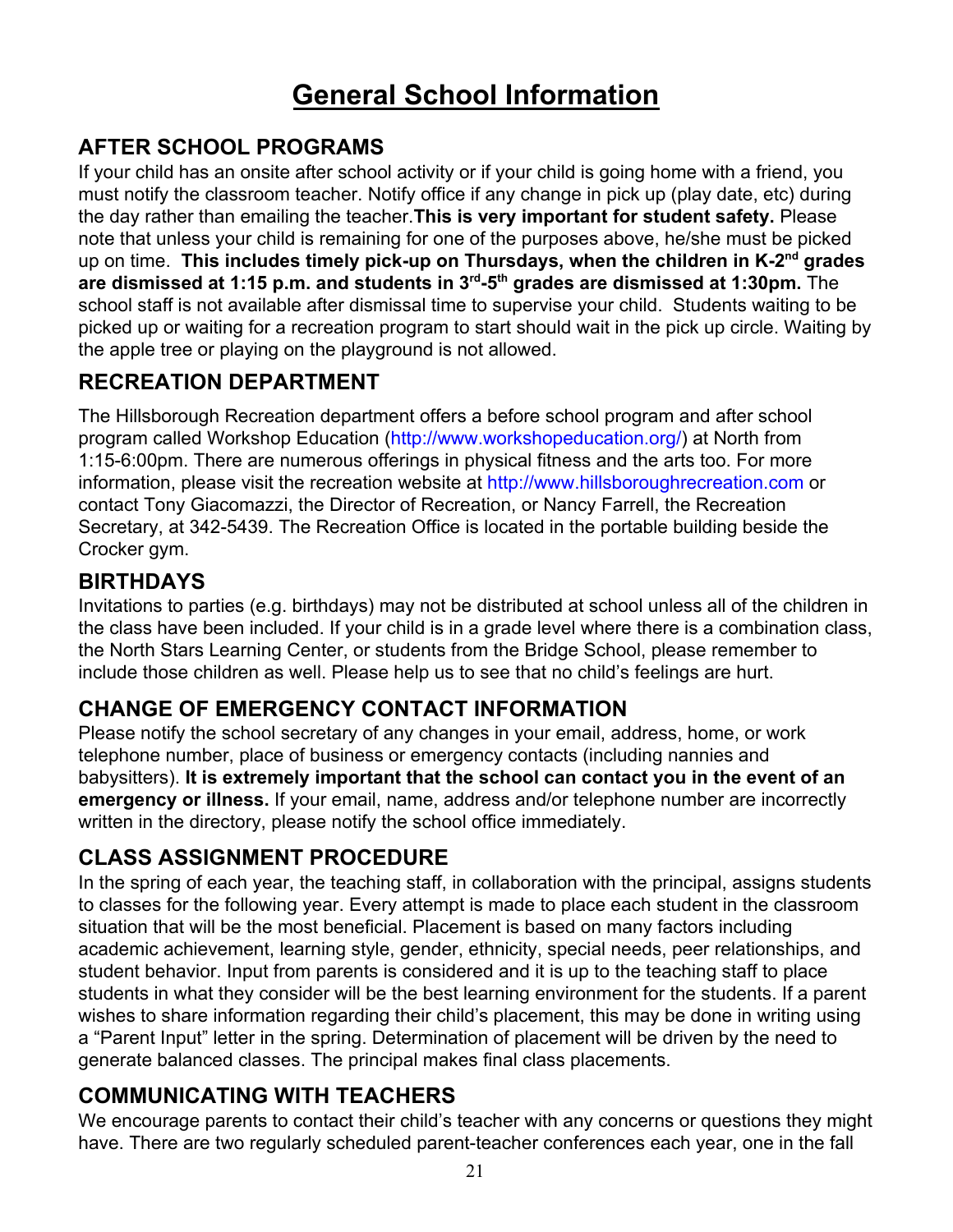# General School Information

## AFTER SCHOOL PROGRAMS

If your child has an onsite after school activity or if your child is going home with a friend, you must notify the classroom teacher. Notify office if any change in pick up (play date, etc) during the day rather than emailing the teacher.**This is very important for student safety.** Please note that unless your child is remaining for one of the purposes above, he/she must be picked up on time. **This includes timely pick-up on Thursdays, when the children in K-2nd grades are dismissed at 1:15 p.m. and students in 3rd-5th grades are dismissed at 1:30pm.** The school staff is not available after dismissal time to supervise your child. Students waiting to be picked up or waiting for a recreation program to start should wait in the pick up circle. Waiting by the apple tree or playing on the playground is not allowed.

## RECREATION DEPARTMENT

The Hillsborough Recreation department offers a before school program and after school program called Workshop Education (http://www.workshopeducation.org/) at North from 1:15-6:00pm. There are numerous offerings in physical fitness and the arts too. For more information, please visit the recreation website at http://www.hillsboroughrecreation.com or contact Tony Giacomazzi, the Director of Recreation, or Nancy Farrell, the Recreation Secretary, at 342-5439. The Recreation Office is located in the portable building beside the Crocker gym.

## BIRTHDAYS

Invitations to parties (e.g. birthdays) may not be distributed at school unless all of the children in the class have been included. If your child is in a grade level where there is a combination class, the North Stars Learning Center, or students from the Bridge School, please remember to include those children as well. Please help us to see that no child's feelings are hurt.

## CHANGE OF EMERGENCY CONTACT INFORMATION

Please notify the school secretary of any changes in your email, address, home, or work telephone number, place of business or emergency contacts (including nannies and babysitters). **It is extremely important that the school can contact you in the event of an emergency or illness.** If your email, name, address and/or telephone number are incorrectly written in the directory, please notify the school office immediately.

## CLASS ASSIGNMENT PROCEDURE

In the spring of each year, the teaching staff, in collaboration with the principal, assigns students to classes for the following year. Every attempt is made to place each student in the classroom situation that will be the most beneficial. Placement is based on many factors including academic achievement, learning style, gender, ethnicity, special needs, peer relationships, and student behavior. Input from parents is considered and it is up to the teaching staff to place students in what they consider will be the best learning environment for the students. If a parent wishes to share information regarding their child's placement, this may be done in writing using a "Parent Input" letter in the spring. Determination of placement will be driven by the need to generate balanced classes. The principal makes final class placements.

## COMMUNICATING WITH TEACHERS

We encourage parents to contact their child's teacher with any concerns or questions they might have. There are two regularly scheduled parent-teacher conferences each year, one in the fall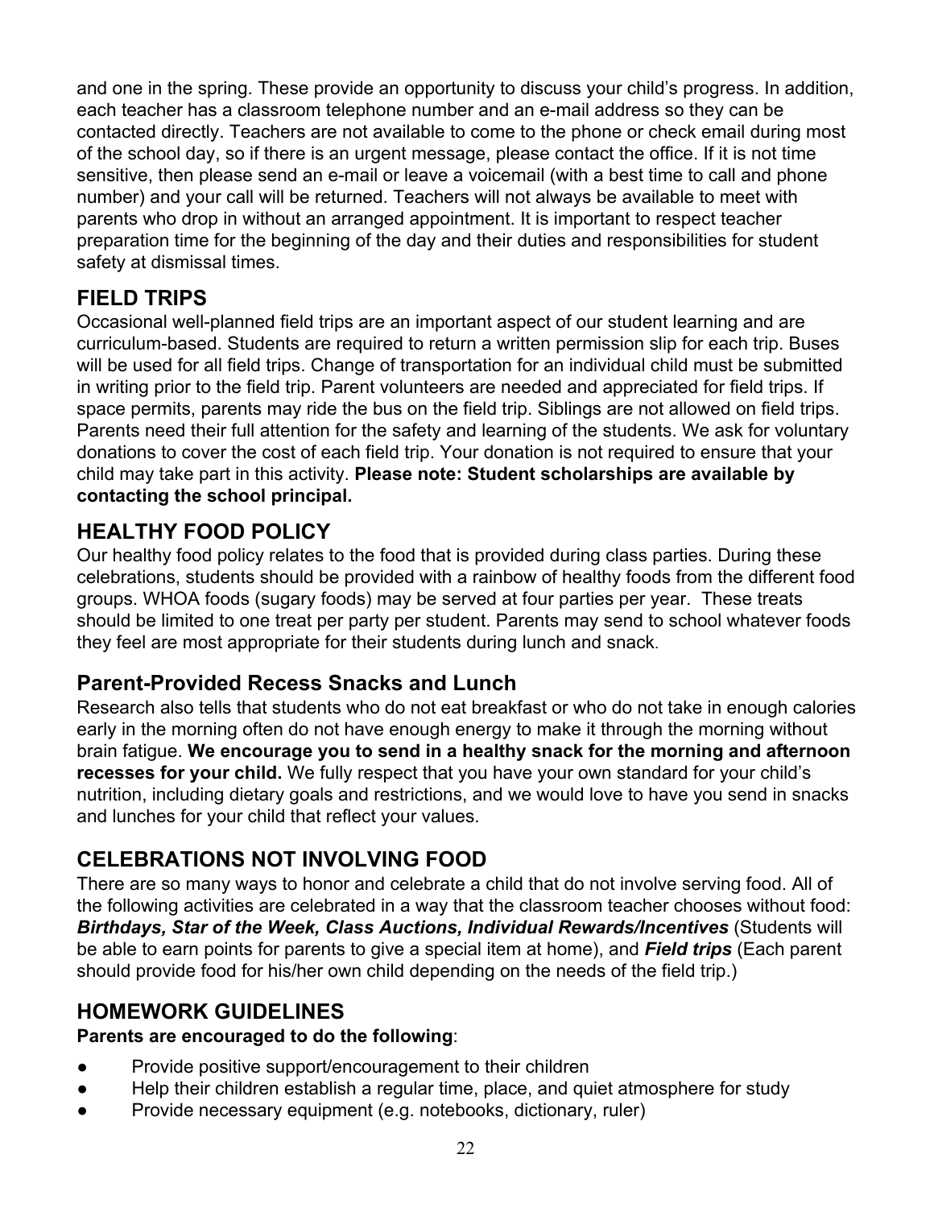and one in the spring. These provide an opportunity to discuss your child's progress. In addition, each teacher has a classroom telephone number and an e-mail address so they can be contacted directly. Teachers are not available to come to the phone or check email during most of the school day, so if there is an urgent message, please contact the office. If it is not time sensitive, then please send an e-mail or leave a voicemail (with a best time to call and phone number) and your call will be returned. Teachers will not always be available to meet with parents who drop in without an arranged appointment. It is important to respect teacher preparation time for the beginning of the day and their duties and responsibilities for student safety at dismissal times.

## FIELD TRIPS

Occasional well-planned field trips are an important aspect of our student learning and are curriculum-based. Students are required to return a written permission slip for each trip. Buses will be used for all field trips. Change of transportation for an individual child must be submitted in writing prior to the field trip. Parent volunteers are needed and appreciated for field trips. If space permits, parents may ride the bus on the field trip. Siblings are not allowed on field trips. Parents need their full attention for the safety and learning of the students. We ask for voluntary donations to cover the cost of each field trip. Your donation is not required to ensure that your child may take part in this activity. **Please note: Student scholarships are available by contacting the school principal.**

## HEALTHY FOOD POLICY

Our healthy food policy relates to the food that is provided during class parties. During these celebrations, students should be provided with a rainbow of healthy foods from the different food groups. WHOA foods (sugary foods) may be served at four parties per year. These treats should be limited to one treat per party per student. Parents may send to school whatever foods they feel are most appropriate for their students during lunch and snack.

### Parent-Provided Recess Snacks and Lunch

Research also tells that students who do not eat breakfast or who do not take in enough calories early in the morning often do not have enough energy to make it through the morning without brain fatigue. **We encourage you to send in a healthy snack for the morning and afternoon recesses for your child.** We fully respect that you have your own standard for your child's nutrition, including dietary goals and restrictions, and we would love to have you send in snacks and lunches for your child that reflect your values.

## CELEBRATIONS NOT INVOLVING FOOD

There are so many ways to honor and celebrate a child that do not involve serving food. All of the following activities are celebrated in a way that the classroom teacher chooses without food: ***Birthdays, Star of the Week, Class Auctions, Individual Rewards/Incentives*** (Students will be able to earn points for parents to give a special item at home), and ***Field trips*** (Each parent should provide food for his/her own child depending on the needs of the field trip.)

## HOMEWORK GUIDELINES

**Parents are encouraged to do the following**:

- Provide positive support/encouragement to their children
- Help their children establish a regular time, place, and quiet atmosphere for study
- Provide necessary equipment (e.g. notebooks, dictionary, ruler)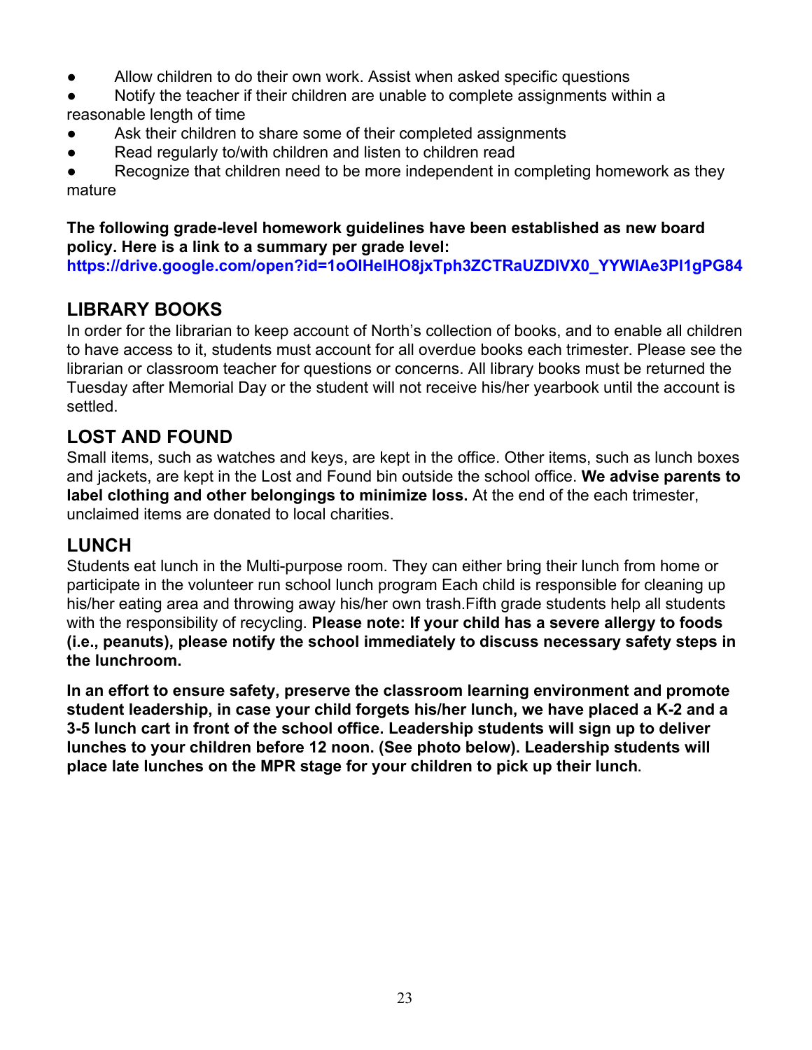- Allow children to do their own work. Assist when asked specific questions
- Notify the teacher if their children are unable to complete assignments within a reasonable length of time
- Ask their children to share some of their completed assignments
- Read regularly to/with children and listen to children read
- Recognize that children need to be more independent in completing homework as they mature

**The following grade-level homework guidelines have been established as new board policy. Here is a link to a summary per grade level:**
**https://drive.google.com/open?id=1oOlHelHO8jxTph3ZCTRaUZDlVX0_YYWlAe3Pl1gPG84**

## LIBRARY BOOKS

In order for the librarian to keep account of North's collection of books, and to enable all children to have access to it, students must account for all overdue books each trimester. Please see the librarian or classroom teacher for questions or concerns. All library books must be returned the Tuesday after Memorial Day or the student will not receive his/her yearbook until the account is settled.

## LOST AND FOUND

Small items, such as watches and keys, are kept in the office. Other items, such as lunch boxes and jackets, are kept in the Lost and Found bin outside the school office. **We advise parents to label clothing and other belongings to minimize loss.** At the end of the each trimester, unclaimed items are donated to local charities.

## LUNCH

Students eat lunch in the Multi-purpose room. They can either bring their lunch from home or participate in the volunteer run school lunch program Each child is responsible for cleaning up his/her eating area and throwing away his/her own trash.Fifth grade students help all students with the responsibility of recycling. **Please note: If your child has a severe allergy to foods (i.e., peanuts), please notify the school immediately to discuss necessary safety steps in the lunchroom.**

**In an effort to ensure safety, preserve the classroom learning environment and promote student leadership, in case your child forgets his/her lunch, we have placed a K-2 and a 3-5 lunch cart in front of the school office. Leadership students will sign up to deliver lunches to your children before 12 noon. (See photo below). Leadership students will place late lunches on the MPR stage for your children to pick up their lunch**.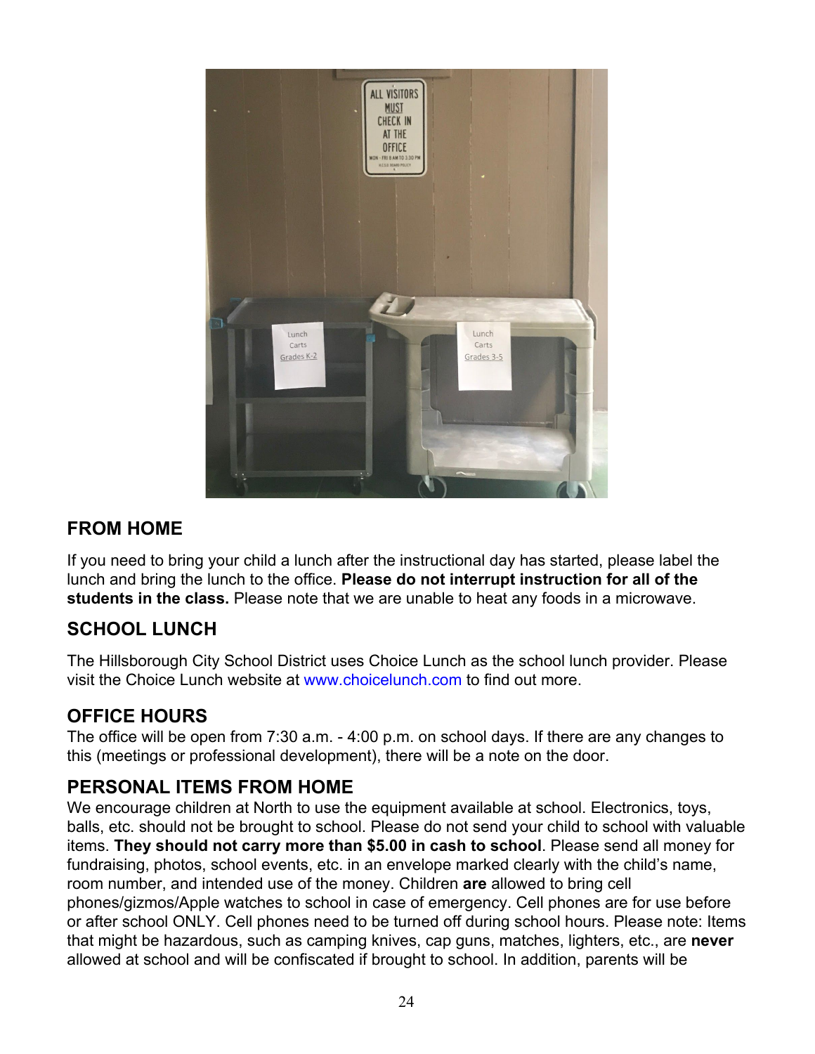## FROM HOME

If you need to bring your child a lunch after the instructional day has started, please label the lunch and bring the lunch to the office. **Please do not interrupt instruction for all of the students in the class.** Please note that we are unable to heat any foods in a microwave.

## SCHOOL LUNCH

The Hillsborough City School District uses Choice Lunch as the school lunch provider. Please visit the Choice Lunch website at www.choicelunch.com to find out more.

## OFFICE HOURS

The office will be open from 7:30 a.m. - 4:00 p.m. on school days. If there are any changes to this (meetings or professional development), there will be a note on the door.

## PERSONAL ITEMS FROM HOME

We encourage children at North to use the equipment available at school. Electronics, toys, balls, etc. should not be brought to school. Please do not send your child to school with valuable items. **They should not carry more than $5.00 in cash to school**. Please send all money for fundraising, photos, school events, etc. in an envelope marked clearly with the child's name, room number, and intended use of the money. Children **are** allowed to bring cell phones/gizmos/Apple watches to school in case of emergency. Cell phones are for use before or after school ONLY. Cell phones need to be turned off during school hours. Please note: Items that might be hazardous, such as camping knives, cap guns, matches, lighters, etc., are **never** allowed at school and will be confiscated if brought to school. In addition, parents will be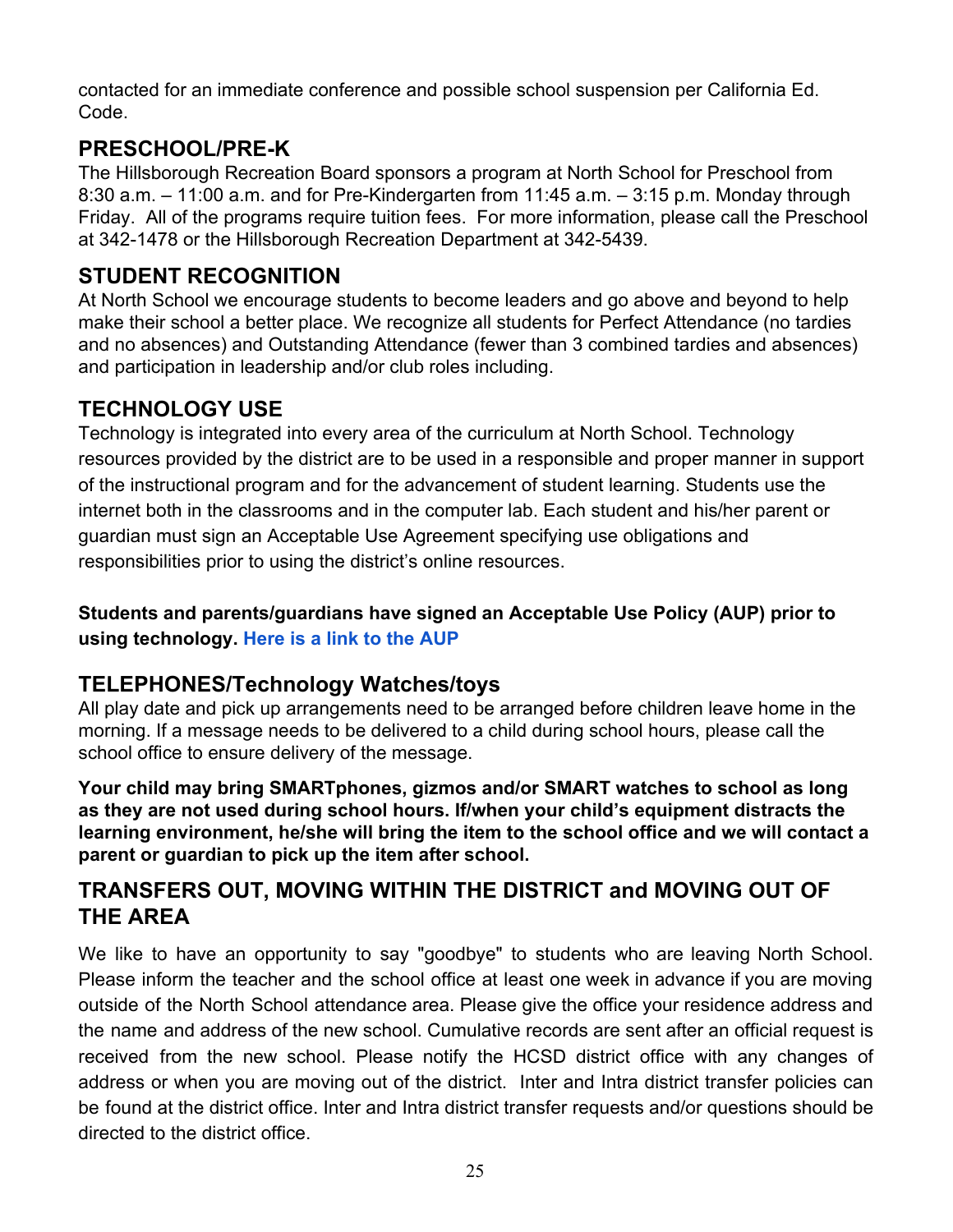contacted for an immediate conference and possible school suspension per California Ed. Code.

## PRESCHOOL/PRE-K

The Hillsborough Recreation Board sponsors a program at North School for Preschool from 8:30 a.m. – 11:00 a.m. and for Pre-Kindergarten from 11:45 a.m. – 3:15 p.m. Monday through Friday. All of the programs require tuition fees. For more information, please call the Preschool at 342-1478 or the Hillsborough Recreation Department at 342-5439.

## STUDENT RECOGNITION

At North School we encourage students to become leaders and go above and beyond to help make their school a better place. We recognize all students for Perfect Attendance (no tardies and no absences) and Outstanding Attendance (fewer than 3 combined tardies and absences) and participation in leadership and/or club roles including.

## TECHNOLOGY USE

Technology is integrated into every area of the curriculum at North School. Technology resources provided by the district are to be used in a responsible and proper manner in support of the instructional program and for the advancement of student learning. Students use the internet both in the classrooms and in the computer lab. Each student and his/her parent or guardian must sign an Acceptable Use Agreement specifying use obligations and responsibilities prior to using the district's online resources.

**Students and parents/guardians have signed an Acceptable Use Policy (AUP) prior to using technology. Here is a link to the AUP**

## TELEPHONES/Technology Watches/toys

All play date and pick up arrangements need to be arranged before children leave home in the morning. If a message needs to be delivered to a child during school hours, please call the school office to ensure delivery of the message.

**Your child may bring SMARTphones, gizmos and/or SMART watches to school as long as they are not used during school hours. If/when your child's equipment distracts the learning environment, he/she will bring the item to the school office and we will contact a parent or guardian to pick up the item after school.**

## TRANSFERS OUT, MOVING WITHIN THE DISTRICT and MOVING OUT OF THE AREA

We like to have an opportunity to say "goodbye" to students who are leaving North School. Please inform the teacher and the school office at least one week in advance if you are moving outside of the North School attendance area. Please give the office your residence address and the name and address of the new school. Cumulative records are sent after an official request is received from the new school. Please notify the HCSD district office with any changes of address or when you are moving out of the district. Inter and Intra district transfer policies can be found at the district office. Inter and Intra district transfer requests and/or questions should be directed to the district office.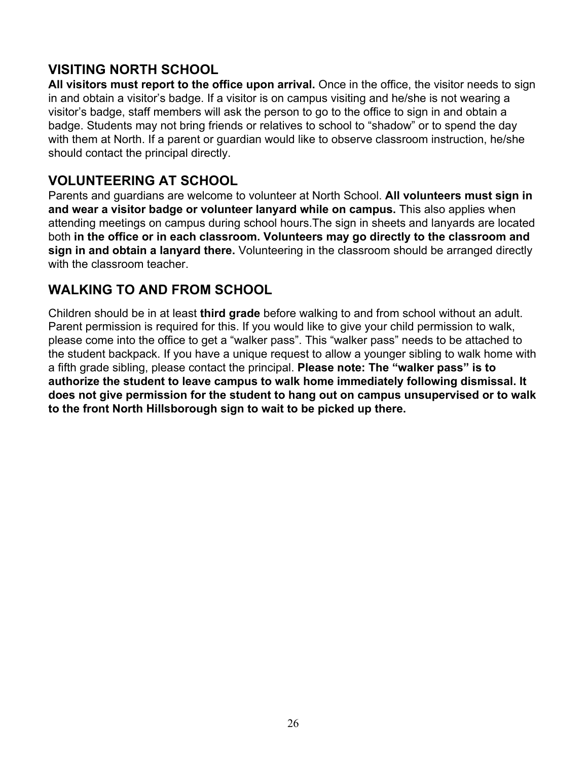## VISITING NORTH SCHOOL

**All visitors must report to the office upon arrival.** Once in the office, the visitor needs to sign in and obtain a visitor's badge. If a visitor is on campus visiting and he/she is not wearing a visitor's badge, staff members will ask the person to go to the office to sign in and obtain a badge. Students may not bring friends or relatives to school to "shadow" or to spend the day with them at North. If a parent or guardian would like to observe classroom instruction, he/she should contact the principal directly.

## VOLUNTEERING AT SCHOOL

Parents and guardians are welcome to volunteer at North School. **All volunteers must sign in and wear a visitor badge or volunteer lanyard while on campus.** This also applies when attending meetings on campus during school hours.The sign in sheets and lanyards are located both **in the office or in each classroom. Volunteers may go directly to the classroom and sign in and obtain a lanyard there.** Volunteering in the classroom should be arranged directly with the classroom teacher.

## WALKING TO AND FROM SCHOOL

Children should be in at least **third grade** before walking to and from school without an adult. Parent permission is required for this. If you would like to give your child permission to walk, please come into the office to get a "walker pass". This "walker pass" needs to be attached to the student backpack. If you have a unique request to allow a younger sibling to walk home with a fifth grade sibling, please contact the principal. **Please note: The "walker pass" is to authorize the student to leave campus to walk home immediately following dismissal. It does not give permission for the student to hang out on campus unsupervised or to walk to the front North Hillsborough sign to wait to be picked up there.**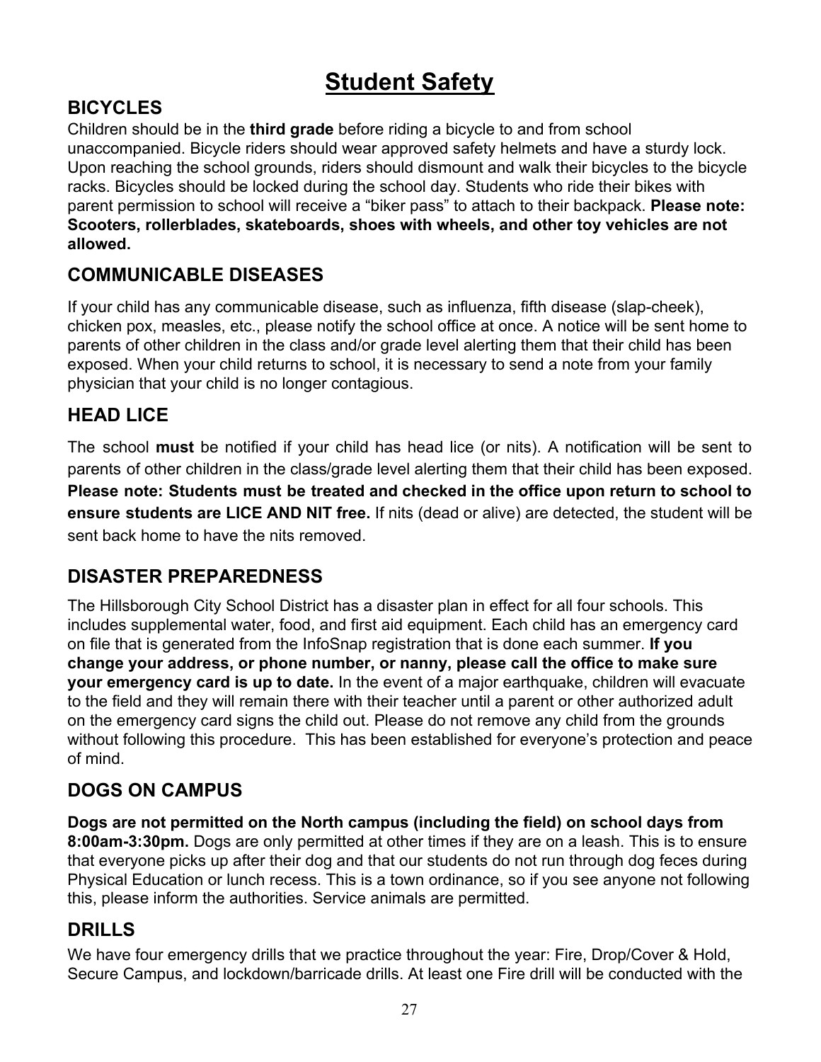# Student Safety

## BICYCLES

Children should be in the **third grade** before riding a bicycle to and from school unaccompanied. Bicycle riders should wear approved safety helmets and have a sturdy lock. Upon reaching the school grounds, riders should dismount and walk their bicycles to the bicycle racks. Bicycles should be locked during the school day. Students who ride their bikes with parent permission to school will receive a "biker pass" to attach to their backpack. **Please note: Scooters, rollerblades, skateboards, shoes with wheels, and other toy vehicles are not allowed.**

## COMMUNICABLE DISEASES

If your child has any communicable disease, such as influenza, fifth disease (slap-cheek), chicken pox, measles, etc., please notify the school office at once. A notice will be sent home to parents of other children in the class and/or grade level alerting them that their child has been exposed. When your child returns to school, it is necessary to send a note from your family physician that your child is no longer contagious.

## HEAD LICE

The school **must** be notified if your child has head lice (or nits). A notification will be sent to parents of other children in the class/grade level alerting them that their child has been exposed. **Please note: Students must be treated and checked in the office upon return to school to ensure students are LICE AND NIT free.** If nits (dead or alive) are detected, the student will be sent back home to have the nits removed.

## DISASTER PREPAREDNESS

The Hillsborough City School District has a disaster plan in effect for all four schools. This includes supplemental water, food, and first aid equipment. Each child has an emergency card on file that is generated from the InfoSnap registration that is done each summer. **If you change your address, or phone number, or nanny, please call the office to make sure your emergency card is up to date.** In the event of a major earthquake, children will evacuate to the field and they will remain there with their teacher until a parent or other authorized adult on the emergency card signs the child out. Please do not remove any child from the grounds without following this procedure. This has been established for everyone's protection and peace of mind.

## DOGS ON CAMPUS

**Dogs are not permitted on the North campus (including the field) on school days from 8:00am-3:30pm.** Dogs are only permitted at other times if they are on a leash. This is to ensure that everyone picks up after their dog and that our students do not run through dog feces during Physical Education or lunch recess. This is a town ordinance, so if you see anyone not following this, please inform the authorities. Service animals are permitted.

## DRILLS

We have four emergency drills that we practice throughout the year: Fire, Drop/Cover & Hold, Secure Campus, and lockdown/barricade drills. At least one Fire drill will be conducted with the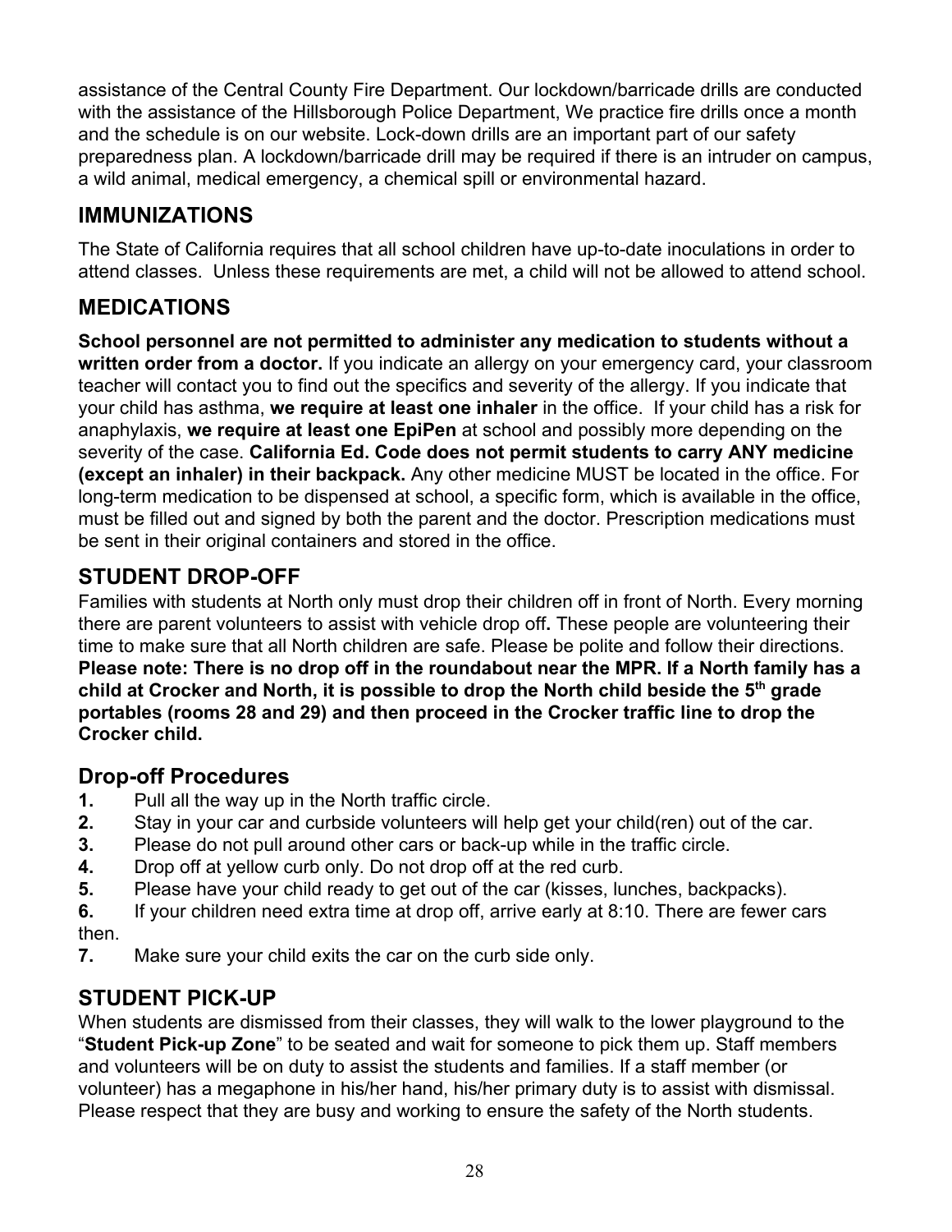assistance of the Central County Fire Department. Our lockdown/barricade drills are conducted with the assistance of the Hillsborough Police Department, We practice fire drills once a month and the schedule is on our website. Lock-down drills are an important part of our safety preparedness plan. A lockdown/barricade drill may be required if there is an intruder on campus, a wild animal, medical emergency, a chemical spill or environmental hazard.

## IMMUNIZATIONS

The State of California requires that all school children have up-to-date inoculations in order to attend classes. Unless these requirements are met, a child will not be allowed to attend school.

## MEDICATIONS

**School personnel are not permitted to administer any medication to students without a written order from a doctor.** If you indicate an allergy on your emergency card, your classroom teacher will contact you to find out the specifics and severity of the allergy. If you indicate that your child has asthma, **we require at least one inhaler** in the office. If your child has a risk for anaphylaxis, **we require at least one EpiPen** at school and possibly more depending on the severity of the case. **California Ed. Code does not permit students to carry ANY medicine (except an inhaler) in their backpack.** Any other medicine MUST be located in the office. For long-term medication to be dispensed at school, a specific form, which is available in the office, must be filled out and signed by both the parent and the doctor. Prescription medications must be sent in their original containers and stored in the office.

## STUDENT DROP-OFF

Families with students at North only must drop their children off in front of North. Every morning there are parent volunteers to assist with vehicle drop off**.** These people are volunteering their time to make sure that all North children are safe. Please be polite and follow their directions. **Please note: There is no drop off in the roundabout near the MPR. If a North family has a child at Crocker and North, it is possible to drop the North child beside the 5th grade portables (rooms 28 and 29) and then proceed in the Crocker traffic line to drop the Crocker child.**

### Drop-off Procedures

1. Pull all the way up in the North traffic circle.
2. Stay in your car and curbside volunteers will help get your child(ren) out of the car.
3. Please do not pull around other cars or back-up while in the traffic circle.
4. Drop off at yellow curb only. Do not drop off at the red curb.
5. Please have your child ready to get out of the car (kisses, lunches, backpacks).
6. If your children need extra time at drop off, arrive early at 8:10. There are fewer cars then.
7. Make sure your child exits the car on the curb side only.

## STUDENT PICK-UP

When students are dismissed from their classes, they will walk to the lower playground to the "**Student Pick-up Zone**" to be seated and wait for someone to pick them up. Staff members and volunteers will be on duty to assist the students and families. If a staff member (or volunteer) has a megaphone in his/her hand, his/her primary duty is to assist with dismissal. Please respect that they are busy and working to ensure the safety of the North students.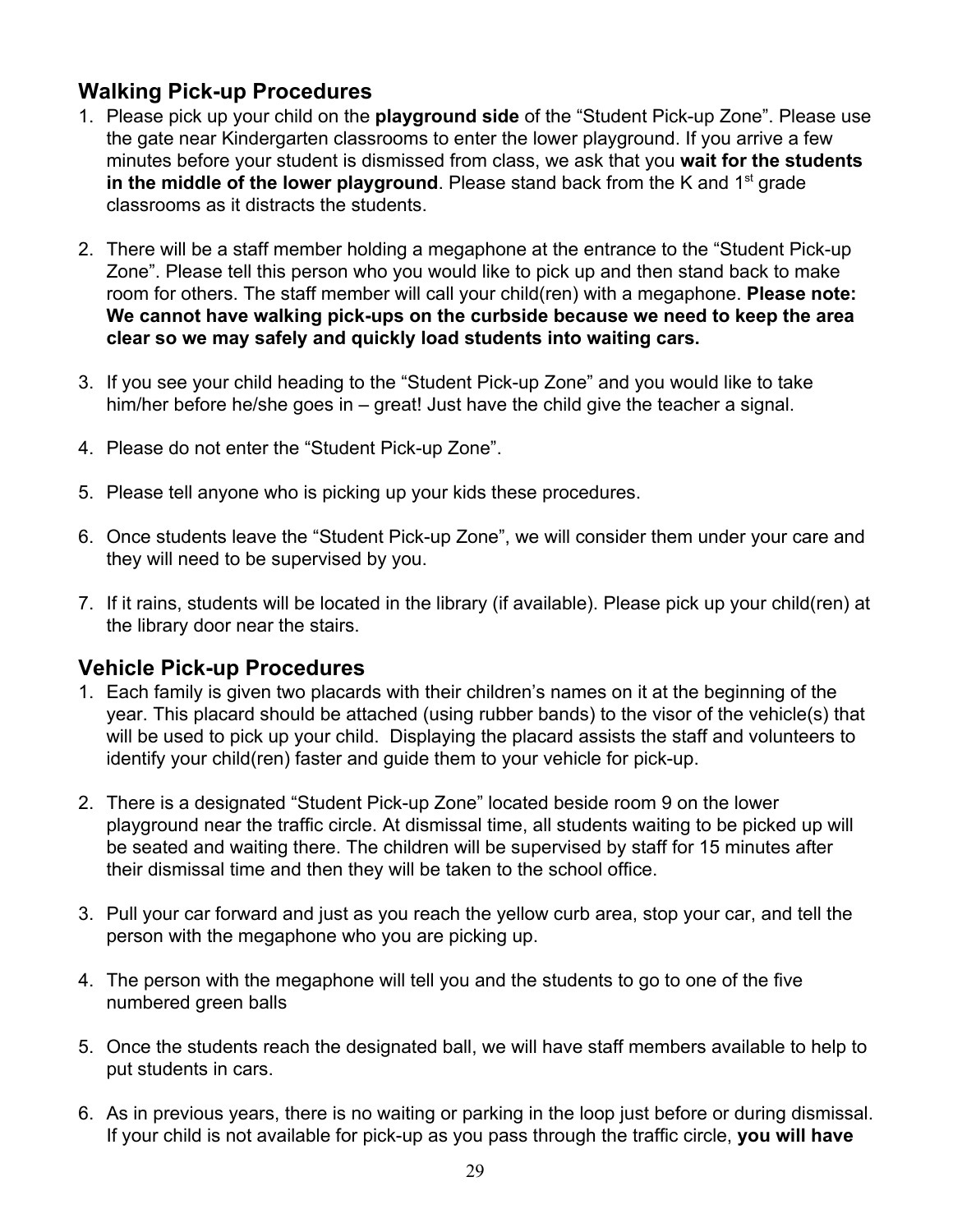## Walking Pick-up Procedures

1. Please pick up your child on the **playground side** of the "Student Pick-up Zone". Please use the gate near Kindergarten classrooms to enter the lower playground. If you arrive a few minutes before your student is dismissed from class, we ask that you **wait for the students in the middle of the lower playground**. Please stand back from the K and 1st grade classrooms as it distracts the students.

2. There will be a staff member holding a megaphone at the entrance to the "Student Pick-up Zone". Please tell this person who you would like to pick up and then stand back to make room for others. The staff member will call your child(ren) with a megaphone. **Please note: We cannot have walking pick-ups on the curbside because we need to keep the area clear so we may safely and quickly load students into waiting cars.**

3. If you see your child heading to the "Student Pick-up Zone" and you would like to take him/her before he/she goes in – great! Just have the child give the teacher a signal.

4. Please do not enter the "Student Pick-up Zone".

5. Please tell anyone who is picking up your kids these procedures.

6. Once students leave the "Student Pick-up Zone", we will consider them under your care and they will need to be supervised by you.

7. If it rains, students will be located in the library (if available). Please pick up your child(ren) at the library door near the stairs.

## Vehicle Pick-up Procedures

1. Each family is given two placards with their children's names on it at the beginning of the year. This placard should be attached (using rubber bands) to the visor of the vehicle(s) that will be used to pick up your child. Displaying the placard assists the staff and volunteers to identify your child(ren) faster and guide them to your vehicle for pick-up.

2. There is a designated "Student Pick-up Zone" located beside room 9 on the lower playground near the traffic circle. At dismissal time, all students waiting to be picked up will be seated and waiting there. The children will be supervised by staff for 15 minutes after their dismissal time and then they will be taken to the school office.

3. Pull your car forward and just as you reach the yellow curb area, stop your car, and tell the person with the megaphone who you are picking up.

4. The person with the megaphone will tell you and the students to go to one of the five numbered green balls

5. Once the students reach the designated ball, we will have staff members available to help to put students in cars.

6. As in previous years, there is no waiting or parking in the loop just before or during dismissal. If your child is not available for pick-up as you pass through the traffic circle, **you will have**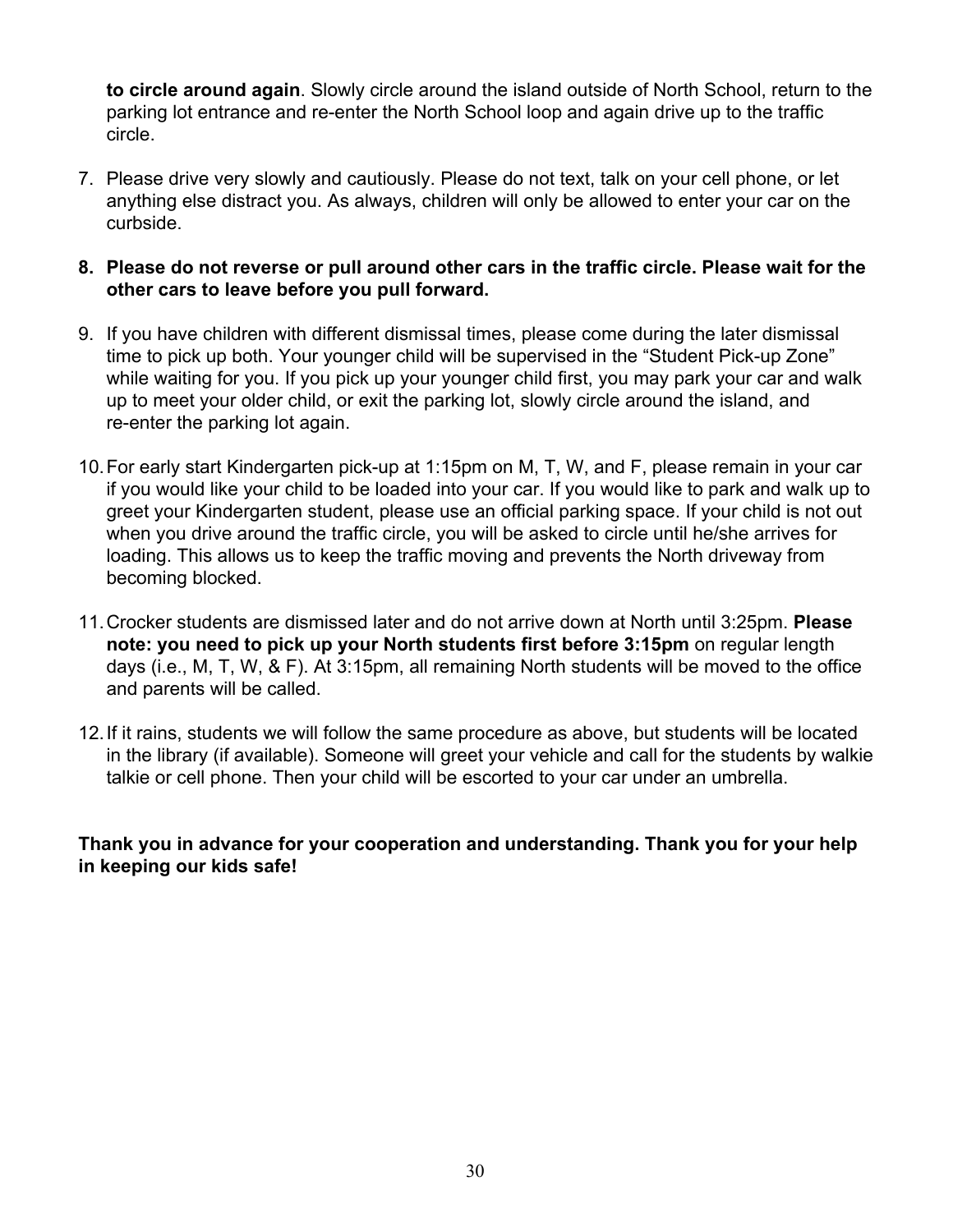**to circle around again**. Slowly circle around the island outside of North School, return to the parking lot entrance and re-enter the North School loop and again drive up to the traffic circle.

7. Please drive very slowly and cautiously. Please do not text, talk on your cell phone, or let anything else distract you. As always, children will only be allowed to enter your car on the curbside.

8. **Please do not reverse or pull around other cars in the traffic circle. Please wait for the other cars to leave before you pull forward.**

9. If you have children with different dismissal times, please come during the later dismissal time to pick up both. Your younger child will be supervised in the "Student Pick-up Zone" while waiting for you. If you pick up your younger child first, you may park your car and walk up to meet your older child, or exit the parking lot, slowly circle around the island, and re-enter the parking lot again.

10. For early start Kindergarten pick-up at 1:15pm on M, T, W, and F, please remain in your car if you would like your child to be loaded into your car. If you would like to park and walk up to greet your Kindergarten student, please use an official parking space. If your child is not out when you drive around the traffic circle, you will be asked to circle until he/she arrives for loading. This allows us to keep the traffic moving and prevents the North driveway from becoming blocked.

11. Crocker students are dismissed later and do not arrive down at North until 3:25pm. **Please note: you need to pick up your North students first before 3:15pm** on regular length days (i.e., M, T, W, & F). At 3:15pm, all remaining North students will be moved to the office and parents will be called.

12. If it rains, students we will follow the same procedure as above, but students will be located in the library (if available). Someone will greet your vehicle and call for the students by walkie talkie or cell phone. Then your child will be escorted to your car under an umbrella.

**Thank you in advance for your cooperation and understanding. Thank you for your help in keeping our kids safe!**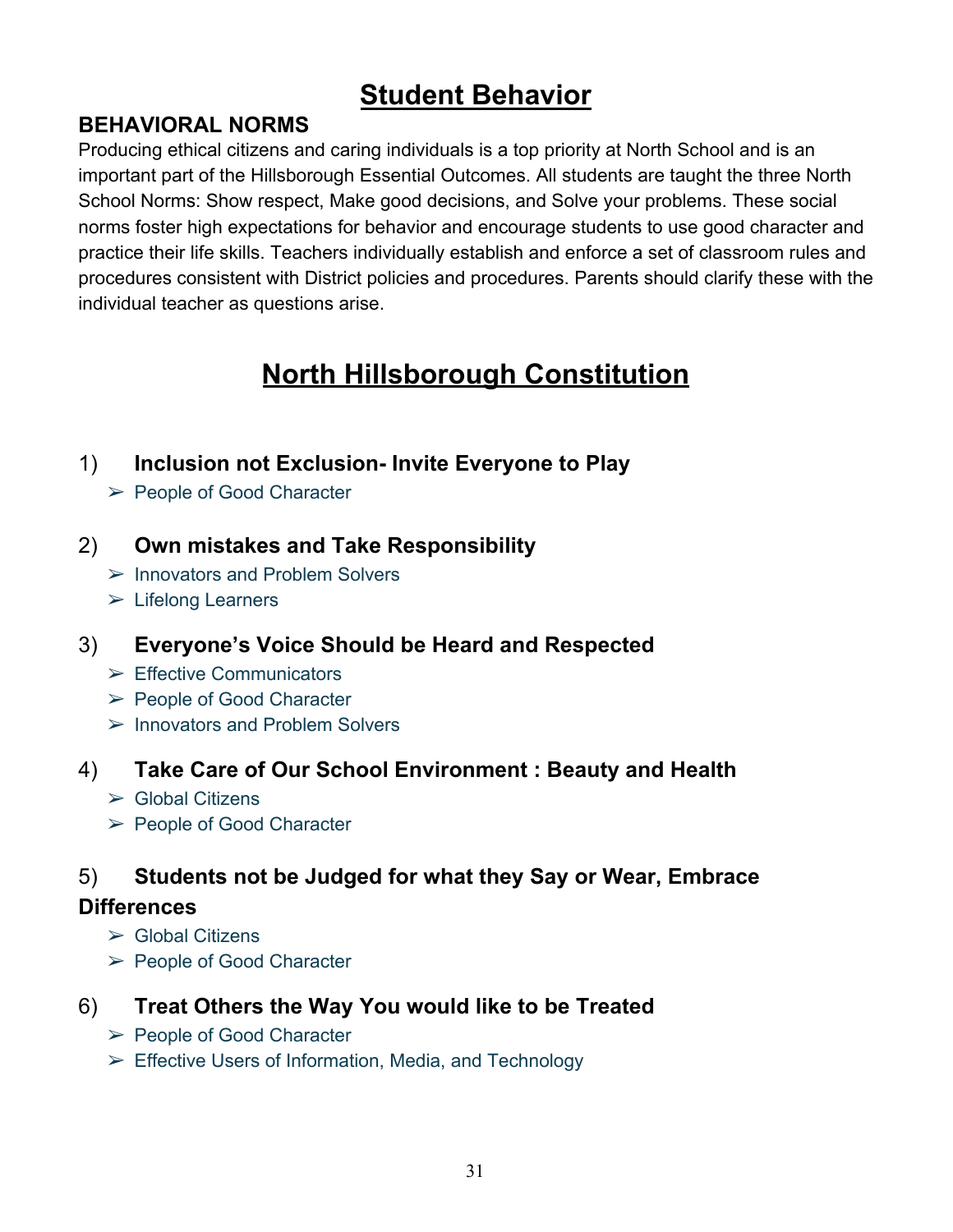# Student Behavior

## BEHAVIORAL NORMS

Producing ethical citizens and caring individuals is a top priority at North School and is an important part of the Hillsborough Essential Outcomes. All students are taught the three North School Norms: Show respect, Make good decisions, and Solve your problems. These social norms foster high expectations for behavior and encourage students to use good character and practice their life skills. Teachers individually establish and enforce a set of classroom rules and procedures consistent with District policies and procedures. Parents should clarify these with the individual teacher as questions arise.

# North Hillsborough Constitution

1) **Inclusion not Exclusion- Invite Everyone to Play**
   - People of Good Character

2) **Own mistakes and Take Responsibility**
   - Innovators and Problem Solvers
   - Lifelong Learners

3) **Everyone's Voice Should be Heard and Respected**
   - Effective Communicators
   - People of Good Character
   - Innovators and Problem Solvers

4) **Take Care of Our School Environment : Beauty and Health**
   - Global Citizens
   - People of Good Character

5) **Students not be Judged for what they Say or Wear, Embrace Differences**
   - Global Citizens
   - People of Good Character

6) **Treat Others the Way You would like to be Treated**
   - People of Good Character
   - Effective Users of Information, Media, and Technology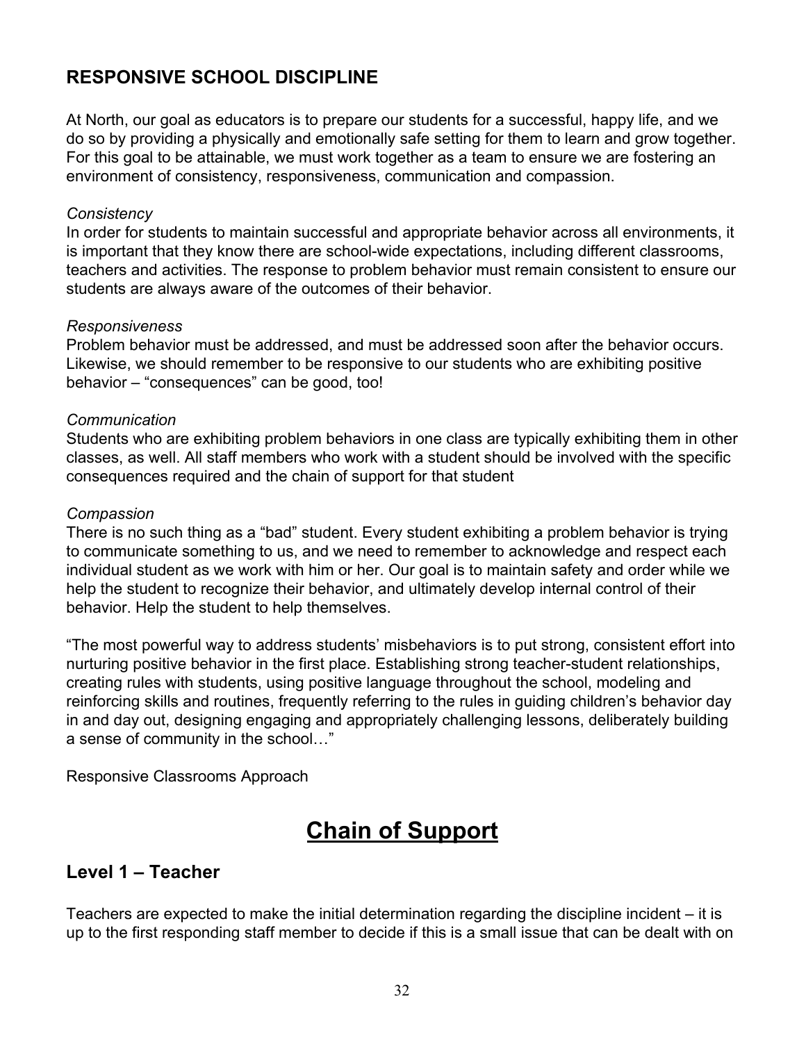## RESPONSIVE SCHOOL DISCIPLINE

At North, our goal as educators is to prepare our students for a successful, happy life, and we do so by providing a physically and emotionally safe setting for them to learn and grow together. For this goal to be attainable, we must work together as a team to ensure we are fostering an environment of consistency, responsiveness, communication and compassion.

*Consistency*
In order for students to maintain successful and appropriate behavior across all environments, it is important that they know there are school-wide expectations, including different classrooms, teachers and activities. The response to problem behavior must remain consistent to ensure our students are always aware of the outcomes of their behavior.

*Responsiveness*
Problem behavior must be addressed, and must be addressed soon after the behavior occurs. Likewise, we should remember to be responsive to our students who are exhibiting positive behavior – "consequences" can be good, too!

*Communication*
Students who are exhibiting problem behaviors in one class are typically exhibiting them in other classes, as well. All staff members who work with a student should be involved with the specific consequences required and the chain of support for that student

*Compassion*
There is no such thing as a "bad" student. Every student exhibiting a problem behavior is trying to communicate something to us, and we need to remember to acknowledge and respect each individual student as we work with him or her. Our goal is to maintain safety and order while we help the student to recognize their behavior, and ultimately develop internal control of their behavior. Help the student to help themselves.

"The most powerful way to address students' misbehaviors is to put strong, consistent effort into nurturing positive behavior in the first place. Establishing strong teacher-student relationships, creating rules with students, using positive language throughout the school, modeling and reinforcing skills and routines, frequently referring to the rules in guiding children's behavior day in and day out, designing engaging and appropriately challenging lessons, deliberately building a sense of community in the school…"

Responsive Classrooms Approach

# Chain of Support

## Level 1 – Teacher

Teachers are expected to make the initial determination regarding the discipline incident – it is up to the first responding staff member to decide if this is a small issue that can be dealt with on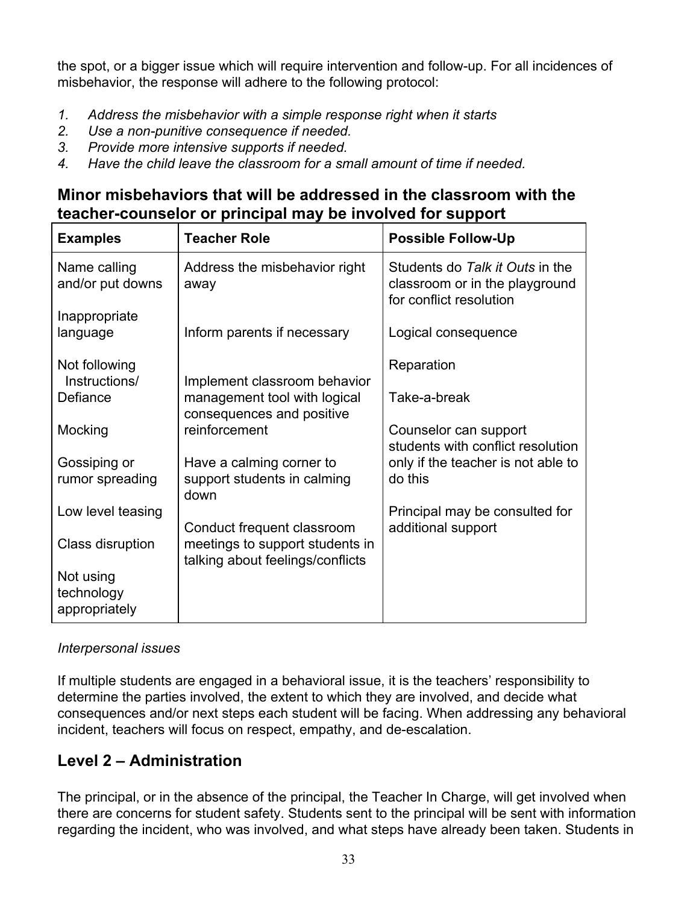the spot, or a bigger issue which will require intervention and follow-up. For all incidences of misbehavior, the response will adhere to the following protocol:

1. *Address the misbehavior with a simple response right when it starts*
2. *Use a non-punitive consequence if needed.*
3. *Provide more intensive supports if needed.*
4. *Have the child leave the classroom for a small amount of time if needed.*

### Minor misbehaviors that will be addressed in the classroom with the teacher-counselor or principal may be involved for support

| Examples | Teacher Role | Possible Follow-Up |
|---|---|---|
| Name calling and/or put downs<br><br>Inappropriate language<br><br>Not following Instructions/ Defiance<br><br>Mocking<br><br>Gossiping or rumor spreading<br><br>Low level teasing<br><br>Class disruption<br><br>Not using technology appropriately | Address the misbehavior right away<br><br>Inform parents if necessary<br><br>Implement classroom behavior management tool with logical consequences and positive reinforcement<br><br>Have a calming corner to support students in calming down<br><br>Conduct frequent classroom meetings to support students in talking about feelings/conflicts | Students do *Talk it Outs* in the classroom or in the playground for conflict resolution<br><br>Logical consequence<br><br>Reparation<br><br>Take-a-break<br><br>Counselor can support students with conflict resolution only if the teacher is not able to do this<br><br>Principal may be consulted for additional support |

*Interpersonal issues*

If multiple students are engaged in a behavioral issue, it is the teachers' responsibility to determine the parties involved, the extent to which they are involved, and decide what consequences and/or next steps each student will be facing. When addressing any behavioral incident, teachers will focus on respect, empathy, and de-escalation.

## Level 2 – Administration

The principal, or in the absence of the principal, the Teacher In Charge, will get involved when there are concerns for student safety. Students sent to the principal will be sent with information regarding the incident, who was involved, and what steps have already been taken. Students in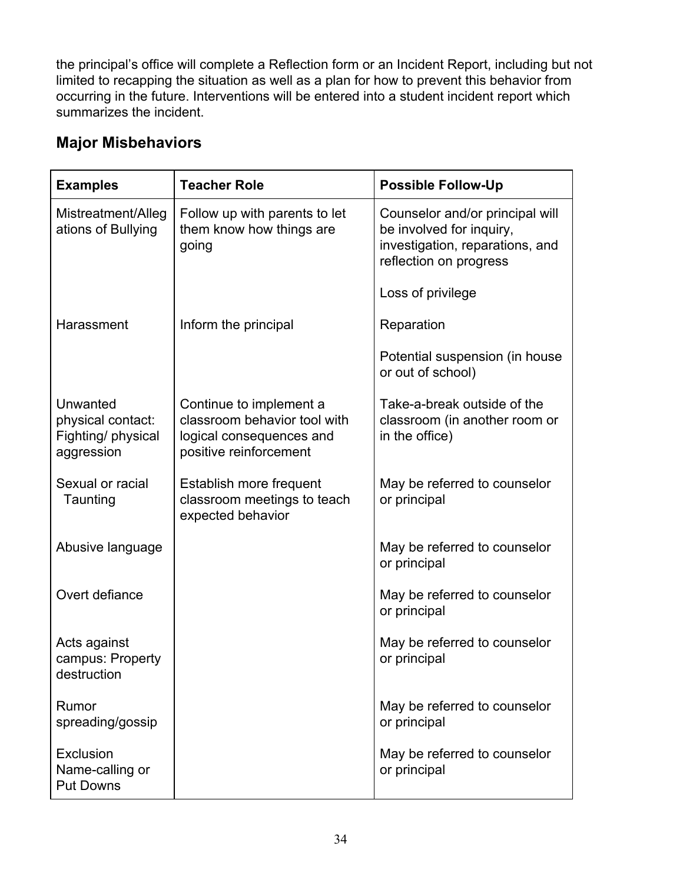the principal's office will complete a Reflection form or an Incident Report, including but not limited to recapping the situation as well as a plan for how to prevent this behavior from occurring in the future. Interventions will be entered into a student incident report which summarizes the incident.

## Major Misbehaviors

| Examples | Teacher Role | Possible Follow-Up |
|---|---|---|
| Mistreatment/Allegations of Bullying | Follow up with parents to let them know how things are going | Counselor and/or principal will be involved for inquiry, investigation, reparations, and reflection on progress |
| | | Loss of privilege |
| Harassment | Inform the principal | Reparation |
| | | Potential suspension (in house or out of school) |
| Unwanted physical contact: Fighting/ physical aggression | Continue to implement a classroom behavior tool with logical consequences and positive reinforcement | Take-a-break outside of the classroom (in another room or in the office) |
| Sexual or racial Taunting | Establish more frequent classroom meetings to teach expected behavior | May be referred to counselor or principal |
| Abusive language | | May be referred to counselor or principal |
| Overt defiance | | May be referred to counselor or principal |
| Acts against campus: Property destruction | | May be referred to counselor or principal |
| Rumor spreading/gossip | | May be referred to counselor or principal |
| Exclusion Name-calling or Put Downs | | May be referred to counselor or principal |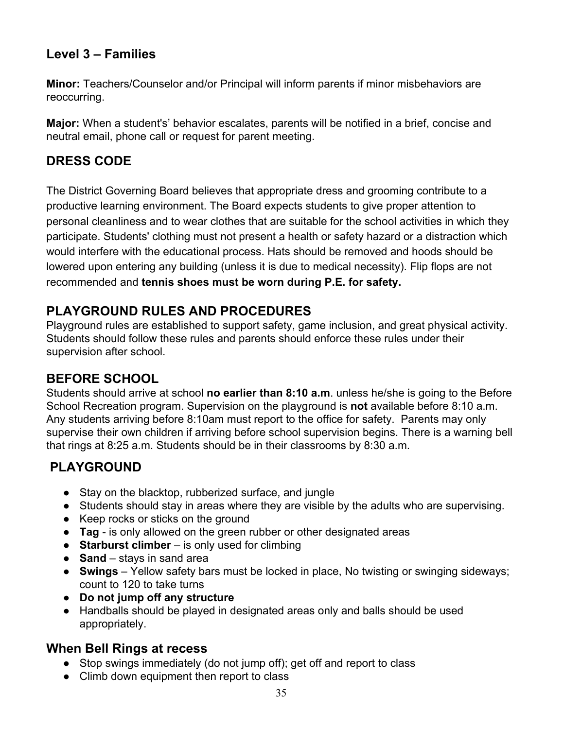## Level 3 – Families

**Minor:** Teachers/Counselor and/or Principal will inform parents if minor misbehaviors are reoccurring.

**Major:** When a student's' behavior escalates, parents will be notified in a brief, concise and neutral email, phone call or request for parent meeting.

## DRESS CODE

The District Governing Board believes that appropriate dress and grooming contribute to a productive learning environment. The Board expects students to give proper attention to personal cleanliness and to wear clothes that are suitable for the school activities in which they participate. Students' clothing must not present a health or safety hazard or a distraction which would interfere with the educational process. Hats should be removed and hoods should be lowered upon entering any building (unless it is due to medical necessity). Flip flops are not recommended and **tennis shoes must be worn during P.E. for safety.**

## PLAYGROUND RULES AND PROCEDURES

Playground rules are established to support safety, game inclusion, and great physical activity. Students should follow these rules and parents should enforce these rules under their supervision after school.

## BEFORE SCHOOL

Students should arrive at school **no earlier than 8:10 a.m**. unless he/she is going to the Before School Recreation program. Supervision on the playground is **not** available before 8:10 a.m. Any students arriving before 8:10am must report to the office for safety. Parents may only supervise their own children if arriving before school supervision begins. There is a warning bell that rings at 8:25 a.m. Students should be in their classrooms by 8:30 a.m.

## PLAYGROUND

- Stay on the blacktop, rubberized surface, and jungle
- Students should stay in areas where they are visible by the adults who are supervising.
- Keep rocks or sticks on the ground
- **Tag** - is only allowed on the green rubber or other designated areas
- **Starburst climber** – is only used for climbing
- **Sand** – stays in sand area
- **Swings** – Yellow safety bars must be locked in place, No twisting or swinging sideways; count to 120 to take turns
- **Do not jump off any structure**
- Handballs should be played in designated areas only and balls should be used appropriately.

## When Bell Rings at recess

- Stop swings immediately (do not jump off); get off and report to class
- Climb down equipment then report to class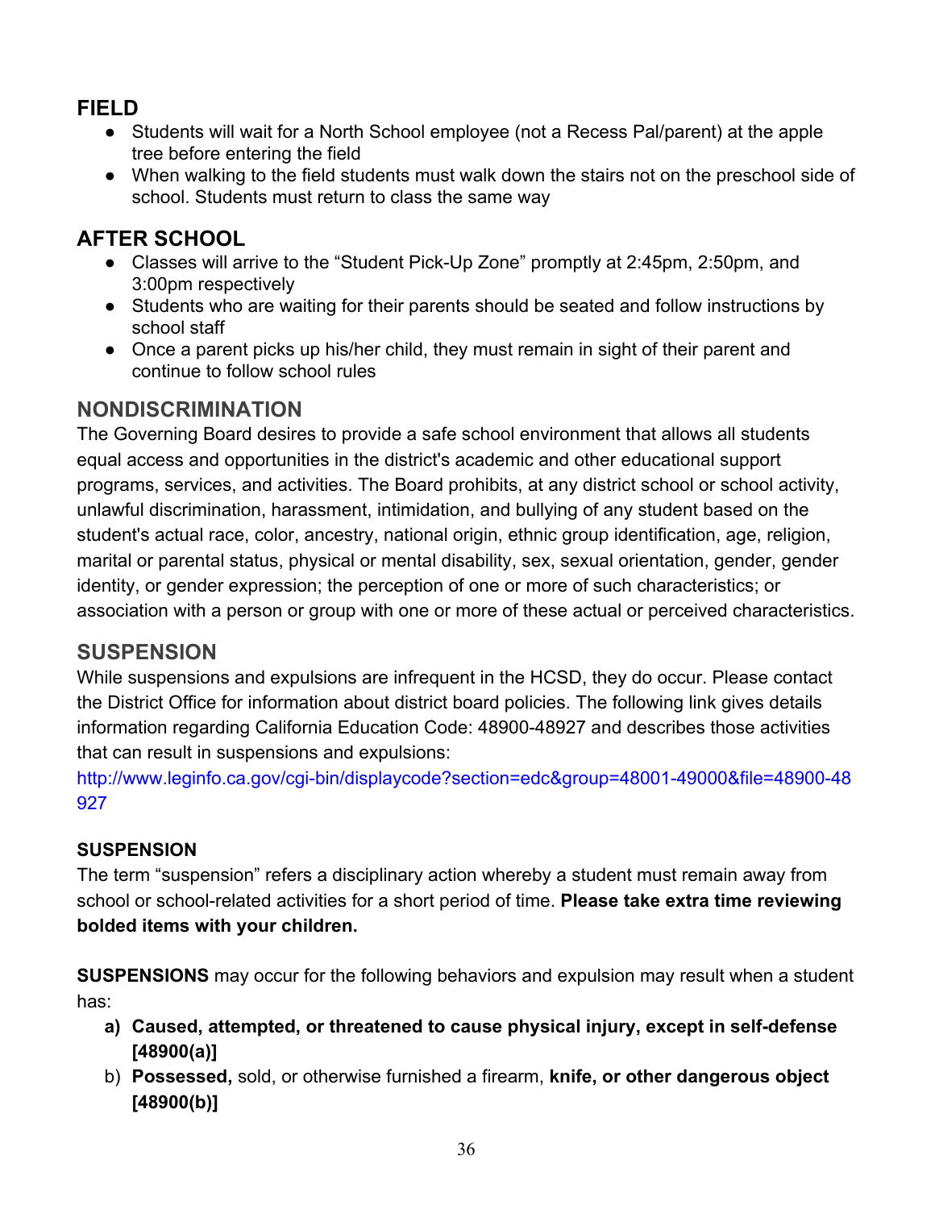## FIELD

- Students will wait for a North School employee (not a Recess Pal/parent) at the apple tree before entering the field
- When walking to the field students must walk down the stairs not on the preschool side of school. Students must return to class the same way

## AFTER SCHOOL

- Classes will arrive to the "Student Pick-Up Zone" promptly at 2:45pm, 2:50pm, and 3:00pm respectively
- Students who are waiting for their parents should be seated and follow instructions by school staff
- Once a parent picks up his/her child, they must remain in sight of their parent and continue to follow school rules

## NONDISCRIMINATION

The Governing Board desires to provide a safe school environment that allows all students equal access and opportunities in the district's academic and other educational support programs, services, and activities. The Board prohibits, at any district school or school activity, unlawful discrimination, harassment, intimidation, and bullying of any student based on the student's actual race, color, ancestry, national origin, ethnic group identification, age, religion, marital or parental status, physical or mental disability, sex, sexual orientation, gender, gender identity, or gender expression; the perception of one or more of such characteristics; or association with a person or group with one or more of these actual or perceived characteristics.

## SUSPENSION

While suspensions and expulsions are infrequent in the HCSD, they do occur. Please contact the District Office for information about district board policies. The following link gives details information regarding California Education Code: 48900-48927 and describes those activities that can result in suspensions and expulsions:
http://www.leginfo.ca.gov/cgi-bin/displaycode?section=edc&group=48001-49000&file=48900-48927

### SUSPENSION

The term "suspension" refers a disciplinary action whereby a student must remain away from school or school-related activities for a short period of time. **Please take extra time reviewing bolded items with your children.**

**SUSPENSIONS** may occur for the following behaviors and expulsion may result when a student has:

a) **Caused, attempted, or threatened to cause physical injury, except in self-defense [48900(a)]**
b) **Possessed,** sold, or otherwise furnished a firearm, **knife, or other dangerous object [48900(b)]**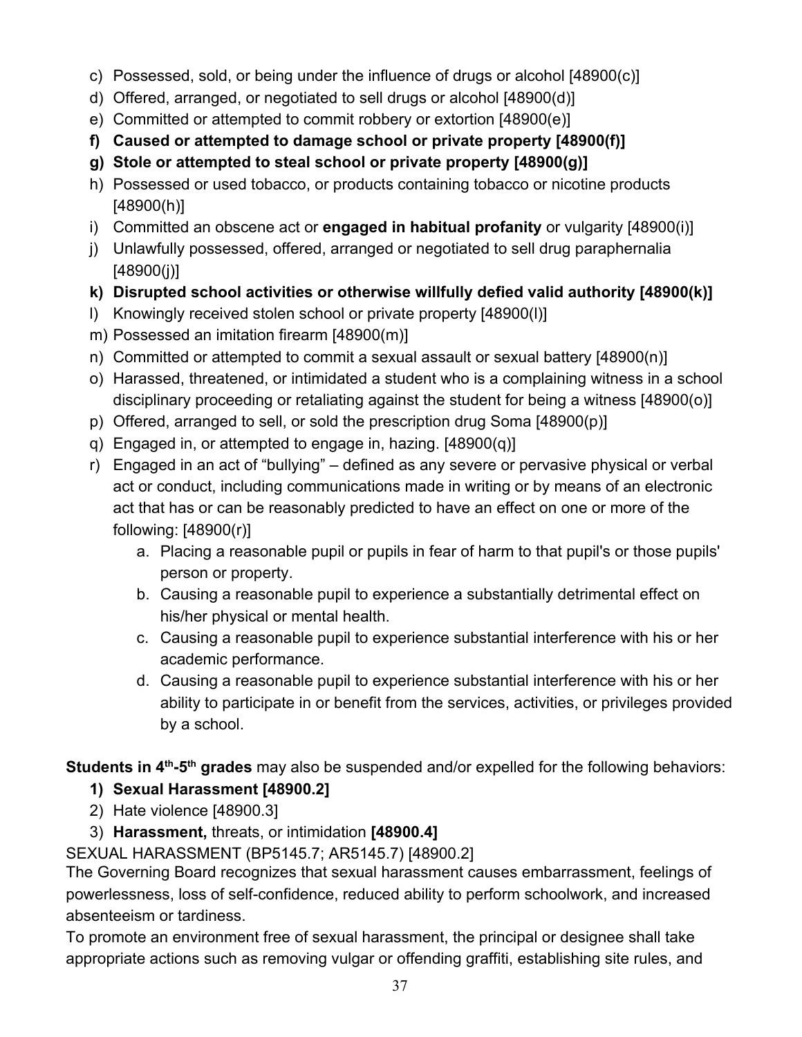c) Possessed, sold, or being under the influence of drugs or alcohol [48900(c)]
d) Offered, arranged, or negotiated to sell drugs or alcohol [48900(d)]
e) Committed or attempted to commit robbery or extortion [48900(e)]
**f) Caused or attempted to damage school or private property [48900(f)]**
**g) Stole or attempted to steal school or private property [48900(g)]**
h) Possessed or used tobacco, or products containing tobacco or nicotine products [48900(h)]
i) Committed an obscene act or **engaged in habitual profanity** or vulgarity [48900(i)]
j) Unlawfully possessed, offered, arranged or negotiated to sell drug paraphernalia [48900(j)]
**k) Disrupted school activities or otherwise willfully defied valid authority [48900(k)]**
l) Knowingly received stolen school or private property [48900(l)]
m) Possessed an imitation firearm [48900(m)]
n) Committed or attempted to commit a sexual assault or sexual battery [48900(n)]
o) Harassed, threatened, or intimidated a student who is a complaining witness in a school disciplinary proceeding or retaliating against the student for being a witness [48900(o)]
p) Offered, arranged to sell, or sold the prescription drug Soma [48900(p)]
q) Engaged in, or attempted to engage in, hazing. [48900(q)]
r) Engaged in an act of "bullying" – defined as any severe or pervasive physical or verbal act or conduct, including communications made in writing or by means of an electronic act that has or can be reasonably predicted to have an effect on one or more of the following: [48900(r)]
    a. Placing a reasonable pupil or pupils in fear of harm to that pupil's or those pupils' person or property.
    b. Causing a reasonable pupil to experience a substantially detrimental effect on his/her physical or mental health.
    c. Causing a reasonable pupil to experience substantial interference with his or her academic performance.
    d. Causing a reasonable pupil to experience substantial interference with his or her ability to participate in or benefit from the services, activities, or privileges provided by a school.

**Students in 4th-5th grades** may also be suspended and/or expelled for the following behaviors:

1) **Sexual Harassment [48900.2]**
2) Hate violence [48900.3]
3) **Harassment,** threats, or intimidation **[48900.4]**

SEXUAL HARASSMENT (BP5145.7; AR5145.7) [48900.2]

The Governing Board recognizes that sexual harassment causes embarrassment, feelings of powerlessness, loss of self-confidence, reduced ability to perform schoolwork, and increased absenteeism or tardiness.

To promote an environment free of sexual harassment, the principal or designee shall take appropriate actions such as removing vulgar or offending graffiti, establishing site rules, and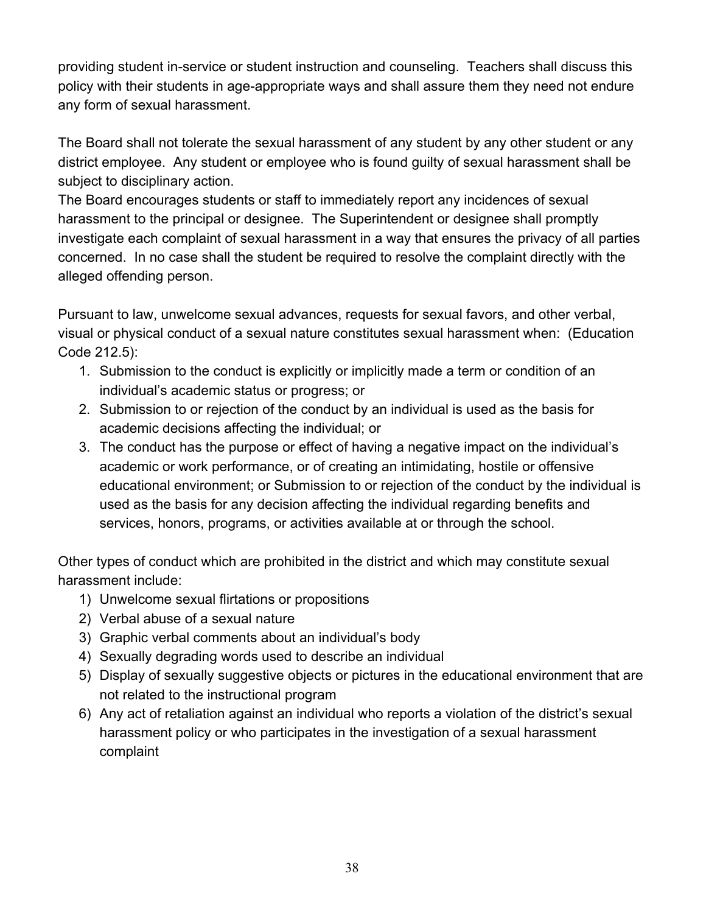providing student in-service or student instruction and counseling. Teachers shall discuss this policy with their students in age-appropriate ways and shall assure them they need not endure any form of sexual harassment.

The Board shall not tolerate the sexual harassment of any student by any other student or any district employee. Any student or employee who is found guilty of sexual harassment shall be subject to disciplinary action.
The Board encourages students or staff to immediately report any incidences of sexual harassment to the principal or designee. The Superintendent or designee shall promptly investigate each complaint of sexual harassment in a way that ensures the privacy of all parties concerned. In no case shall the student be required to resolve the complaint directly with the alleged offending person.

Pursuant to law, unwelcome sexual advances, requests for sexual favors, and other verbal, visual or physical conduct of a sexual nature constitutes sexual harassment when: (Education Code 212.5):

1. Submission to the conduct is explicitly or implicitly made a term or condition of an individual's academic status or progress; or
2. Submission to or rejection of the conduct by an individual is used as the basis for academic decisions affecting the individual; or
3. The conduct has the purpose or effect of having a negative impact on the individual's academic or work performance, or of creating an intimidating, hostile or offensive educational environment; or Submission to or rejection of the conduct by the individual is used as the basis for any decision affecting the individual regarding benefits and services, honors, programs, or activities available at or through the school.

Other types of conduct which are prohibited in the district and which may constitute sexual harassment include:

1) Unwelcome sexual flirtations or propositions
2) Verbal abuse of a sexual nature
3) Graphic verbal comments about an individual's body
4) Sexually degrading words used to describe an individual
5) Display of sexually suggestive objects or pictures in the educational environment that are not related to the instructional program
6) Any act of retaliation against an individual who reports a violation of the district's sexual harassment policy or who participates in the investigation of a sexual harassment complaint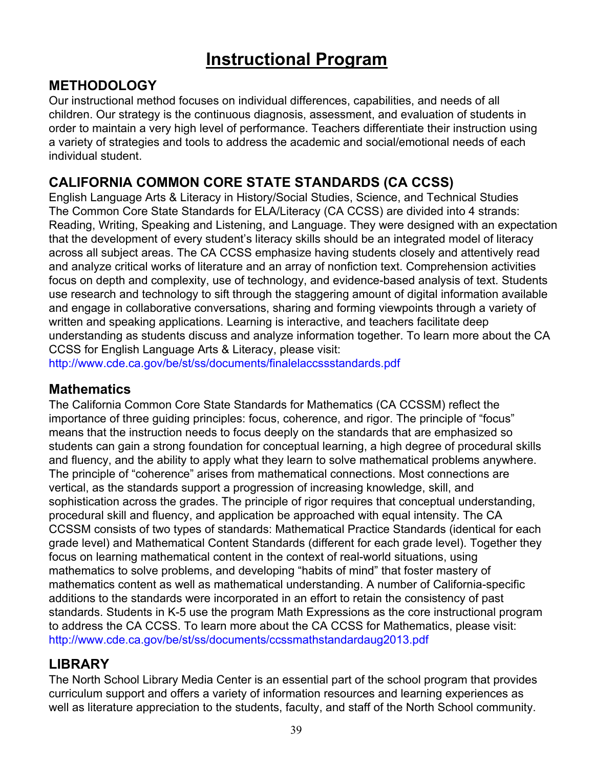# Instructional Program

## METHODOLOGY

Our instructional method focuses on individual differences, capabilities, and needs of all children. Our strategy is the continuous diagnosis, assessment, and evaluation of students in order to maintain a very high level of performance. Teachers differentiate their instruction using a variety of strategies and tools to address the academic and social/emotional needs of each individual student.

## CALIFORNIA COMMON CORE STATE STANDARDS (CA CCSS)

English Language Arts & Literacy in History/Social Studies, Science, and Technical Studies
The Common Core State Standards for ELA/Literacy (CA CCSS) are divided into 4 strands: Reading, Writing, Speaking and Listening, and Language. They were designed with an expectation that the development of every student's literacy skills should be an integrated model of literacy across all subject areas. The CA CCSS emphasize having students closely and attentively read and analyze critical works of literature and an array of nonfiction text. Comprehension activities focus on depth and complexity, use of technology, and evidence-based analysis of text. Students use research and technology to sift through the staggering amount of digital information available and engage in collaborative conversations, sharing and forming viewpoints through a variety of written and speaking applications. Learning is interactive, and teachers facilitate deep understanding as students discuss and analyze information together. To learn more about the CA CCSS for English Language Arts & Literacy, please visit:
http://www.cde.ca.gov/be/st/ss/documents/finalelaccssstandards.pdf

## Mathematics

The California Common Core State Standards for Mathematics (CA CCSSM) reflect the importance of three guiding principles: focus, coherence, and rigor. The principle of "focus" means that the instruction needs to focus deeply on the standards that are emphasized so students can gain a strong foundation for conceptual learning, a high degree of procedural skills and fluency, and the ability to apply what they learn to solve mathematical problems anywhere. The principle of "coherence" arises from mathematical connections. Most connections are vertical, as the standards support a progression of increasing knowledge, skill, and sophistication across the grades. The principle of rigor requires that conceptual understanding, procedural skill and fluency, and application be approached with equal intensity. The CA CCSSM consists of two types of standards: Mathematical Practice Standards (identical for each grade level) and Mathematical Content Standards (different for each grade level). Together they focus on learning mathematical content in the context of real-world situations, using mathematics to solve problems, and developing "habits of mind" that foster mastery of mathematics content as well as mathematical understanding. A number of California-specific additions to the standards were incorporated in an effort to retain the consistency of past standards. Students in K-5 use the program Math Expressions as the core instructional program to address the CA CCSS. To learn more about the CA CCSS for Mathematics, please visit:
http://www.cde.ca.gov/be/st/ss/documents/ccssmathstandardaug2013.pdf

## LIBRARY

The North School Library Media Center is an essential part of the school program that provides curriculum support and offers a variety of information resources and learning experiences as well as literature appreciation to the students, faculty, and staff of the North School community.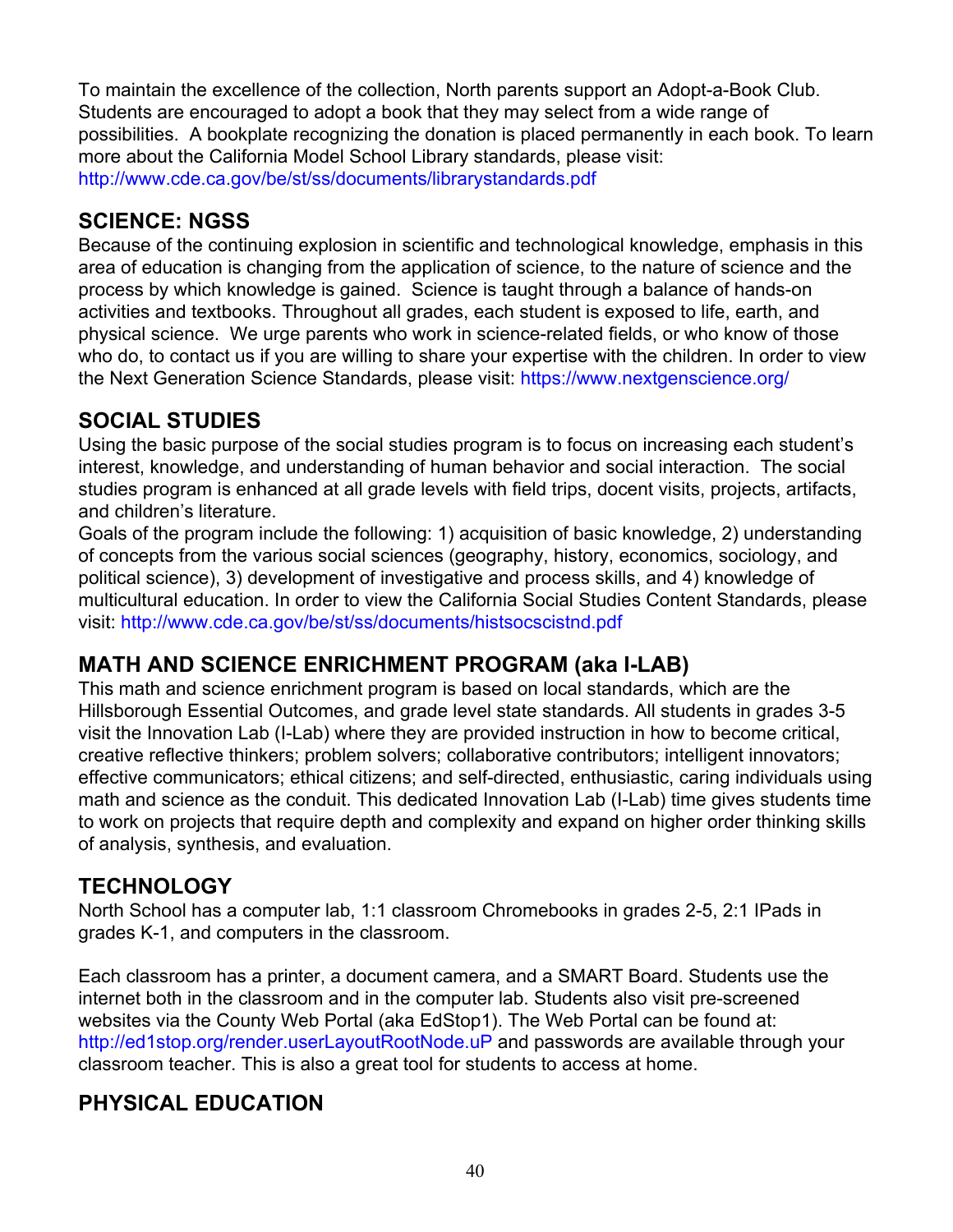To maintain the excellence of the collection, North parents support an Adopt-a-Book Club. Students are encouraged to adopt a book that they may select from a wide range of possibilities. A bookplate recognizing the donation is placed permanently in each book. To learn more about the California Model School Library standards, please visit: http://www.cde.ca.gov/be/st/ss/documents/librarystandards.pdf

## SCIENCE: NGSS

Because of the continuing explosion in scientific and technological knowledge, emphasis in this area of education is changing from the application of science, to the nature of science and the process by which knowledge is gained. Science is taught through a balance of hands-on activities and textbooks. Throughout all grades, each student is exposed to life, earth, and physical science. We urge parents who work in science-related fields, or who know of those who do, to contact us if you are willing to share your expertise with the children. In order to view the Next Generation Science Standards, please visit: https://www.nextgenscience.org/

## SOCIAL STUDIES

Using the basic purpose of the social studies program is to focus on increasing each student's interest, knowledge, and understanding of human behavior and social interaction. The social studies program is enhanced at all grade levels with field trips, docent visits, projects, artifacts, and children's literature.

Goals of the program include the following: 1) acquisition of basic knowledge, 2) understanding of concepts from the various social sciences (geography, history, economics, sociology, and political science), 3) development of investigative and process skills, and 4) knowledge of multicultural education. In order to view the California Social Studies Content Standards, please visit: http://www.cde.ca.gov/be/st/ss/documents/histsocscistnd.pdf

## MATH AND SCIENCE ENRICHMENT PROGRAM (aka I-LAB)

This math and science enrichment program is based on local standards, which are the Hillsborough Essential Outcomes, and grade level state standards. All students in grades 3-5 visit the Innovation Lab (I-Lab) where they are provided instruction in how to become critical, creative reflective thinkers; problem solvers; collaborative contributors; intelligent innovators; effective communicators; ethical citizens; and self-directed, enthusiastic, caring individuals using math and science as the conduit. This dedicated Innovation Lab (I-Lab) time gives students time to work on projects that require depth and complexity and expand on higher order thinking skills of analysis, synthesis, and evaluation.

## TECHNOLOGY

North School has a computer lab, 1:1 classroom Chromebooks in grades 2-5, 2:1 IPads in grades K-1, and computers in the classroom.

Each classroom has a printer, a document camera, and a SMART Board. Students use the internet both in the classroom and in the computer lab. Students also visit pre-screened websites via the County Web Portal (aka EdStop1). The Web Portal can be found at: http://ed1stop.org/render.userLayoutRootNode.uP and passwords are available through your classroom teacher. This is also a great tool for students to access at home.

## PHYSICAL EDUCATION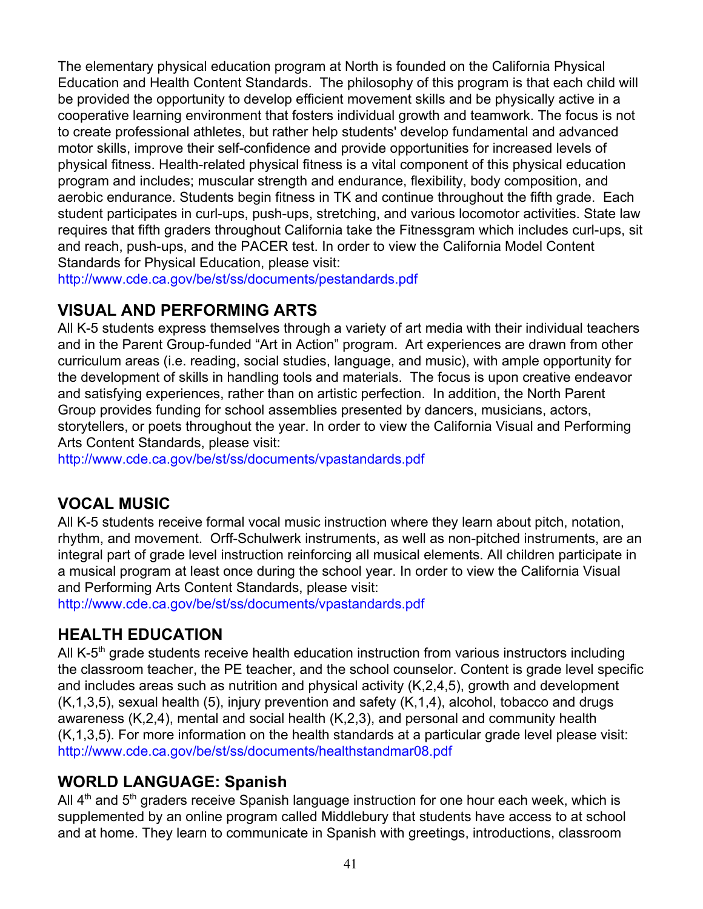The elementary physical education program at North is founded on the California Physical Education and Health Content Standards. The philosophy of this program is that each child will be provided the opportunity to develop efficient movement skills and be physically active in a cooperative learning environment that fosters individual growth and teamwork. The focus is not to create professional athletes, but rather help students' develop fundamental and advanced motor skills, improve their self-confidence and provide opportunities for increased levels of physical fitness. Health-related physical fitness is a vital component of this physical education program and includes; muscular strength and endurance, flexibility, body composition, and aerobic endurance. Students begin fitness in TK and continue throughout the fifth grade. Each student participates in curl-ups, push-ups, stretching, and various locomotor activities. State law requires that fifth graders throughout California take the Fitnessgram which includes curl-ups, sit and reach, push-ups, and the PACER test. In order to view the California Model Content Standards for Physical Education, please visit:
http://www.cde.ca.gov/be/st/ss/documents/pestandards.pdf

## VISUAL AND PERFORMING ARTS

All K-5 students express themselves through a variety of art media with their individual teachers and in the Parent Group-funded "Art in Action" program. Art experiences are drawn from other curriculum areas (i.e. reading, social studies, language, and music), with ample opportunity for the development of skills in handling tools and materials. The focus is upon creative endeavor and satisfying experiences, rather than on artistic perfection. In addition, the North Parent Group provides funding for school assemblies presented by dancers, musicians, actors, storytellers, or poets throughout the year. In order to view the California Visual and Performing Arts Content Standards, please visit:
http://www.cde.ca.gov/be/st/ss/documents/vpastandards.pdf

## VOCAL MUSIC

All K-5 students receive formal vocal music instruction where they learn about pitch, notation, rhythm, and movement. Orff-Schulwerk instruments, as well as non-pitched instruments, are an integral part of grade level instruction reinforcing all musical elements. All children participate in a musical program at least once during the school year. In order to view the California Visual and Performing Arts Content Standards, please visit:
http://www.cde.ca.gov/be/st/ss/documents/vpastandards.pdf

## HEALTH EDUCATION

All K-5th grade students receive health education instruction from various instructors including the classroom teacher, the PE teacher, and the school counselor. Content is grade level specific and includes areas such as nutrition and physical activity (K,2,4,5), growth and development (K,1,3,5), sexual health (5), injury prevention and safety (K,1,4), alcohol, tobacco and drugs awareness (K,2,4), mental and social health (K,2,3), and personal and community health (K,1,3,5). For more information on the health standards at a particular grade level please visit:
http://www.cde.ca.gov/be/st/ss/documents/healthstandmar08.pdf

## WORLD LANGUAGE: Spanish

All 4th and 5th graders receive Spanish language instruction for one hour each week, which is supplemented by an online program called Middlebury that students have access to at school and at home. They learn to communicate in Spanish with greetings, introductions, classroom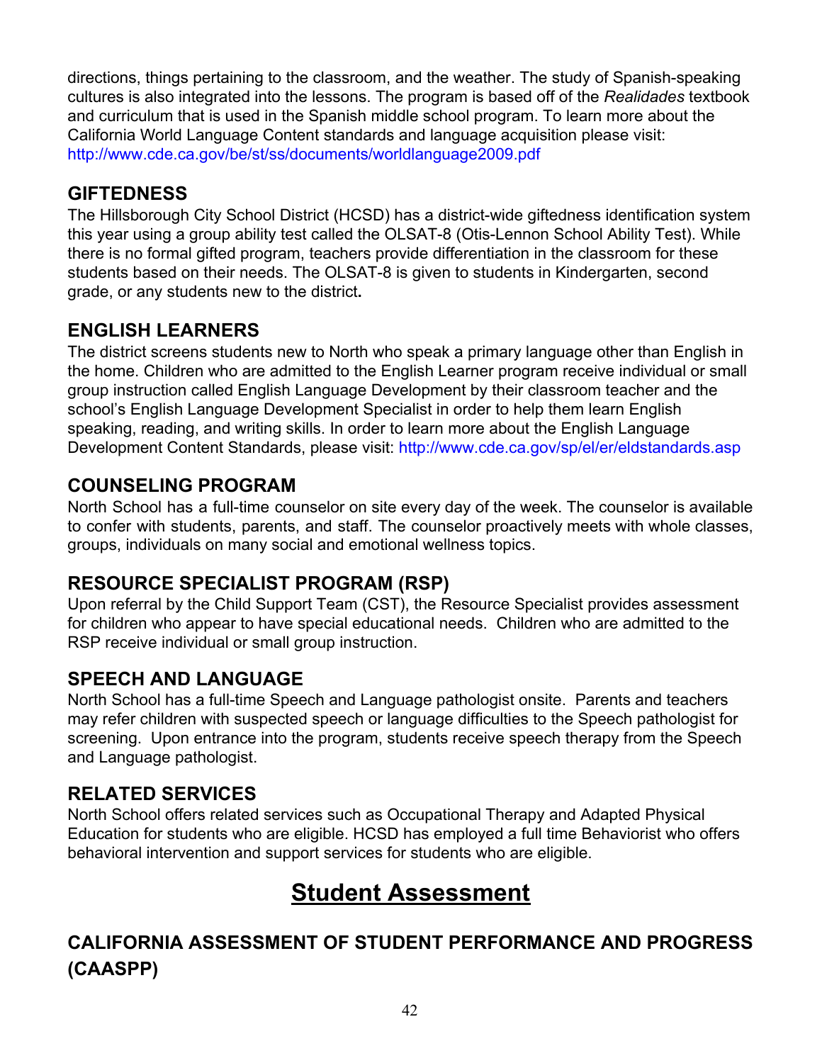directions, things pertaining to the classroom, and the weather. The study of Spanish-speaking cultures is also integrated into the lessons. The program is based off of the *Realidades* textbook and curriculum that is used in the Spanish middle school program. To learn more about the California World Language Content standards and language acquisition please visit: http://www.cde.ca.gov/be/st/ss/documents/worldlanguage2009.pdf

### GIFTEDNESS

The Hillsborough City School District (HCSD) has a district-wide giftedness identification system this year using a group ability test called the OLSAT-8 (Otis-Lennon School Ability Test). While there is no formal gifted program, teachers provide differentiation in the classroom for these students based on their needs. The OLSAT-8 is given to students in Kindergarten, second grade, or any students new to the district**.**

### ENGLISH LEARNERS

The district screens students new to North who speak a primary language other than English in the home. Children who are admitted to the English Learner program receive individual or small group instruction called English Language Development by their classroom teacher and the school's English Language Development Specialist in order to help them learn English speaking, reading, and writing skills. In order to learn more about the English Language Development Content Standards, please visit: http://www.cde.ca.gov/sp/el/er/eldstandards.asp

### COUNSELING PROGRAM

North School has a full-time counselor on site every day of the week. The counselor is available to confer with students, parents, and staff. The counselor proactively meets with whole classes, groups, individuals on many social and emotional wellness topics.

### RESOURCE SPECIALIST PROGRAM (RSP)

Upon referral by the Child Support Team (CST), the Resource Specialist provides assessment for children who appear to have special educational needs. Children who are admitted to the RSP receive individual or small group instruction.

### SPEECH AND LANGUAGE

North School has a full-time Speech and Language pathologist onsite. Parents and teachers may refer children with suspected speech or language difficulties to the Speech pathologist for screening. Upon entrance into the program, students receive speech therapy from the Speech and Language pathologist.

### RELATED SERVICES

North School offers related services such as Occupational Therapy and Adapted Physical Education for students who are eligible. HCSD has employed a full time Behaviorist who offers behavioral intervention and support services for students who are eligible.

## Student Assessment

### CALIFORNIA ASSESSMENT OF STUDENT PERFORMANCE AND PROGRESS (CAASPP)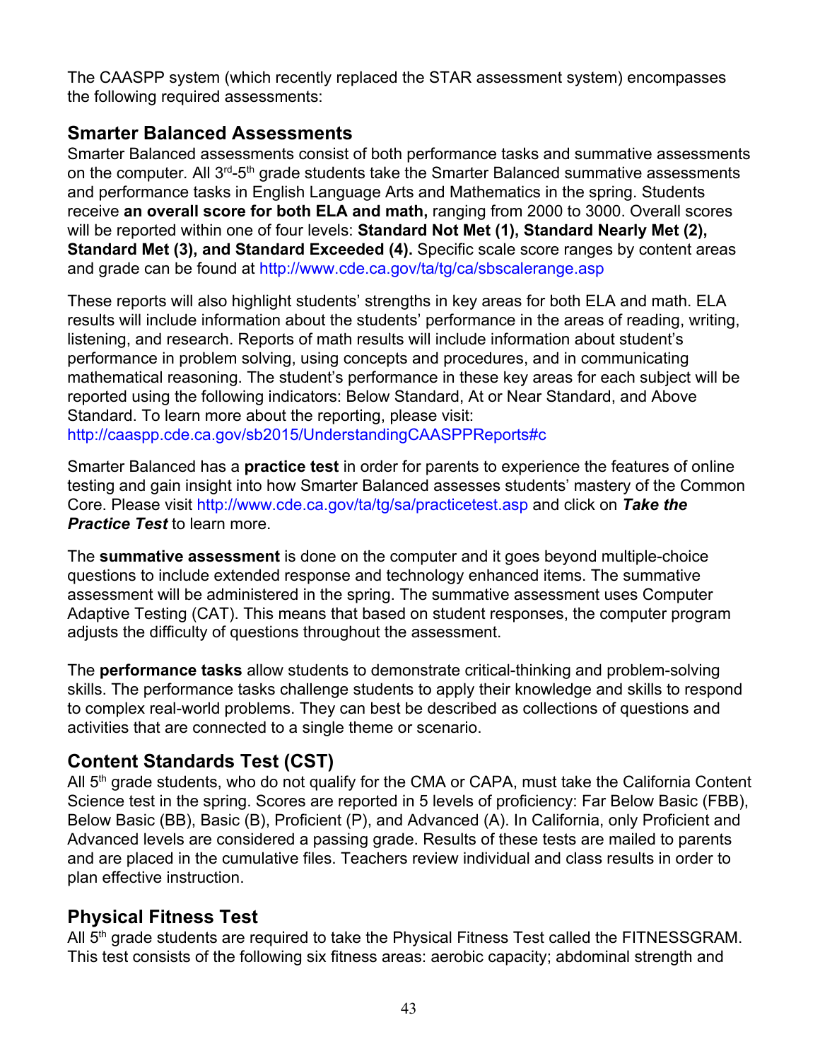The CAASPP system (which recently replaced the STAR assessment system) encompasses the following required assessments:

## Smarter Balanced Assessments

Smarter Balanced assessments consist of both performance tasks and summative assessments on the computer. All 3rd-5th grade students take the Smarter Balanced summative assessments and performance tasks in English Language Arts and Mathematics in the spring. Students receive **an overall score for both ELA and math,** ranging from 2000 to 3000. Overall scores will be reported within one of four levels: **Standard Not Met (1), Standard Nearly Met (2), Standard Met (3), and Standard Exceeded (4).** Specific scale score ranges by content areas and grade can be found at http://www.cde.ca.gov/ta/tg/ca/sbscalerange.asp

These reports will also highlight students' strengths in key areas for both ELA and math. ELA results will include information about the students' performance in the areas of reading, writing, listening, and research. Reports of math results will include information about student's performance in problem solving, using concepts and procedures, and in communicating mathematical reasoning. The student's performance in these key areas for each subject will be reported using the following indicators: Below Standard, At or Near Standard, and Above Standard. To learn more about the reporting, please visit: http://caaspp.cde.ca.gov/sb2015/UnderstandingCAASPPReports#c

Smarter Balanced has a **practice test** in order for parents to experience the features of online testing and gain insight into how Smarter Balanced assesses students' mastery of the Common Core. Please visit http://www.cde.ca.gov/ta/tg/sa/practicetest.asp and click on ***Take the Practice Test*** to learn more.

The **summative assessment** is done on the computer and it goes beyond multiple-choice questions to include extended response and technology enhanced items. The summative assessment will be administered in the spring. The summative assessment uses Computer Adaptive Testing (CAT). This means that based on student responses, the computer program adjusts the difficulty of questions throughout the assessment.

The **performance tasks** allow students to demonstrate critical-thinking and problem-solving skills. The performance tasks challenge students to apply their knowledge and skills to respond to complex real-world problems. They can best be described as collections of questions and activities that are connected to a single theme or scenario.

## Content Standards Test (CST)

All 5th grade students, who do not qualify for the CMA or CAPA, must take the California Content Science test in the spring. Scores are reported in 5 levels of proficiency: Far Below Basic (FBB), Below Basic (BB), Basic (B), Proficient (P), and Advanced (A). In California, only Proficient and Advanced levels are considered a passing grade. Results of these tests are mailed to parents and are placed in the cumulative files. Teachers review individual and class results in order to plan effective instruction.

## Physical Fitness Test

All 5th grade students are required to take the Physical Fitness Test called the FITNESSGRAM. This test consists of the following six fitness areas: aerobic capacity; abdominal strength and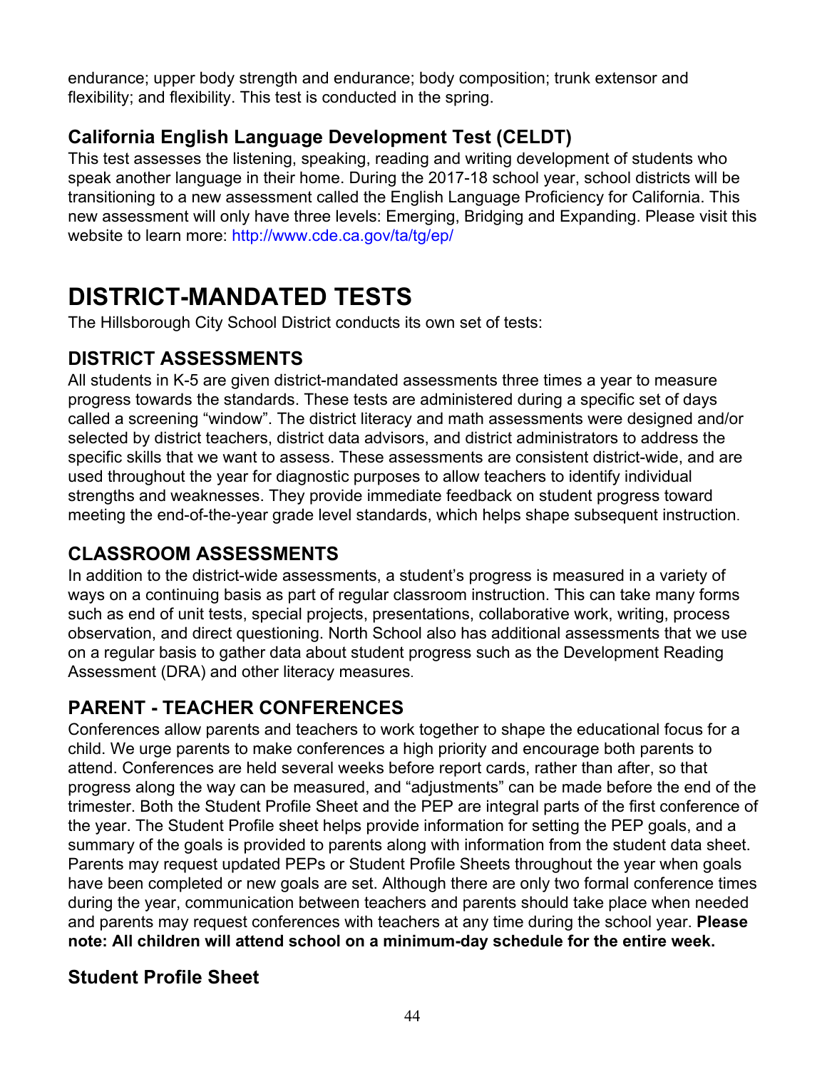endurance; upper body strength and endurance; body composition; trunk extensor and flexibility; and flexibility. This test is conducted in the spring.

### California English Language Development Test (CELDT)

This test assesses the listening, speaking, reading and writing development of students who speak another language in their home. During the 2017-18 school year, school districts will be transitioning to a new assessment called the English Language Proficiency for California. This new assessment will only have three levels: Emerging, Bridging and Expanding. Please visit this website to learn more: http://www.cde.ca.gov/ta/tg/ep/

# DISTRICT-MANDATED TESTS

The Hillsborough City School District conducts its own set of tests:

## DISTRICT ASSESSMENTS

All students in K-5 are given district-mandated assessments three times a year to measure progress towards the standards. These tests are administered during a specific set of days called a screening "window". The district literacy and math assessments were designed and/or selected by district teachers, district data advisors, and district administrators to address the specific skills that we want to assess. These assessments are consistent district-wide, and are used throughout the year for diagnostic purposes to allow teachers to identify individual strengths and weaknesses. They provide immediate feedback on student progress toward meeting the end-of-the-year grade level standards, which helps shape subsequent instruction.

## CLASSROOM ASSESSMENTS

In addition to the district-wide assessments, a student's progress is measured in a variety of ways on a continuing basis as part of regular classroom instruction. This can take many forms such as end of unit tests, special projects, presentations, collaborative work, writing, process observation, and direct questioning. North School also has additional assessments that we use on a regular basis to gather data about student progress such as the Development Reading Assessment (DRA) and other literacy measures.

## PARENT - TEACHER CONFERENCES

Conferences allow parents and teachers to work together to shape the educational focus for a child. We urge parents to make conferences a high priority and encourage both parents to attend. Conferences are held several weeks before report cards, rather than after, so that progress along the way can be measured, and "adjustments" can be made before the end of the trimester. Both the Student Profile Sheet and the PEP are integral parts of the first conference of the year. The Student Profile sheet helps provide information for setting the PEP goals, and a summary of the goals is provided to parents along with information from the student data sheet. Parents may request updated PEPs or Student Profile Sheets throughout the year when goals have been completed or new goals are set. Although there are only two formal conference times during the year, communication between teachers and parents should take place when needed and parents may request conferences with teachers at any time during the school year. **Please note: All children will attend school on a minimum-day schedule for the entire week.**

### Student Profile Sheet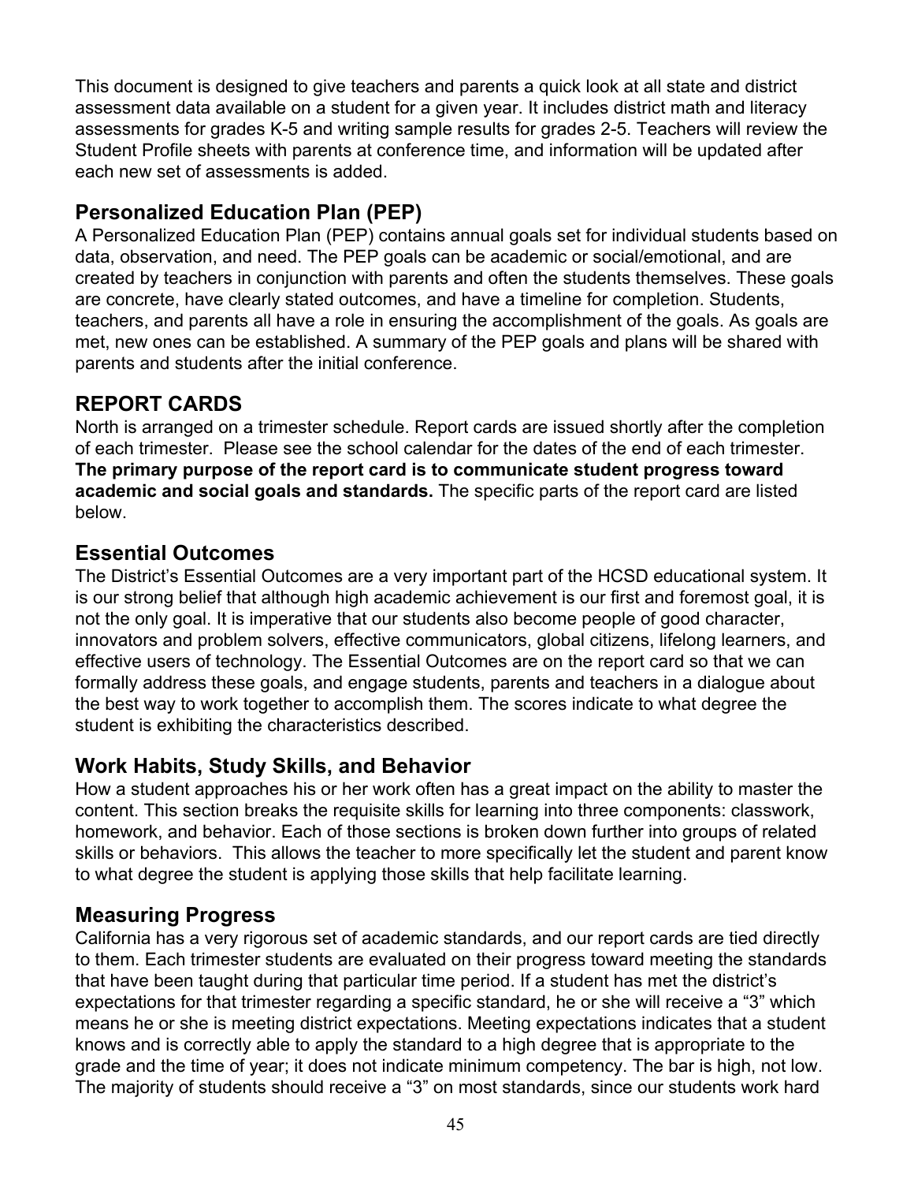This document is designed to give teachers and parents a quick look at all state and district assessment data available on a student for a given year. It includes district math and literacy assessments for grades K-5 and writing sample results for grades 2-5. Teachers will review the Student Profile sheets with parents at conference time, and information will be updated after each new set of assessments is added.

## Personalized Education Plan (PEP)

A Personalized Education Plan (PEP) contains annual goals set for individual students based on data, observation, and need. The PEP goals can be academic or social/emotional, and are created by teachers in conjunction with parents and often the students themselves. These goals are concrete, have clearly stated outcomes, and have a timeline for completion. Students, teachers, and parents all have a role in ensuring the accomplishment of the goals. As goals are met, new ones can be established. A summary of the PEP goals and plans will be shared with parents and students after the initial conference.

## REPORT CARDS

North is arranged on a trimester schedule. Report cards are issued shortly after the completion of each trimester. Please see the school calendar for the dates of the end of each trimester. **The primary purpose of the report card is to communicate student progress toward academic and social goals and standards.** The specific parts of the report card are listed below.

## Essential Outcomes

The District's Essential Outcomes are a very important part of the HCSD educational system. It is our strong belief that although high academic achievement is our first and foremost goal, it is not the only goal. It is imperative that our students also become people of good character, innovators and problem solvers, effective communicators, global citizens, lifelong learners, and effective users of technology. The Essential Outcomes are on the report card so that we can formally address these goals, and engage students, parents and teachers in a dialogue about the best way to work together to accomplish them. The scores indicate to what degree the student is exhibiting the characteristics described.

## Work Habits, Study Skills, and Behavior

How a student approaches his or her work often has a great impact on the ability to master the content. This section breaks the requisite skills for learning into three components: classwork, homework, and behavior. Each of those sections is broken down further into groups of related skills or behaviors. This allows the teacher to more specifically let the student and parent know to what degree the student is applying those skills that help facilitate learning.

## Measuring Progress

California has a very rigorous set of academic standards, and our report cards are tied directly to them. Each trimester students are evaluated on their progress toward meeting the standards that have been taught during that particular time period. If a student has met the district's expectations for that trimester regarding a specific standard, he or she will receive a "3" which means he or she is meeting district expectations. Meeting expectations indicates that a student knows and is correctly able to apply the standard to a high degree that is appropriate to the grade and the time of year; it does not indicate minimum competency. The bar is high, not low. The majority of students should receive a "3" on most standards, since our students work hard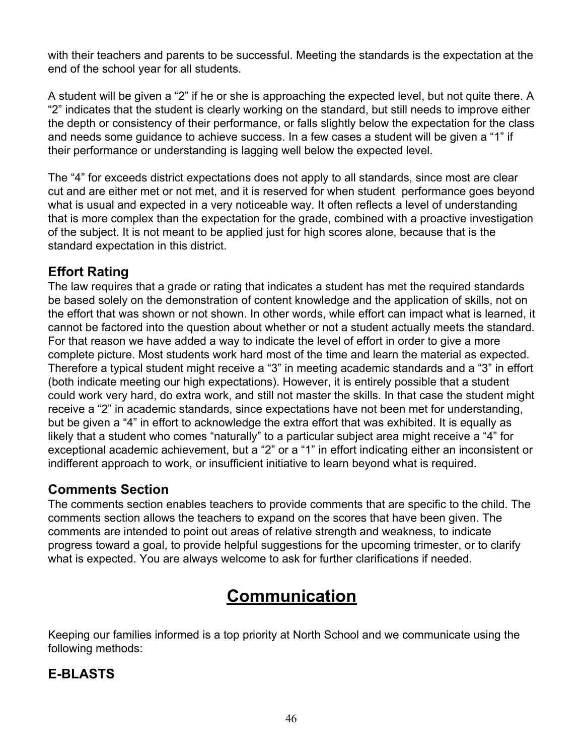with their teachers and parents to be successful. Meeting the standards is the expectation at the end of the school year for all students.

A student will be given a “2” if he or she is approaching the expected level, but not quite there. A “2” indicates that the student is clearly working on the standard, but still needs to improve either the depth or consistency of their performance, or falls slightly below the expectation for the class and needs some guidance to achieve success. In a few cases a student will be given a “1” if their performance or understanding is lagging well below the expected level.

The “4” for exceeds district expectations does not apply to all standards, since most are clear cut and are either met or not met, and it is reserved for when student performance goes beyond what is usual and expected in a very noticeable way. It often reflects a level of understanding that is more complex than the expectation for the grade, combined with a proactive investigation of the subject. It is not meant to be applied just for high scores alone, because that is the standard expectation in this district.

### Effort Rating

The law requires that a grade or rating that indicates a student has met the required standards be based solely on the demonstration of content knowledge and the application of skills, not on the effort that was shown or not shown. In other words, while effort can impact what is learned, it cannot be factored into the question about whether or not a student actually meets the standard. For that reason we have added a way to indicate the level of effort in order to give a more complete picture. Most students work hard most of the time and learn the material as expected. Therefore a typical student might receive a “3” in meeting academic standards and a “3” in effort (both indicate meeting our high expectations). However, it is entirely possible that a student could work very hard, do extra work, and still not master the skills. In that case the student might receive a “2” in academic standards, since expectations have not been met for understanding, but be given a “4” in effort to acknowledge the extra effort that was exhibited. It is equally as likely that a student who comes “naturally” to a particular subject area might receive a “4” for exceptional academic achievement, but a “2” or a “1” in effort indicating either an inconsistent or indifferent approach to work, or insufficient initiative to learn beyond what is required.

### Comments Section

The comments section enables teachers to provide comments that are specific to the child. The comments section allows the teachers to expand on the scores that have been given. The comments are intended to point out areas of relative strength and weakness, to indicate progress toward a goal, to provide helpful suggestions for the upcoming trimester, or to clarify what is expected. You are always welcome to ask for further clarifications if needed.

# Communication

Keeping our families informed is a top priority at North School and we communicate using the following methods:

### E-BLASTS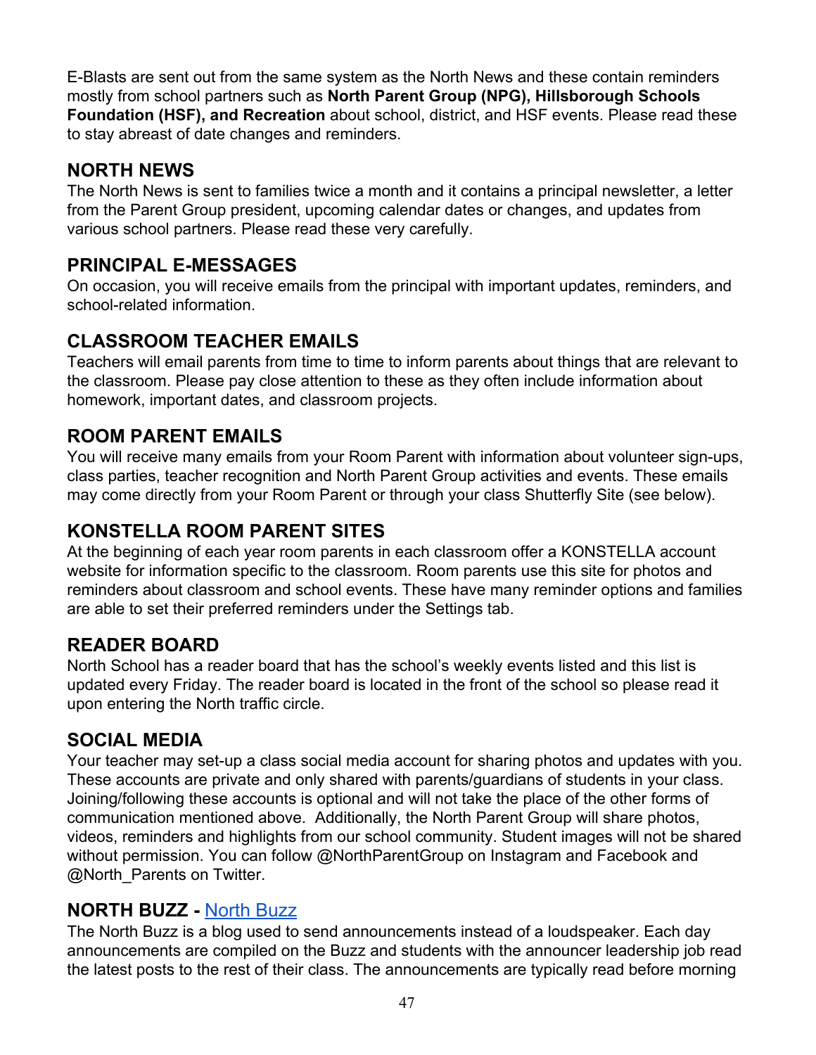E-Blasts are sent out from the same system as the North News and these contain reminders mostly from school partners such as **North Parent Group (NPG), Hillsborough Schools Foundation (HSF), and Recreation** about school, district, and HSF events. Please read these to stay abreast of date changes and reminders.

## NORTH NEWS

The North News is sent to families twice a month and it contains a principal newsletter, a letter from the Parent Group president, upcoming calendar dates or changes, and updates from various school partners. Please read these very carefully.

## PRINCIPAL E-MESSAGES

On occasion, you will receive emails from the principal with important updates, reminders, and school-related information.

## CLASSROOM TEACHER EMAILS

Teachers will email parents from time to time to inform parents about things that are relevant to the classroom. Please pay close attention to these as they often include information about homework, important dates, and classroom projects.

## ROOM PARENT EMAILS

You will receive many emails from your Room Parent with information about volunteer sign-ups, class parties, teacher recognition and North Parent Group activities and events. These emails may come directly from your Room Parent or through your class Shutterfly Site (see below).

## KONSTELLA ROOM PARENT SITES

At the beginning of each year room parents in each classroom offer a KONSTELLA account website for information specific to the classroom. Room parents use this site for photos and reminders about classroom and school events. These have many reminder options and families are able to set their preferred reminders under the Settings tab.

## READER BOARD

North School has a reader board that has the school's weekly events listed and this list is updated every Friday. The reader board is located in the front of the school so please read it upon entering the North traffic circle.

## SOCIAL MEDIA

Your teacher may set-up a class social media account for sharing photos and updates with you. These accounts are private and only shared with parents/guardians of students in your class. Joining/following these accounts is optional and will not take the place of the other forms of communication mentioned above. Additionally, the North Parent Group will share photos, videos, reminders and highlights from our school community. Student images will not be shared without permission. You can follow @NorthParentGroup on Instagram and Facebook and @North_Parents on Twitter.

## NORTH BUZZ - North Buzz

The North Buzz is a blog used to send announcements instead of a loudspeaker. Each day announcements are compiled on the Buzz and students with the announcer leadership job read the latest posts to the rest of their class. The announcements are typically read before morning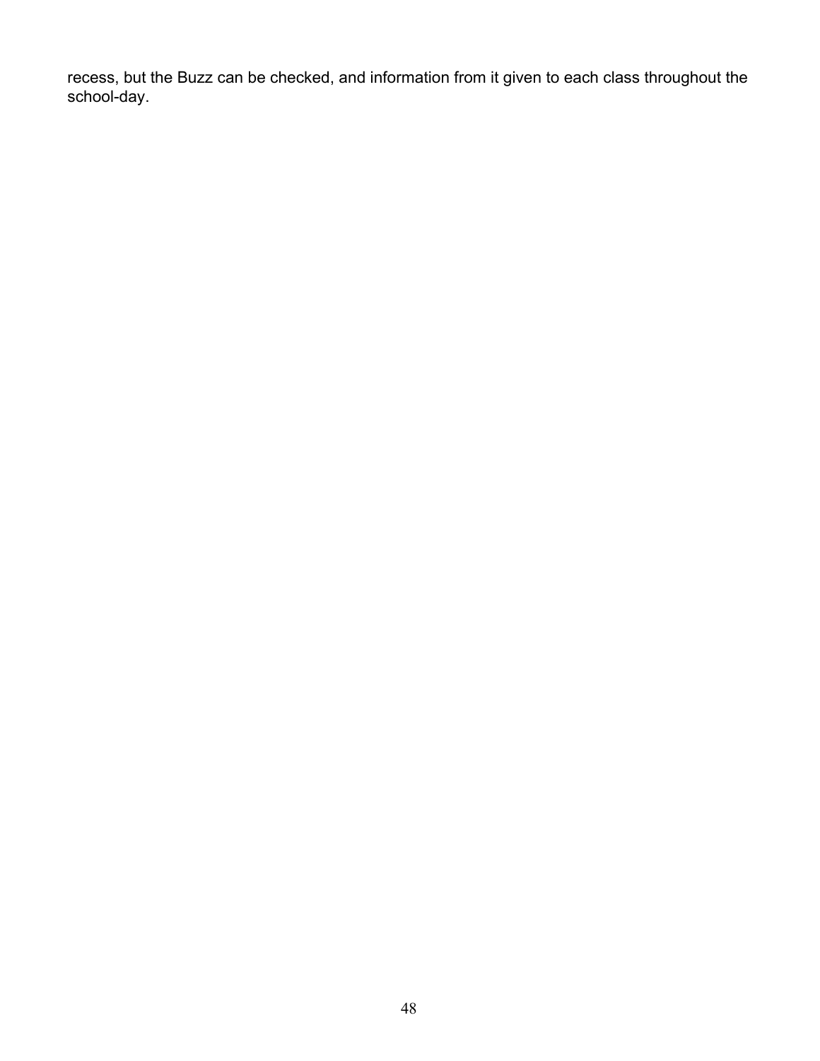recess, but the Buzz can be checked, and information from it given to each class throughout the school-day.